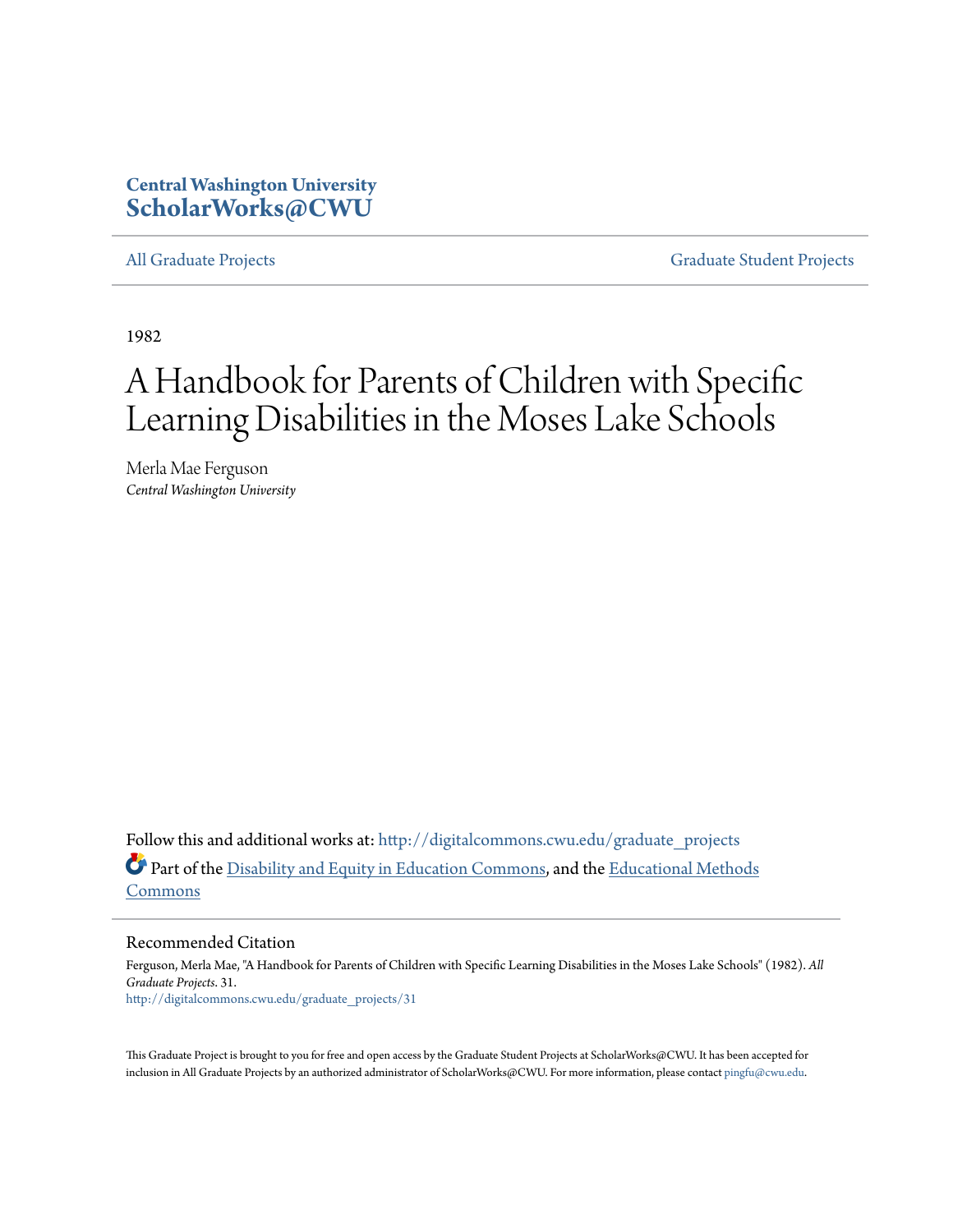**Central Washington University**
**ScholarWorks@CWU**

All Graduate Projects | Graduate Student Projects

1982

# A Handbook for Parents of Children with Specific Learning Disabilities in the Moses Lake Schools

Merla Mae Ferguson
*Central Washington University*

Follow this and additional works at: http://digitalcommons.cwu.edu/graduate_projects

Part of the Disability and Equity in Education Commons, and the Educational Methods Commons

## Recommended Citation

Ferguson, Merla Mae, "A Handbook for Parents of Children with Specific Learning Disabilities in the Moses Lake Schools" (1982). *All Graduate Projects*. 31.
http://digitalcommons.cwu.edu/graduate_projects/31

This Graduate Project is brought to you for free and open access by the Graduate Student Projects at ScholarWorks@CWU. It has been accepted for inclusion in All Graduate Projects by an authorized administrator of ScholarWorks@CWU. For more information, please contact pingfu@cwu.edu.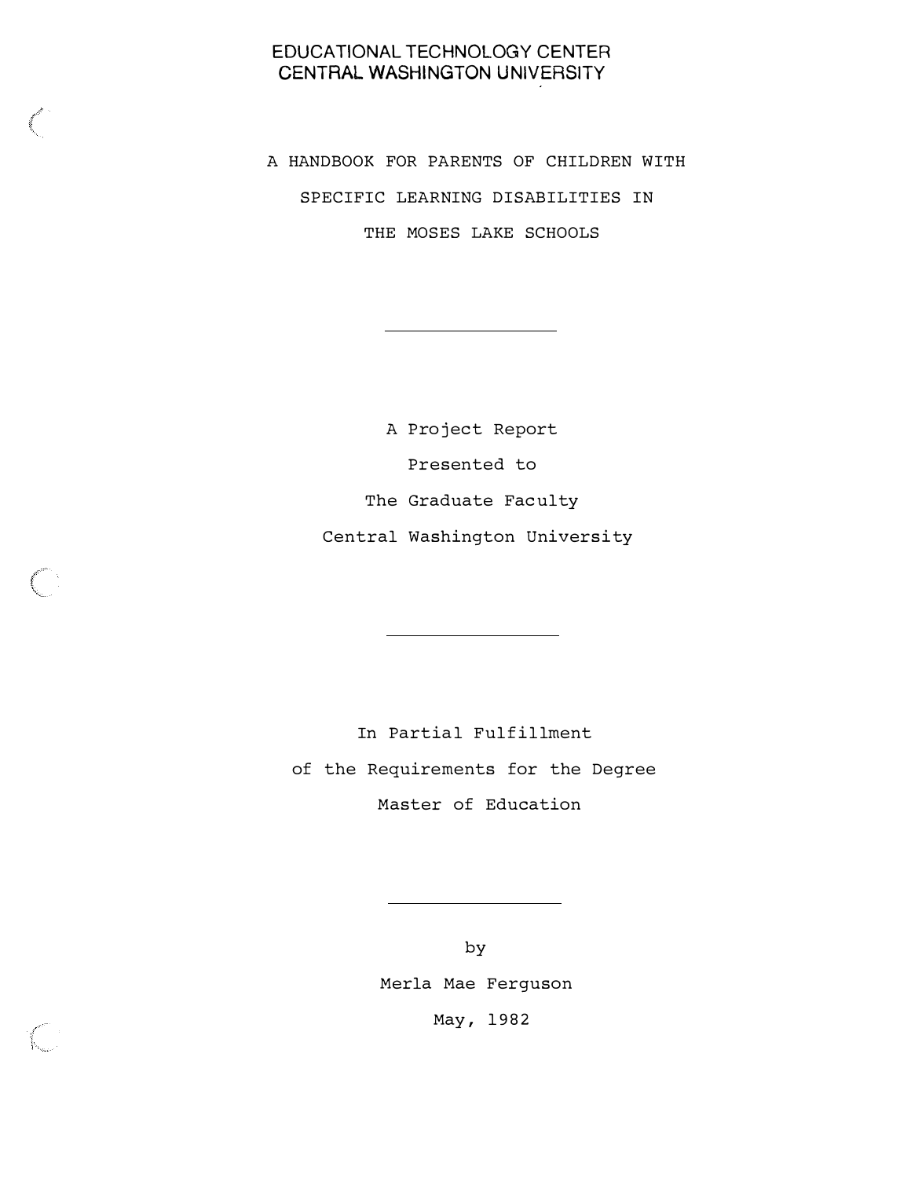EDUCATIONAL TECHNOLOGY CENTER
CENTRAL WASHINGTON UNIVERSITY

# A HANDBOOK FOR PARENTS OF CHILDREN WITH SPECIFIC LEARNING DISABILITIES IN THE MOSES LAKE SCHOOLS

---

A Project Report

Presented to

The Graduate Faculty

Central Washington University

---

In Partial Fulfillment

of the Requirements for the Degree

Master of Education

---

by

Merla Mae Ferguson

May, 1982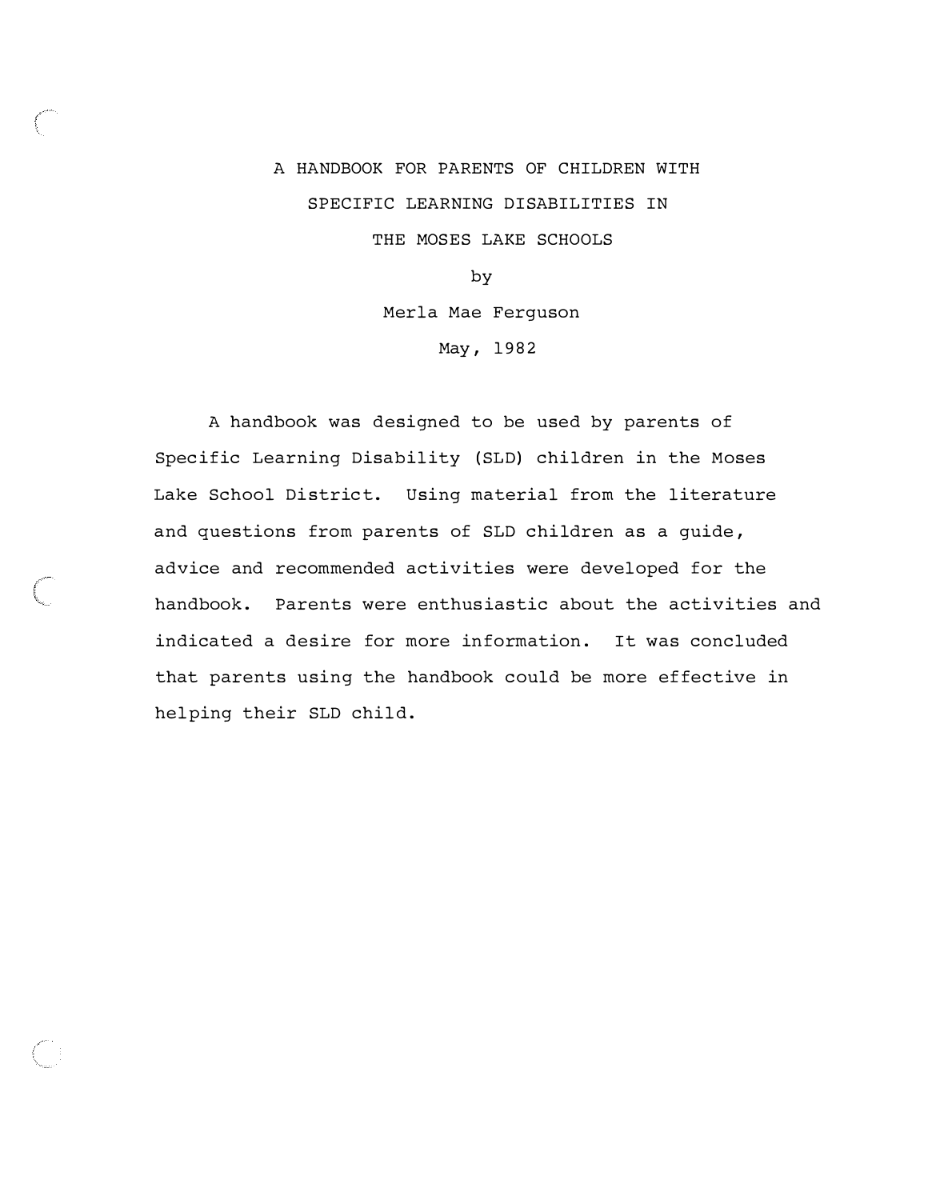A HANDBOOK FOR PARENTS OF CHILDREN WITH
SPECIFIC LEARNING DISABILITIES IN
THE MOSES LAKE SCHOOLS

by

Merla Mae Ferguson

May, 1982

A handbook was designed to be used by parents of Specific Learning Disability (SLD) children in the Moses Lake School District. Using material from the literature and questions from parents of SLD children as a guide, advice and recommended activities were developed for the handbook. Parents were enthusiastic about the activities and indicated a desire for more information. It was concluded that parents using the handbook could be more effective in helping their SLD child.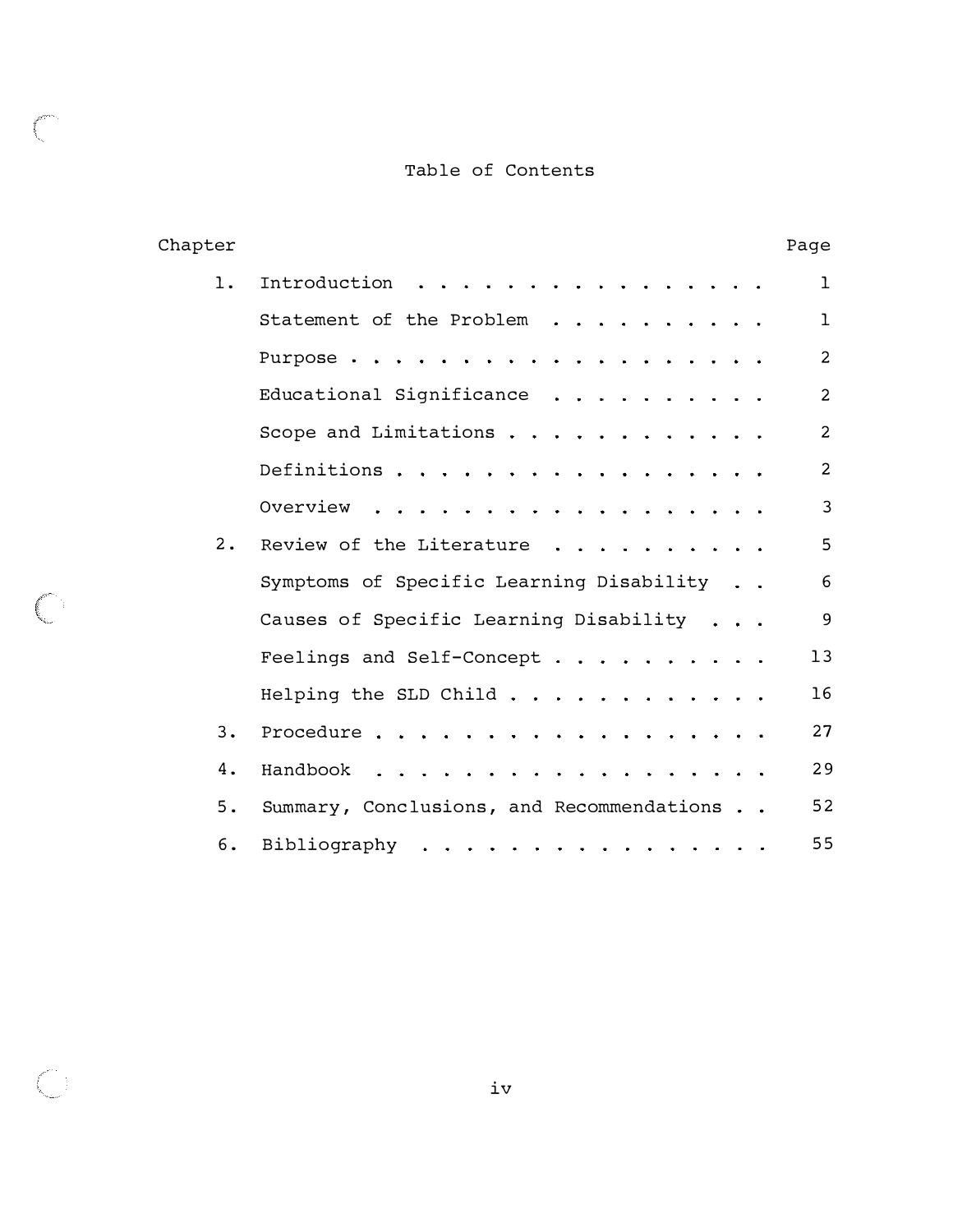# Table of Contents

| Chapter | | Page |
|---|---|---|
| 1. | Introduction | 1 |
| | Statement of the Problem | 1 |
| | Purpose | 2 |
| | Educational Significance | 2 |
| | Scope and Limitations | 2 |
| | Definitions | 2 |
| | Overview | 3 |
| 2. | Review of the Literature | 5 |
| | Symptoms of Specific Learning Disability | 6 |
| | Causes of Specific Learning Disability | 9 |
| | Feelings and Self-Concept | 13 |
| | Helping the SLD Child | 16 |
| 3. | Procedure | 27 |
| 4. | Handbook | 29 |
| 5. | Summary, Conclusions, and Recommendations | 52 |
| 6. | Bibliography | 55 |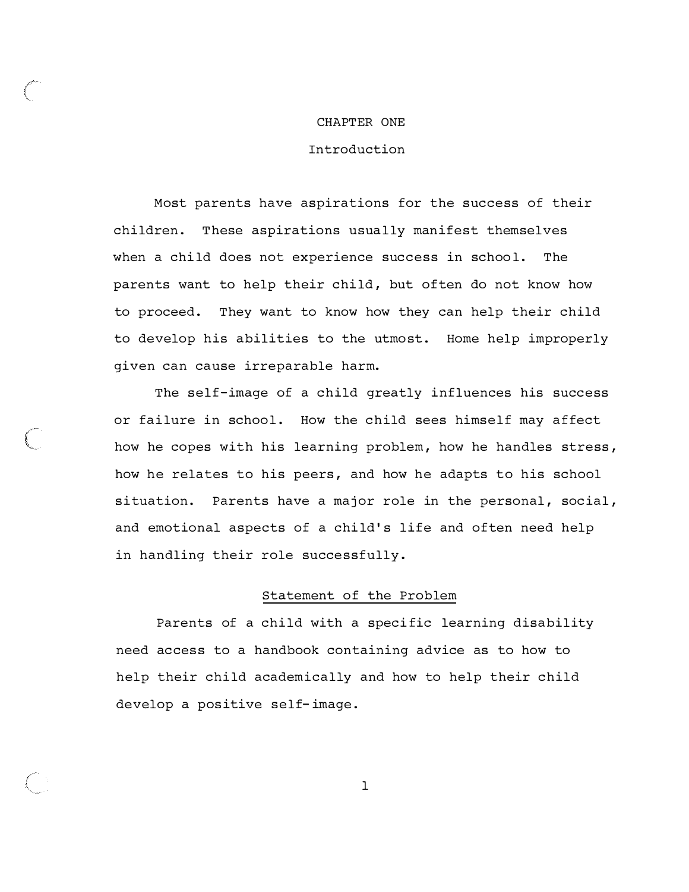# CHAPTER ONE

## Introduction

Most parents have aspirations for the success of their children. These aspirations usually manifest themselves when a child does not experience success in school. The parents want to help their child, but often do not know how to proceed. They want to know how they can help their child to develop his abilities to the utmost. Home help improperly given can cause irreparable harm.

The self-image of a child greatly influences his success or failure in school. How the child sees himself may affect how he copes with his learning problem, how he handles stress, how he relates to his peers, and how he adapts to his school situation. Parents have a major role in the personal, social, and emotional aspects of a child's life and often need help in handling their role successfully.

### Statement of the Problem

Parents of a child with a specific learning disability need access to a handbook containing advice as to how to help their child academically and how to help their child develop a positive self-image.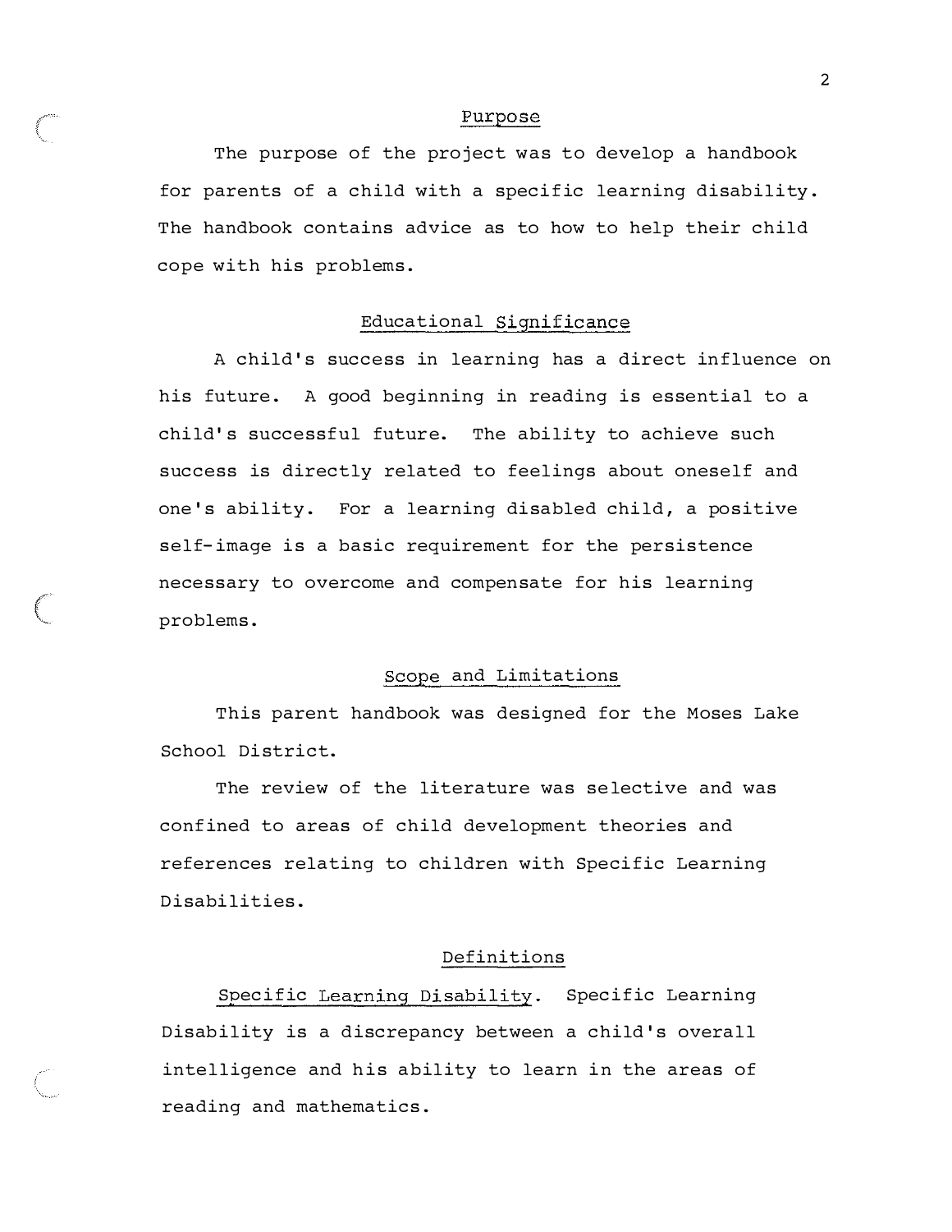## Purpose

The purpose of the project was to develop a handbook for parents of a child with a specific learning disability. The handbook contains advice as to how to help their child cope with his problems.

## Educational Significance

A child's success in learning has a direct influence on his future. A good beginning in reading is essential to a child's successful future. The ability to achieve such success is directly related to feelings about oneself and one's ability. For a learning disabled child, a positive self-image is a basic requirement for the persistence necessary to overcome and compensate for his learning problems.

## Scope and Limitations

This parent handbook was designed for the Moses Lake School District.

The review of the literature was selective and was confined to areas of child development theories and references relating to children with Specific Learning Disabilities.

## Definitions

Specific Learning Disability. Specific Learning Disability is a discrepancy between a child's overall intelligence and his ability to learn in the areas of reading and mathematics.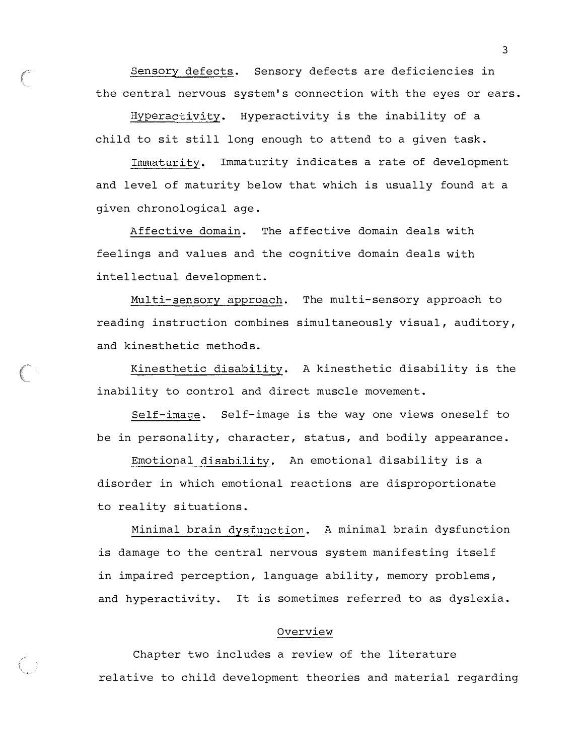Sensory defects. Sensory defects are deficiencies in the central nervous system's connection with the eyes or ears.

Hyperactivity. Hyperactivity is the inability of a child to sit still long enough to attend to a given task.

Immaturity. Immaturity indicates a rate of development and level of maturity below that which is usually found at a given chronological age.

Affective domain. The affective domain deals with feelings and values and the cognitive domain deals with intellectual development.

Multi-sensory approach. The multi-sensory approach to reading instruction combines simultaneously visual, auditory, and kinesthetic methods.

Kinesthetic disability. A kinesthetic disability is the inability to control and direct muscle movement.

Self-image. Self-image is the way one views oneself to be in personality, character, status, and bodily appearance.

Emotional disability. An emotional disability is a disorder in which emotional reactions are disproportionate to reality situations.

Minimal brain dysfunction. A minimal brain dysfunction is damage to the central nervous system manifesting itself in impaired perception, language ability, memory problems, and hyperactivity. It is sometimes referred to as dyslexia.

## Overview

Chapter two includes a review of the literature relative to child development theories and material regarding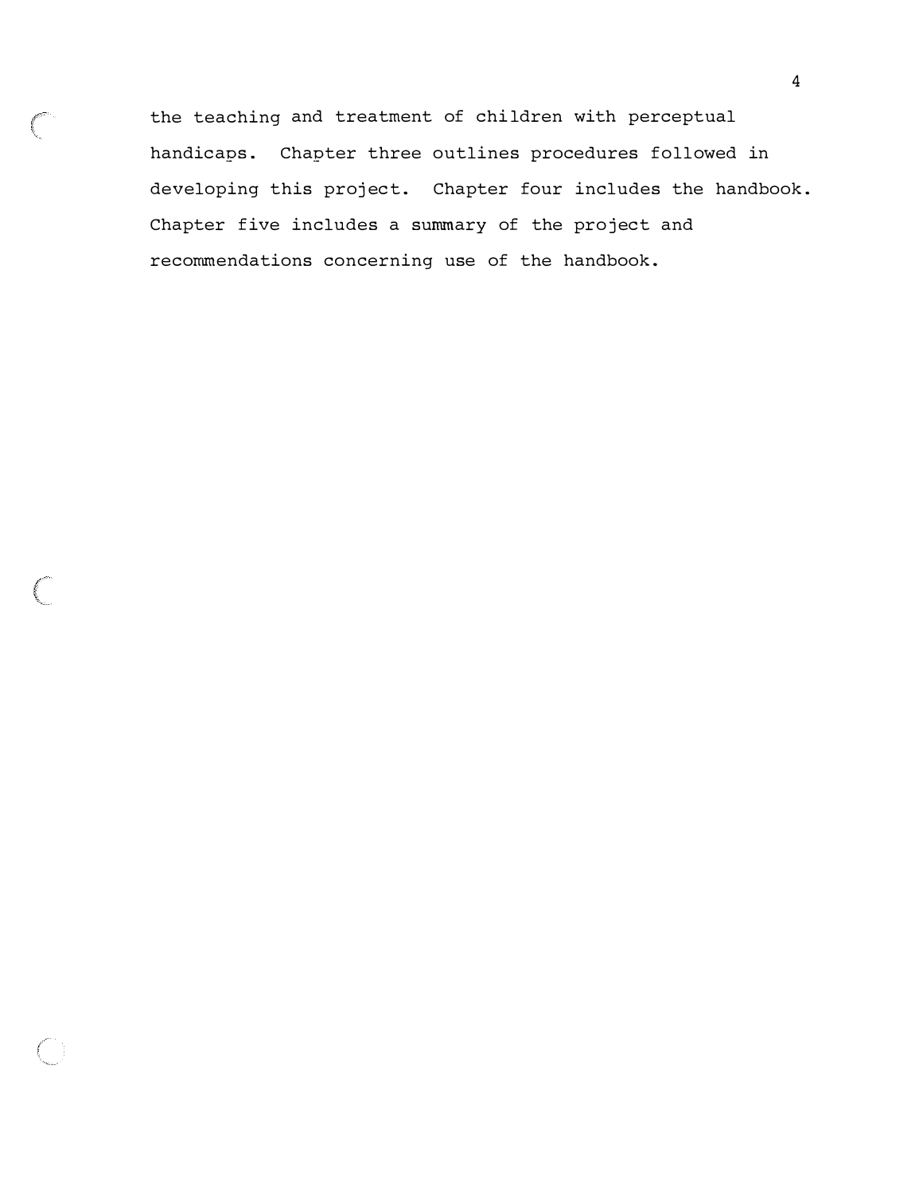the teaching and treatment of children with perceptual handicaps. Chapter three outlines procedures followed in developing this project. Chapter four includes the handbook. Chapter five includes a summary of the project and recommendations concerning use of the handbook.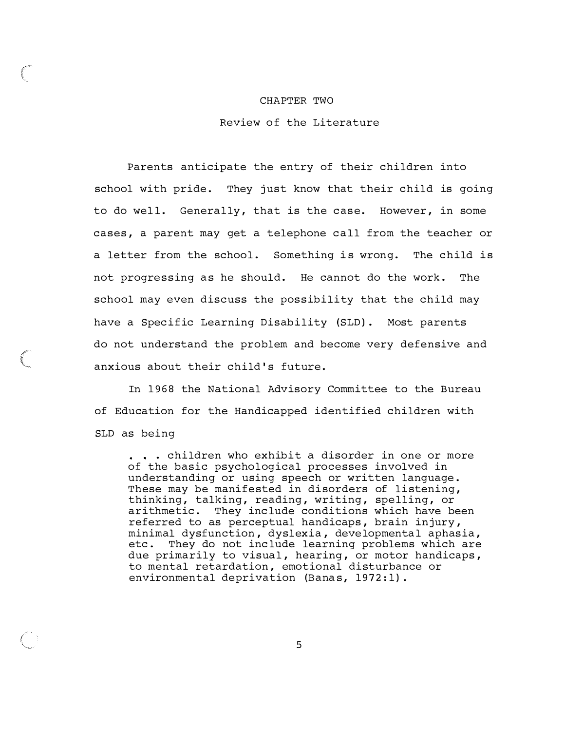# CHAPTER TWO

## Review of the Literature

Parents anticipate the entry of their children into school with pride. They just know that their child is going to do well. Generally, that is the case. However, in some cases, a parent may get a telephone call from the teacher or a letter from the school. Something is wrong. The child is not progressing as he should. He cannot do the work. The school may even discuss the possibility that the child may have a Specific Learning Disability (SLD). Most parents do not understand the problem and become very defensive and anxious about their child's future.

In 1968 the National Advisory Committee to the Bureau of Education for the Handicapped identified children with SLD as being

> . . . children who exhibit a disorder in one or more of the basic psychological processes involved in understanding or using speech or written language. These may be manifested in disorders of listening, thinking, talking, reading, writing, spelling, or arithmetic. They include conditions which have been referred to as perceptual handicaps, brain injury, minimal dysfunction, dyslexia, developmental aphasia, etc. They do not include learning problems which are due primarily to visual, hearing, or motor handicaps, to mental retardation, emotional disturbance or environmental deprivation (Banas, 1972:1).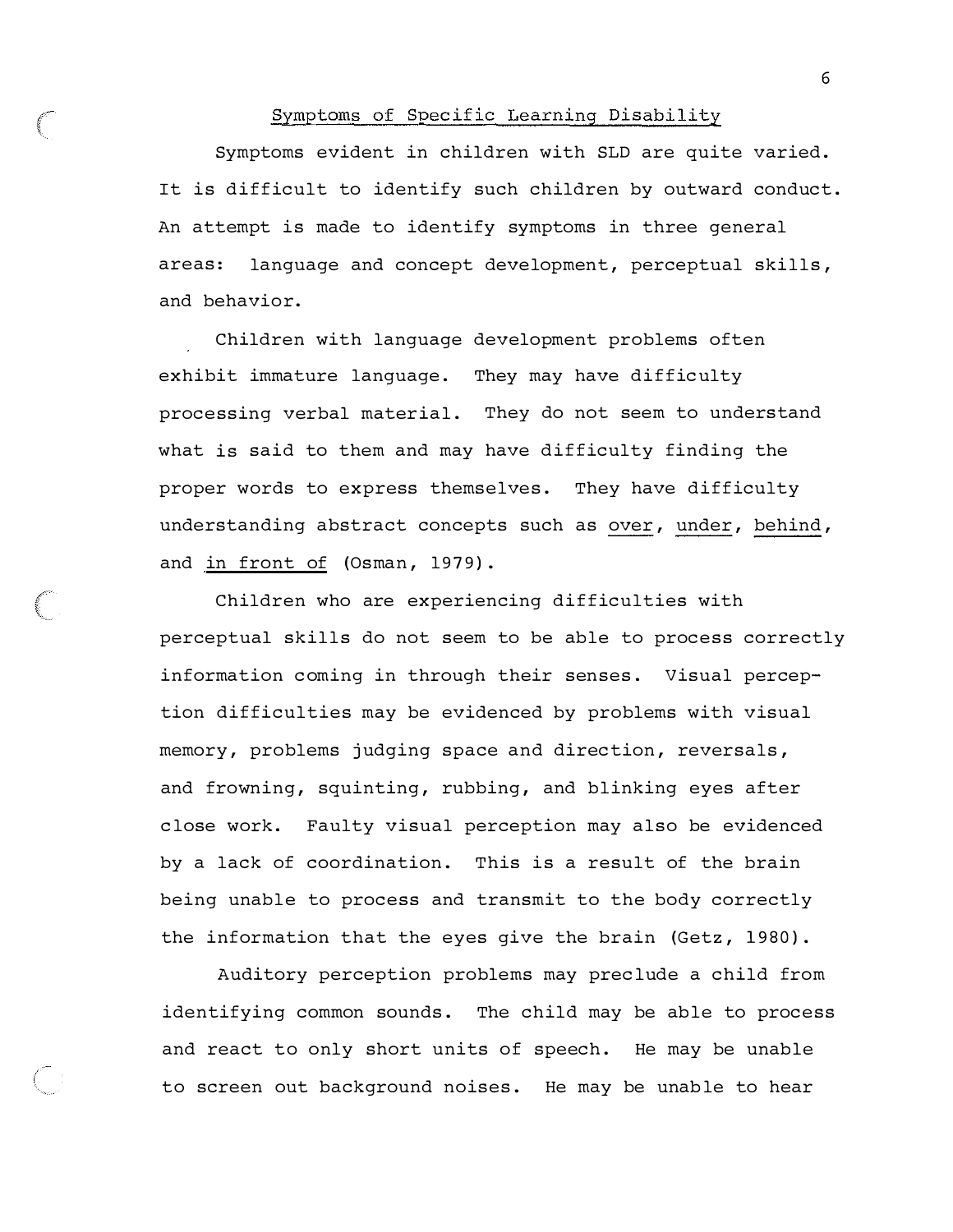## Symptoms of Specific Learning Disability

Symptoms evident in children with SLD are quite varied. It is difficult to identify such children by outward conduct. An attempt is made to identify symptoms in three general areas: language and concept development, perceptual skills, and behavior.

Children with language development problems often exhibit immature language. They may have difficulty processing verbal material. They do not seem to understand what is said to them and may have difficulty finding the proper words to express themselves. They have difficulty understanding abstract concepts such as over, under, behind, and in front of (Osman, 1979).

Children who are experiencing difficulties with perceptual skills do not seem to be able to process correctly information coming in through their senses. Visual perception difficulties may be evidenced by problems with visual memory, problems judging space and direction, reversals, and frowning, squinting, rubbing, and blinking eyes after close work. Faulty visual perception may also be evidenced by a lack of coordination. This is a result of the brain being unable to process and transmit to the body correctly the information that the eyes give the brain (Getz, 1980).

Auditory perception problems may preclude a child from identifying common sounds. The child may be able to process and react to only short units of speech. He may be unable to screen out background noises. He may be unable to hear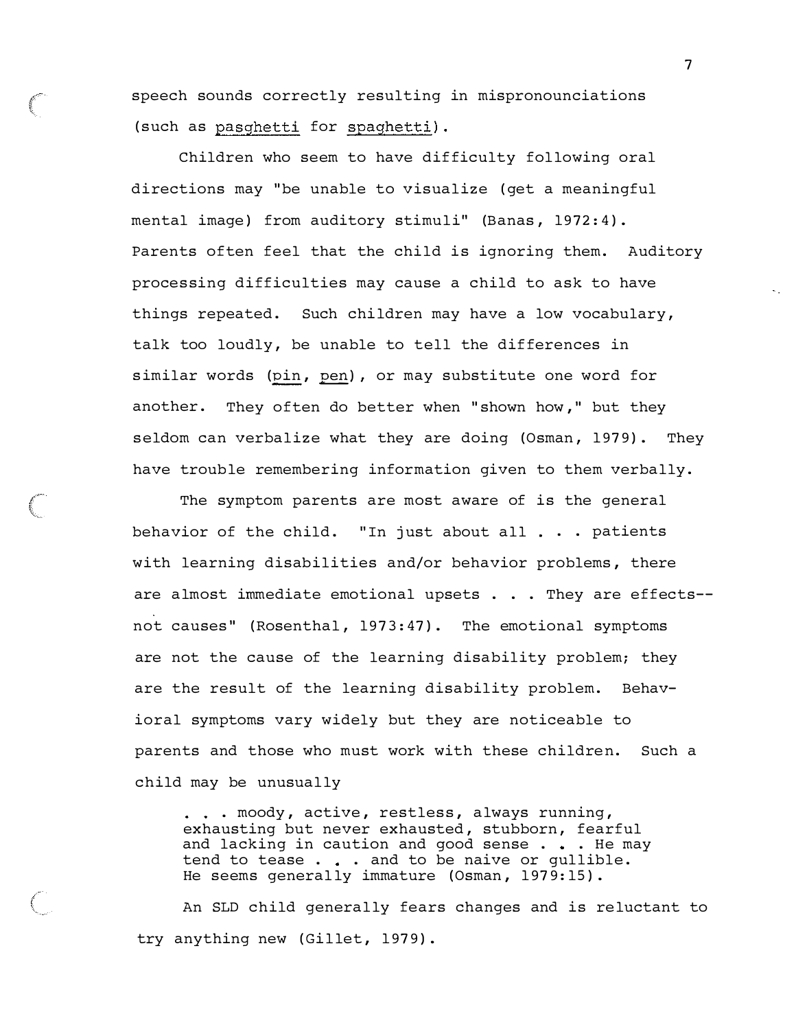speech sounds correctly resulting in mispronounciations (such as _pasghetti_ for _spaghetti_).

Children who seem to have difficulty following oral directions may "be unable to visualize (get a meaningful mental image) from auditory stimuli" (Banas, 1972:4). Parents often feel that the child is ignoring them. Auditory processing difficulties may cause a child to ask to have things repeated. Such children may have a low vocabulary, talk too loudly, be unable to tell the differences in similar words (_pin_, _pen_), or may substitute one word for another. They often do better when "shown how," but they seldom can verbalize what they are doing (Osman, 1979). They have trouble remembering information given to them verbally.

The symptom parents are most aware of is the general behavior of the child. "In just about all . . . patients with learning disabilities and/or behavior problems, there are almost immediate emotional upsets . . . They are effects--not causes" (Rosenthal, 1973:47). The emotional symptoms are not the cause of the learning disability problem; they are the result of the learning disability problem. Behavioral symptoms vary widely but they are noticeable to parents and those who must work with these children. Such a child may be unusually

> . . . moody, active, restless, always running, exhausting but never exhausted, stubborn, fearful and lacking in caution and good sense . . . He may tend to tease . . . and to be naive or gullible. He seems generally immature (Osman, 1979:15).

An SLD child generally fears changes and is reluctant to try anything new (Gillet, 1979).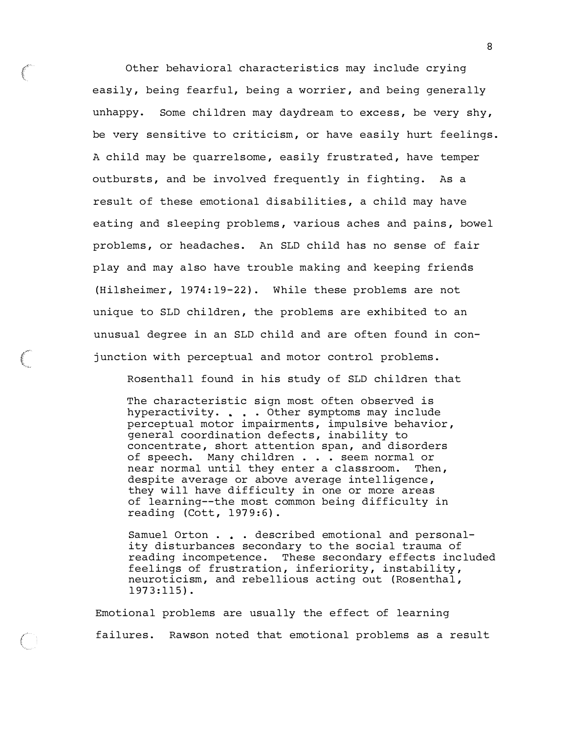Other behavioral characteristics may include crying easily, being fearful, being a worrier, and being generally unhappy. Some children may daydream to excess, be very shy, be very sensitive to criticism, or have easily hurt feelings. A child may be quarrelsome, easily frustrated, have temper outbursts, and be involved frequently in fighting. As a result of these emotional disabilities, a child may have eating and sleeping problems, various aches and pains, bowel problems, or headaches. An SLD child has no sense of fair play and may also have trouble making and keeping friends (Hilsheimer, 1974:19-22). While these problems are not unique to SLD children, the problems are exhibited to an unusual degree in an SLD child and are often found in conjunction with perceptual and motor control problems.

Rosenthall found in his study of SLD children that

> The characteristic sign most often observed is hyperactivity. . . . Other symptoms may include perceptual motor impairments, impulsive behavior, general coordination defects, inability to concentrate, short attention span, and disorders of speech. Many children . . . seem normal or near normal until they enter a classroom. Then, despite average or above average intelligence, they will have difficulty in one or more areas of learning--the most common being difficulty in reading (Cott, 1979:6).

> Samuel Orton . . . described emotional and personality disturbances secondary to the social trauma of reading incompetence. These secondary effects included feelings of frustration, inferiority, instability, neuroticism, and rebellious acting out (Rosenthal, 1973:115).

Emotional problems are usually the effect of learning failures. Rawson noted that emotional problems as a result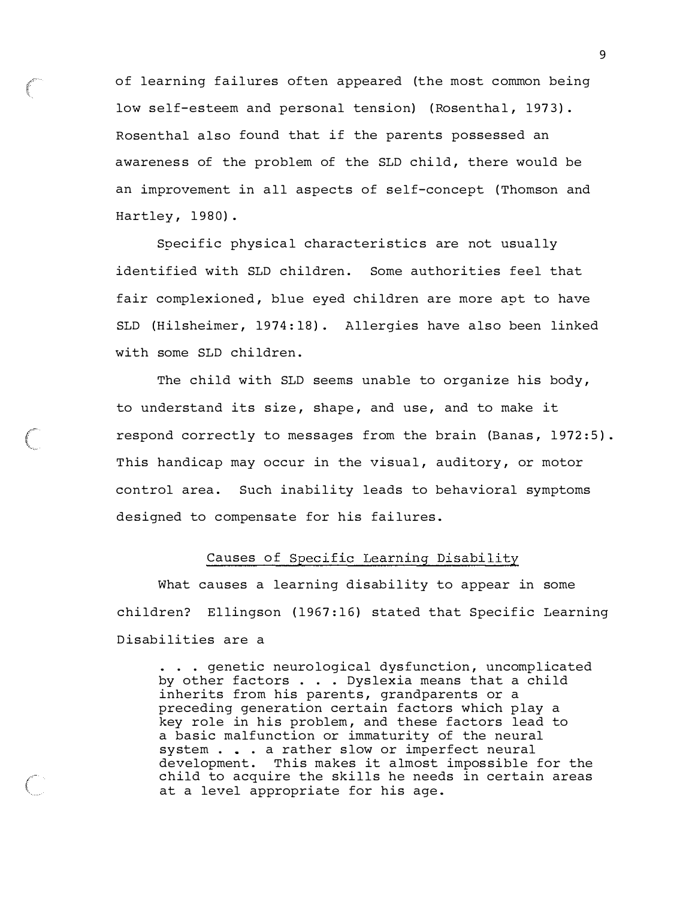of learning failures often appeared (the most common being low self-esteem and personal tension) (Rosenthal, 1973). Rosenthal also found that if the parents possessed an awareness of the problem of the SLD child, there would be an improvement in all aspects of self-concept (Thomson and Hartley, 1980).

Specific physical characteristics are not usually identified with SLD children. Some authorities feel that fair complexioned, blue eyed children are more apt to have SLD (Hilsheimer, 1974:18). Allergies have also been linked with some SLD children.

The child with SLD seems unable to organize his body, to understand its size, shape, and use, and to make it respond correctly to messages from the brain (Banas, 1972:5). This handicap may occur in the visual, auditory, or motor control area. Such inability leads to behavioral symptoms designed to compensate for his failures.

## Causes of Specific Learning Disability

What causes a learning disability to appear in some children? Ellingson (1967:16) stated that Specific Learning Disabilities are a

> . . . genetic neurological dysfunction, uncomplicated by other factors . . . Dyslexia means that a child inherits from his parents, grandparents or a preceding generation certain factors which play a key role in his problem, and these factors lead to a basic malfunction or immaturity of the neural system . . . a rather slow or imperfect neural development. This makes it almost impossible for the child to acquire the skills he needs in certain areas at a level appropriate for his age.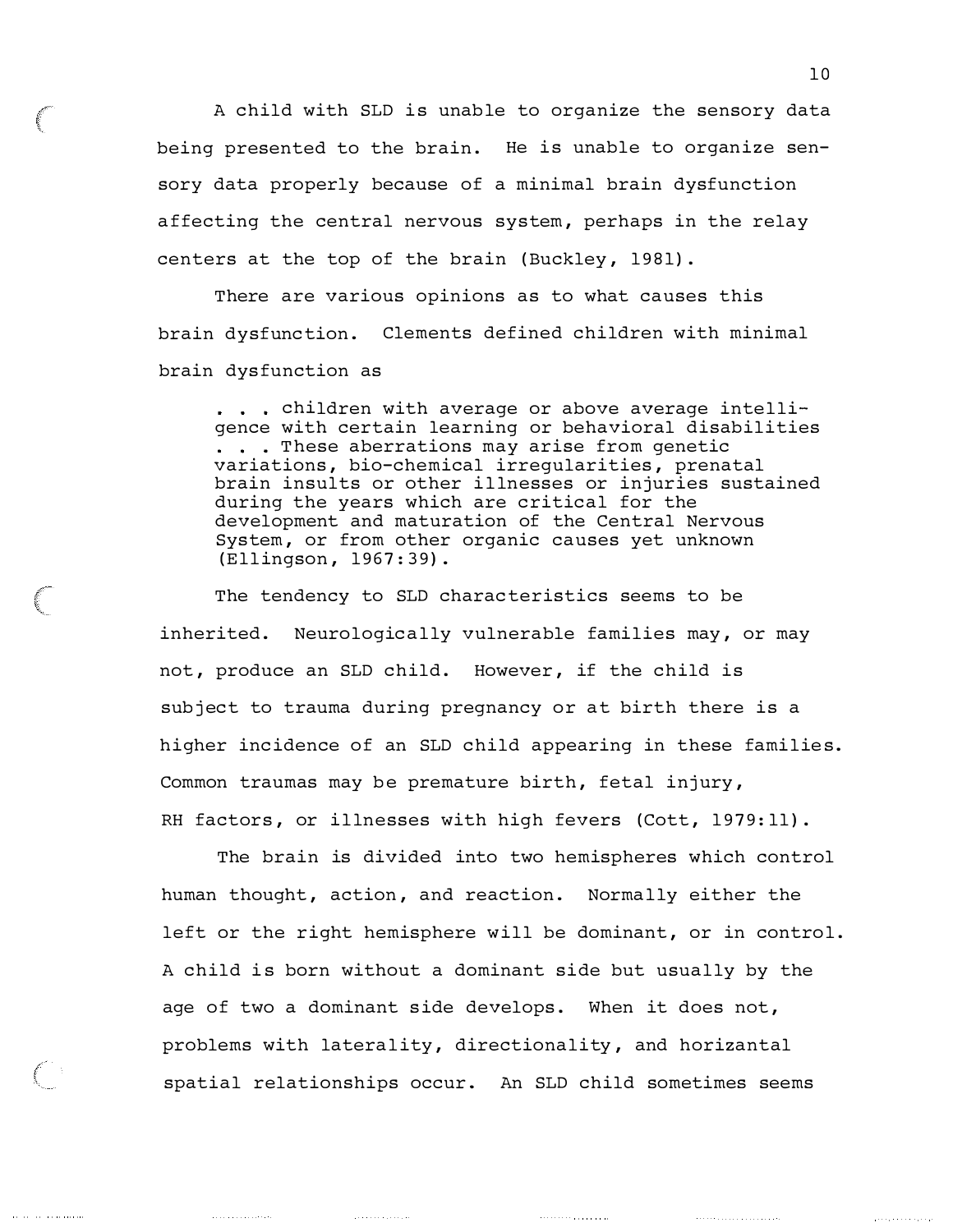A child with SLD is unable to organize the sensory data being presented to the brain. He is unable to organize sensory data properly because of a minimal brain dysfunction affecting the central nervous system, perhaps in the relay centers at the top of the brain (Buckley, 1981).

There are various opinions as to what causes this brain dysfunction. Clements defined children with minimal brain dysfunction as

> . . . children with average or above average intelligence with certain learning or behavioral disabilities . . . These aberrations may arise from genetic variations, bio-chemical irregularities, prenatal brain insults or other illnesses or injuries sustained during the years which are critical for the development and maturation of the Central Nervous System, or from other organic causes yet unknown (Ellingson, 1967:39).

The tendency to SLD characteristics seems to be inherited. Neurologically vulnerable families may, or may not, produce an SLD child. However, if the child is subject to trauma during pregnancy or at birth there is a higher incidence of an SLD child appearing in these families. Common traumas may be premature birth, fetal injury, RH factors, or illnesses with high fevers (Cott, 1979:11).

The brain is divided into two hemispheres which control human thought, action, and reaction. Normally either the left or the right hemisphere will be dominant, or in control. A child is born without a dominant side but usually by the age of two a dominant side develops. When it does not, problems with laterality, directionality, and horizantal spatial relationships occur. An SLD child sometimes seems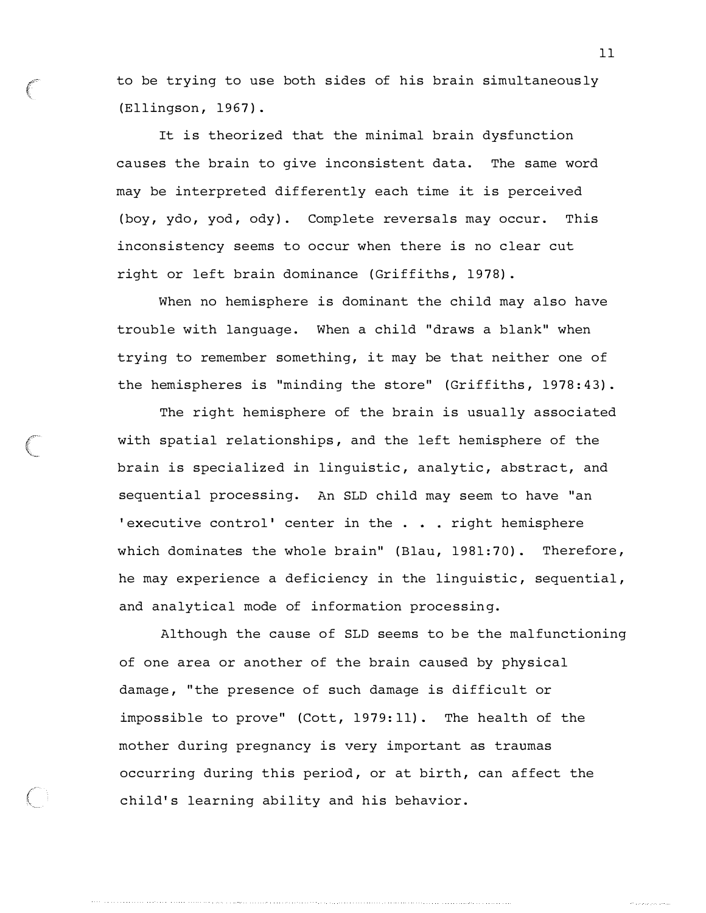to be trying to use both sides of his brain simultaneously (Ellingson, 1967).

It is theorized that the minimal brain dysfunction causes the brain to give inconsistent data. The same word may be interpreted differently each time it is perceived (boy, ydo, yod, ody). Complete reversals may occur. This inconsistency seems to occur when there is no clear cut right or left brain dominance (Griffiths, 1978).

When no hemisphere is dominant the child may also have trouble with language. When a child "draws a blank" when trying to remember something, it may be that neither one of the hemispheres is "minding the store" (Griffiths, 1978:43).

The right hemisphere of the brain is usually associated with spatial relationships, and the left hemisphere of the brain is specialized in linguistic, analytic, abstract, and sequential processing. An SLD child may seem to have "an 'executive control' center in the . . . right hemisphere which dominates the whole brain" (Blau, 1981:70). Therefore, he may experience a deficiency in the linguistic, sequential, and analytical mode of information processing.

Although the cause of SLD seems to be the malfunctioning of one area or another of the brain caused by physical damage, "the presence of such damage is difficult or impossible to prove" (Cott, 1979:11). The health of the mother during pregnancy is very important as traumas occurring during this period, or at birth, can affect the child's learning ability and his behavior.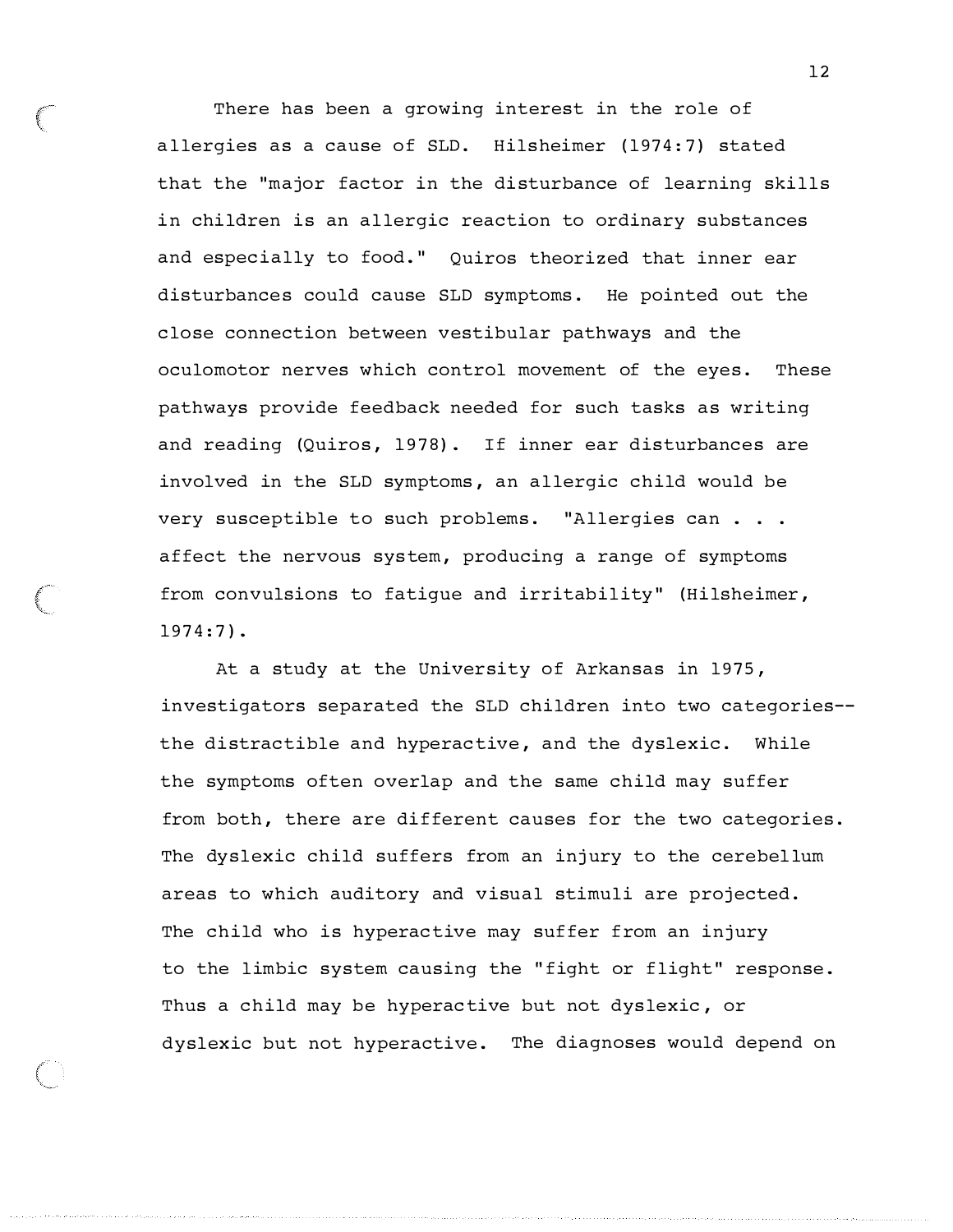There has been a growing interest in the role of allergies as a cause of SLD. Hilsheimer (1974:7) stated that the "major factor in the disturbance of learning skills in children is an allergic reaction to ordinary substances and especially to food." Quiros theorized that inner ear disturbances could cause SLD symptoms. He pointed out the close connection between vestibular pathways and the oculomotor nerves which control movement of the eyes. These pathways provide feedback needed for such tasks as writing and reading (Quiros, 1978). If inner ear disturbances are involved in the SLD symptoms, an allergic child would be very susceptible to such problems. "Allergies can . . . affect the nervous system, producing a range of symptoms from convulsions to fatigue and irritability" (Hilsheimer, 1974:7).

At a study at the University of Arkansas in 1975, investigators separated the SLD children into two categories--the distractible and hyperactive, and the dyslexic. While the symptoms often overlap and the same child may suffer from both, there are different causes for the two categories. The dyslexic child suffers from an injury to the cerebellum areas to which auditory and visual stimuli are projected. The child who is hyperactive may suffer from an injury to the limbic system causing the "fight or flight" response. Thus a child may be hyperactive but not dyslexic, or dyslexic but not hyperactive. The diagnoses would depend on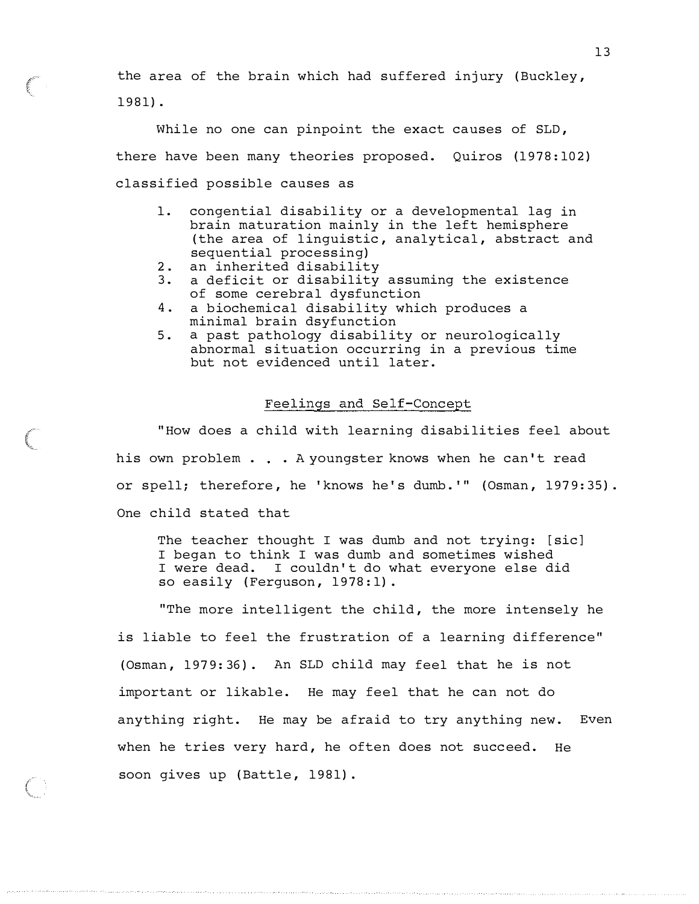the area of the brain which had suffered injury (Buckley, 1981).

While no one can pinpoint the exact causes of SLD, there have been many theories proposed. Quiros (1978:102) classified possible causes as

1. congential disability or a developmental lag in brain maturation mainly in the left hemisphere (the area of linguistic, analytical, abstract and sequential processing)
2. an inherited disability
3. a deficit or disability assuming the existence of some cerebral dysfunction
4. a biochemical disability which produces a minimal brain dsyfunction
5. a past pathology disability or neurologically abnormal situation occurring in a previous time but not evidenced until later.

## Feelings and Self-Concept

"How does a child with learning disabilities feel about his own problem . . . A youngster knows when he can't read or spell; therefore, he 'knows he's dumb.'" (Osman, 1979:35). One child stated that

> The teacher thought I was dumb and not trying: [sic] I began to think I was dumb and sometimes wished I were dead. I couldn't do what everyone else did so easily (Ferguson, 1978:1).

"The more intelligent the child, the more intensely he is liable to feel the frustration of a learning difference" (Osman, 1979:36). An SLD child may feel that he is not important or likable. He may feel that he can not do anything right. He may be afraid to try anything new. Even when he tries very hard, he often does not succeed. He soon gives up (Battle, 1981).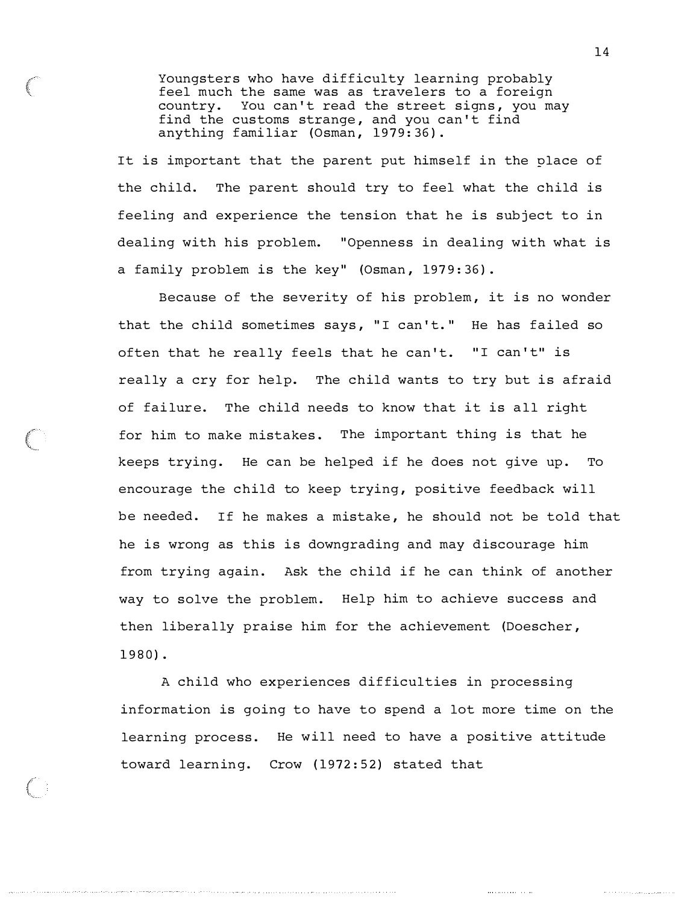> Youngsters who have difficulty learning probably feel much the same was as travelers to a foreign country. You can't read the street signs, you may find the customs strange, and you can't find anything familiar (Osman, 1979:36).

It is important that the parent put himself in the place of the child. The parent should try to feel what the child is feeling and experience the tension that he is subject to in dealing with his problem. "Openness in dealing with what is a family problem is the key" (Osman, 1979:36).

Because of the severity of his problem, it is no wonder that the child sometimes says, "I can't." He has failed so often that he really feels that he can't. "I can't" is really a cry for help. The child wants to try but is afraid of failure. The child needs to know that it is all right for him to make mistakes. The important thing is that he keeps trying. He can be helped if he does not give up. To encourage the child to keep trying, positive feedback will be needed. If he makes a mistake, he should not be told that he is wrong as this is downgrading and may discourage him from trying again. Ask the child if he can think of another way to solve the problem. Help him to achieve success and then liberally praise him for the achievement (Doescher, 1980).

A child who experiences difficulties in processing information is going to have to spend a lot more time on the learning process. He will need to have a positive attitude toward learning. Crow (1972:52) stated that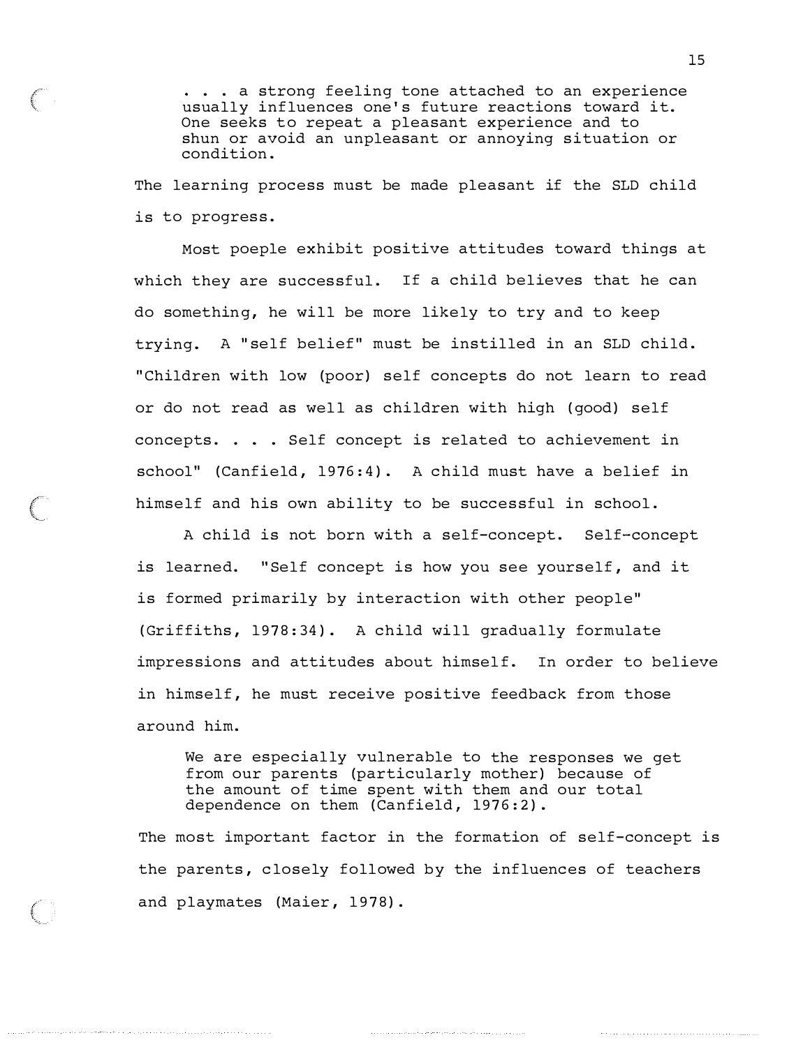> . . . a strong feeling tone attached to an experience usually influences one's future reactions toward it. One seeks to repeat a pleasant experience and to shun or avoid an unpleasant or annoying situation or condition.

The learning process must be made pleasant if the SLD child is to progress.

Most poeple exhibit positive attitudes toward things at which they are successful. If a child believes that he can do something, he will be more likely to try and to keep trying. A "self belief" must be instilled in an SLD child. "Children with low (poor) self concepts do not learn to read or do not read as well as children with high (good) self concepts. . . . Self concept is related to achievement in school" (Canfield, 1976:4). A child must have a belief in himself and his own ability to be successful in school.

A child is not born with a self-concept. Self-concept is learned. "Self concept is how you see yourself, and it is formed primarily by interaction with other people" (Griffiths, 1978:34). A child will gradually formulate impressions and attitudes about himself. In order to believe in himself, he must receive positive feedback from those around him.

> We are especially vulnerable to the responses we get from our parents (particularly mother) because of the amount of time spent with them and our total dependence on them (Canfield, 1976:2).

The most important factor in the formation of self-concept is the parents, closely followed by the influences of teachers and playmates (Maier, 1978).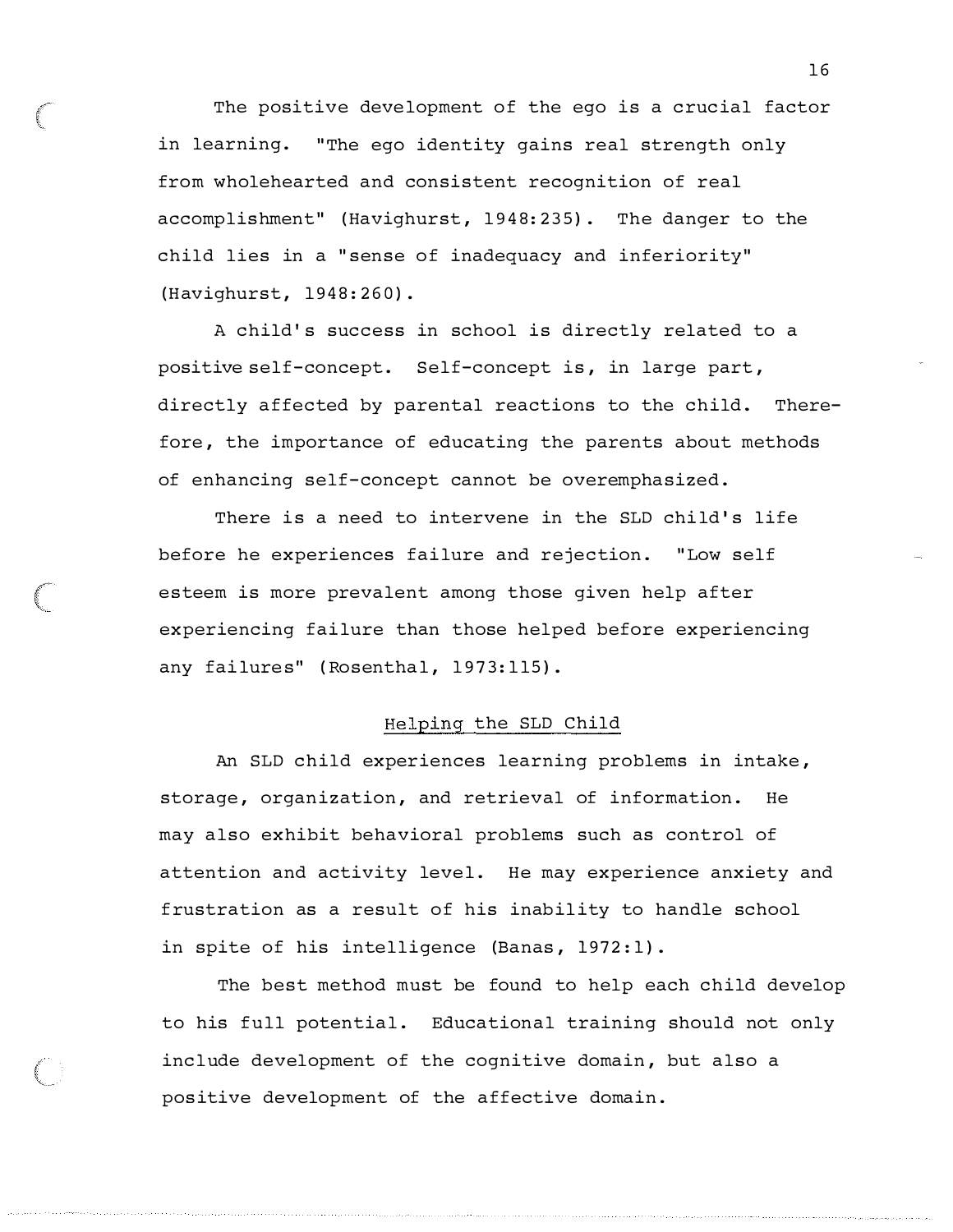The positive development of the ego is a crucial factor in learning. "The ego identity gains real strength only from wholehearted and consistent recognition of real accomplishment" (Havighurst, 1948:235). The danger to the child lies in a "sense of inadequacy and inferiority" (Havighurst, 1948:260).

A child's success in school is directly related to a positive self-concept. Self-concept is, in large part, directly affected by parental reactions to the child. Therefore, the importance of educating the parents about methods of enhancing self-concept cannot be overemphasized.

There is a need to intervene in the SLD child's life before he experiences failure and rejection. "Low self esteem is more prevalent among those given help after experiencing failure than those helped before experiencing any failures" (Rosenthal, 1973:115).

## Helping the SLD Child

An SLD child experiences learning problems in intake, storage, organization, and retrieval of information. He may also exhibit behavioral problems such as control of attention and activity level. He may experience anxiety and frustration as a result of his inability to handle school in spite of his intelligence (Banas, 1972:1).

The best method must be found to help each child develop to his full potential. Educational training should not only include development of the cognitive domain, but also a positive development of the affective domain.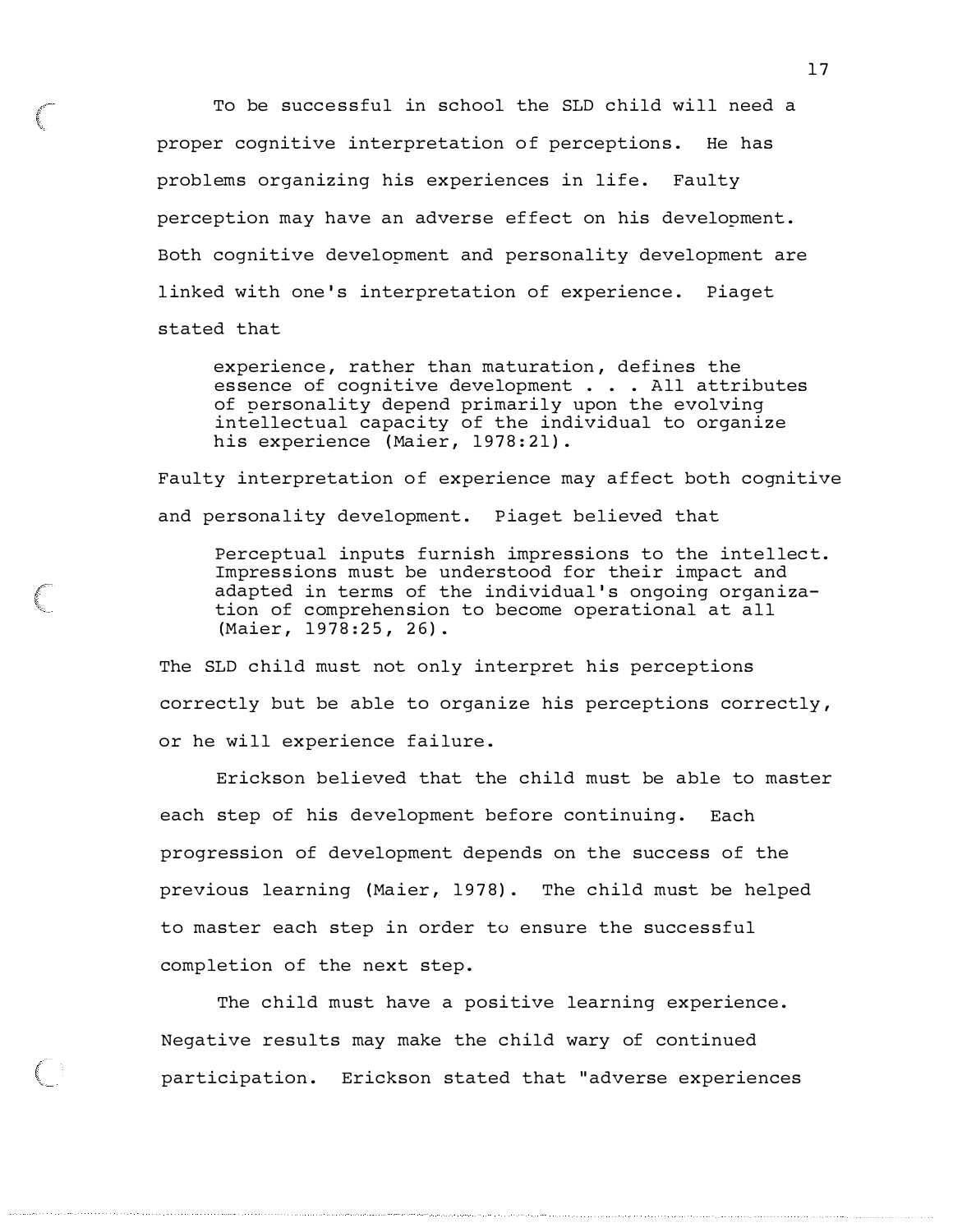To be successful in school the SLD child will need a proper cognitive interpretation of perceptions. He has problems organizing his experiences in life. Faulty perception may have an adverse effect on his development. Both cognitive development and personality development are linked with one's interpretation of experience. Piaget stated that

> experience, rather than maturation, defines the essence of cognitive development . . . All attributes of personality depend primarily upon the evolving intellectual capacity of the individual to organize his experience (Maier, 1978:21).

Faulty interpretation of experience may affect both cognitive and personality development. Piaget believed that

> Perceptual inputs furnish impressions to the intellect. Impressions must be understood for their impact and adapted in terms of the individual's ongoing organization of comprehension to become operational at all (Maier, 1978:25, 26).

The SLD child must not only interpret his perceptions correctly but be able to organize his perceptions correctly, or he will experience failure.

Erickson believed that the child must be able to master each step of his development before continuing. Each progression of development depends on the success of the previous learning (Maier, 1978). The child must be helped to master each step in order to ensure the successful completion of the next step.

The child must have a positive learning experience. Negative results may make the child wary of continued participation. Erickson stated that "adverse experiences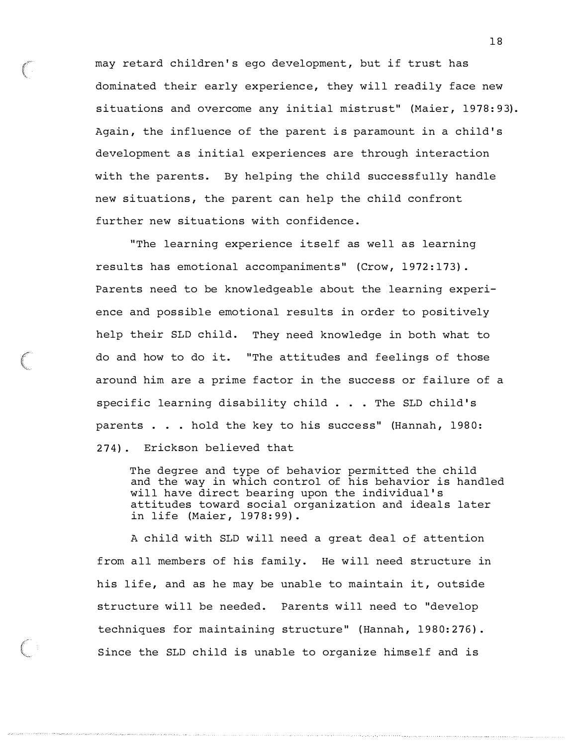may retard children's ego development, but if trust has dominated their early experience, they will readily face new situations and overcome any initial mistrust" (Maier, 1978:93). Again, the influence of the parent is paramount in a child's development as initial experiences are through interaction with the parents. By helping the child successfully handle new situations, the parent can help the child confront further new situations with confidence.

"The learning experience itself as well as learning results has emotional accompaniments" (Crow, 1972:173). Parents need to be knowledgeable about the learning experience and possible emotional results in order to positively help their SLD child. They need knowledge in both what to do and how to do it. "The attitudes and feelings of those around him are a prime factor in the success or failure of a specific learning disability child . . . The SLD child's parents . . . hold the key to his success" (Hannah, 1980: 274). Erickson believed that

> The degree and type of behavior permitted the child and the way in which control of his behavior is handled will have direct bearing upon the individual's attitudes toward social organization and ideals later in life (Maier, 1978:99).

A child with SLD will need a great deal of attention from all members of his family. He will need structure in his life, and as he may be unable to maintain it, outside structure will be needed. Parents will need to "develop techniques for maintaining structure" (Hannah, 1980:276). Since the SLD child is unable to organize himself and is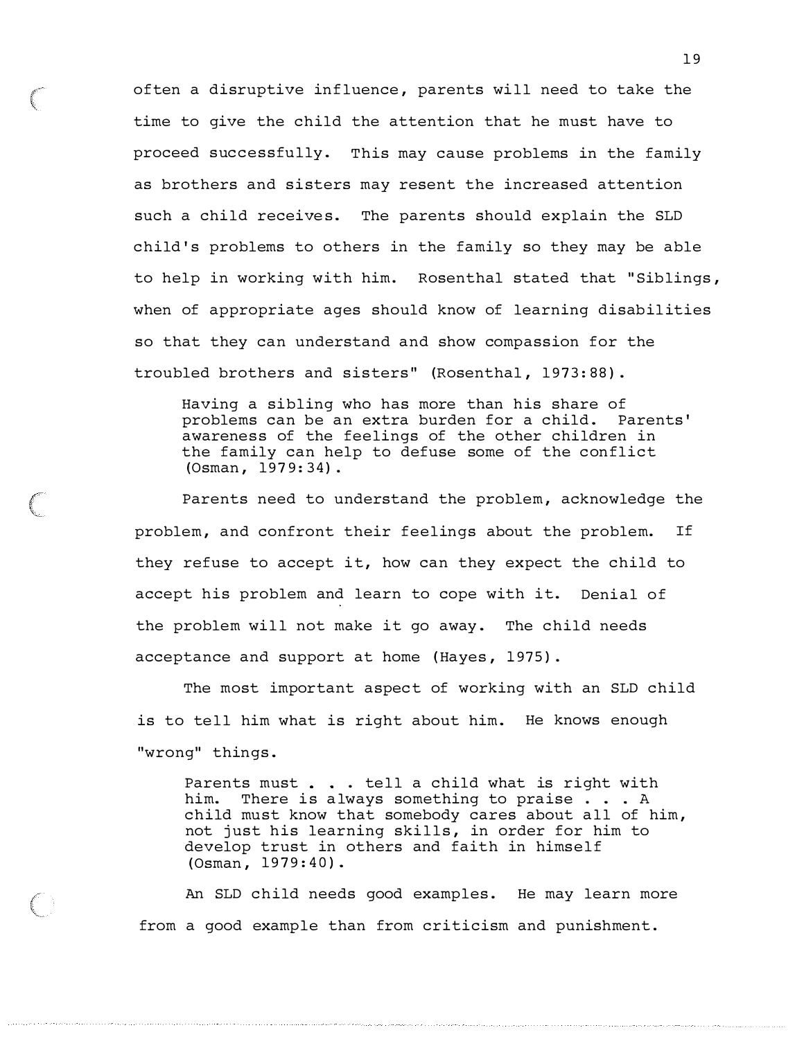often a disruptive influence, parents will need to take the time to give the child the attention that he must have to proceed successfully. This may cause problems in the family as brothers and sisters may resent the increased attention such a child receives. The parents should explain the SLD child's problems to others in the family so they may be able to help in working with him. Rosenthal stated that "Siblings, when of appropriate ages should know of learning disabilities so that they can understand and show compassion for the troubled brothers and sisters" (Rosenthal, 1973:88).

> Having a sibling who has more than his share of problems can be an extra burden for a child. Parents' awareness of the feelings of the other children in the family can help to defuse some of the conflict (Osman, 1979:34).

Parents need to understand the problem, acknowledge the problem, and confront their feelings about the problem. If they refuse to accept it, how can they expect the child to accept his problem and learn to cope with it. Denial of the problem will not make it go away. The child needs acceptance and support at home (Hayes, 1975).

The most important aspect of working with an SLD child is to tell him what is right about him. He knows enough "wrong" things.

> Parents must . . . tell a child what is right with him. There is always something to praise . . . A child must know that somebody cares about all of him, not just his learning skills, in order for him to develop trust in others and faith in himself (Osman, 1979:40).

An SLD child needs good examples. He may learn more from a good example than from criticism and punishment.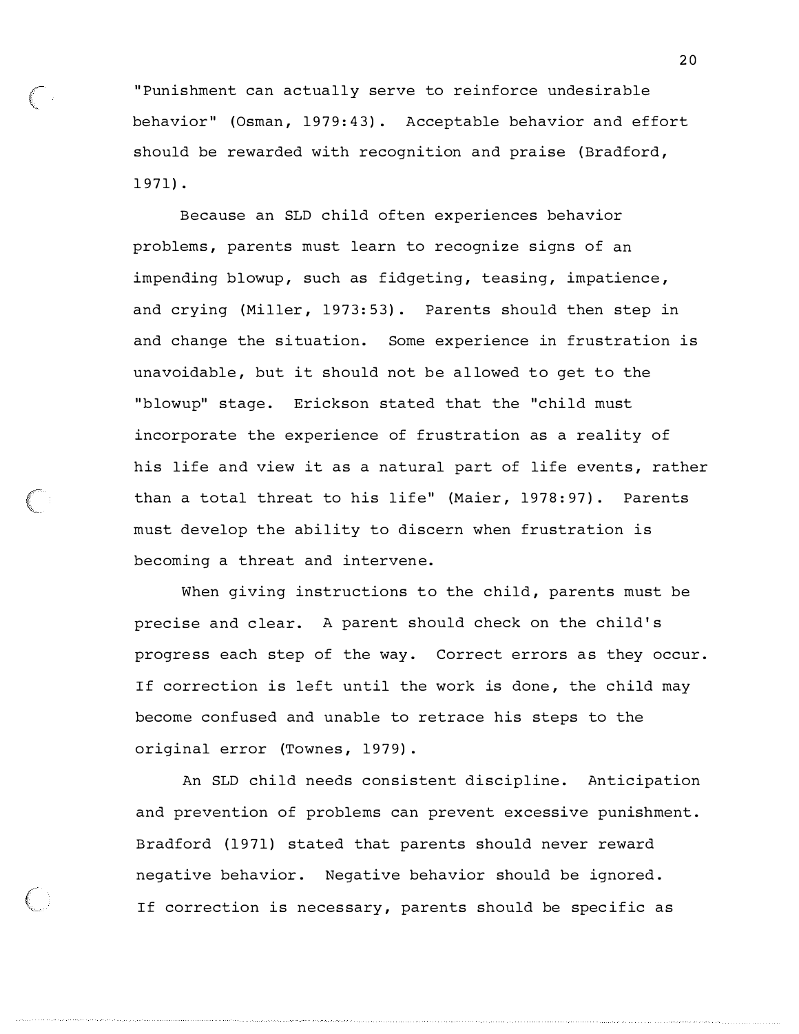"Punishment can actually serve to reinforce undesirable behavior" (Osman, 1979:43). Acceptable behavior and effort should be rewarded with recognition and praise (Bradford, 1971).

Because an SLD child often experiences behavior problems, parents must learn to recognize signs of an impending blowup, such as fidgeting, teasing, impatience, and crying (Miller, 1973:53). Parents should then step in and change the situation. Some experience in frustration is unavoidable, but it should not be allowed to get to the "blowup" stage. Erickson stated that the "child must incorporate the experience of frustration as a reality of his life and view it as a natural part of life events, rather than a total threat to his life" (Maier, 1978:97). Parents must develop the ability to discern when frustration is becoming a threat and intervene.

When giving instructions to the child, parents must be precise and clear. A parent should check on the child's progress each step of the way. Correct errors as they occur. If correction is left until the work is done, the child may become confused and unable to retrace his steps to the original error (Townes, 1979).

An SLD child needs consistent discipline. Anticipation and prevention of problems can prevent excessive punishment. Bradford (1971) stated that parents should never reward negative behavior. Negative behavior should be ignored. If correction is necessary, parents should be specific as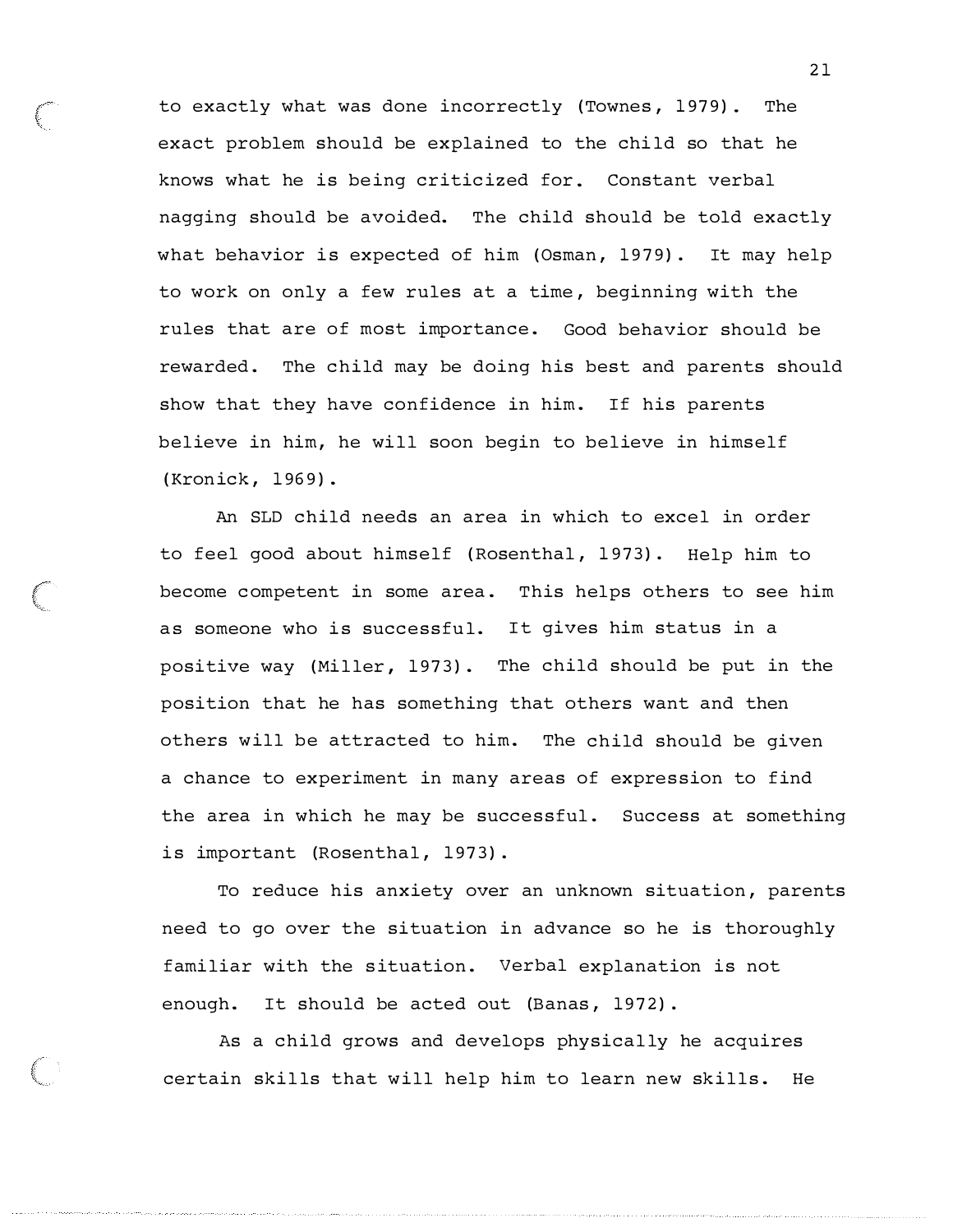to exactly what was done incorrectly (Townes, 1979). The exact problem should be explained to the child so that he knows what he is being criticized for. Constant verbal nagging should be avoided. The child should be told exactly what behavior is expected of him (Osman, 1979). It may help to work on only a few rules at a time, beginning with the rules that are of most importance. Good behavior should be rewarded. The child may be doing his best and parents should show that they have confidence in him. If his parents believe in him, he will soon begin to believe in himself (Kronick, 1969).

An SLD child needs an area in which to excel in order to feel good about himself (Rosenthal, 1973). Help him to become competent in some area. This helps others to see him as someone who is successful. It gives him status in a positive way (Miller, 1973). The child should be put in the position that he has something that others want and then others will be attracted to him. The child should be given a chance to experiment in many areas of expression to find the area in which he may be successful. Success at something is important (Rosenthal, 1973).

To reduce his anxiety over an unknown situation, parents need to go over the situation in advance so he is thoroughly familiar with the situation. Verbal explanation is not enough. It should be acted out (Banas, 1972).

As a child grows and develops physically he acquires certain skills that will help him to learn new skills. He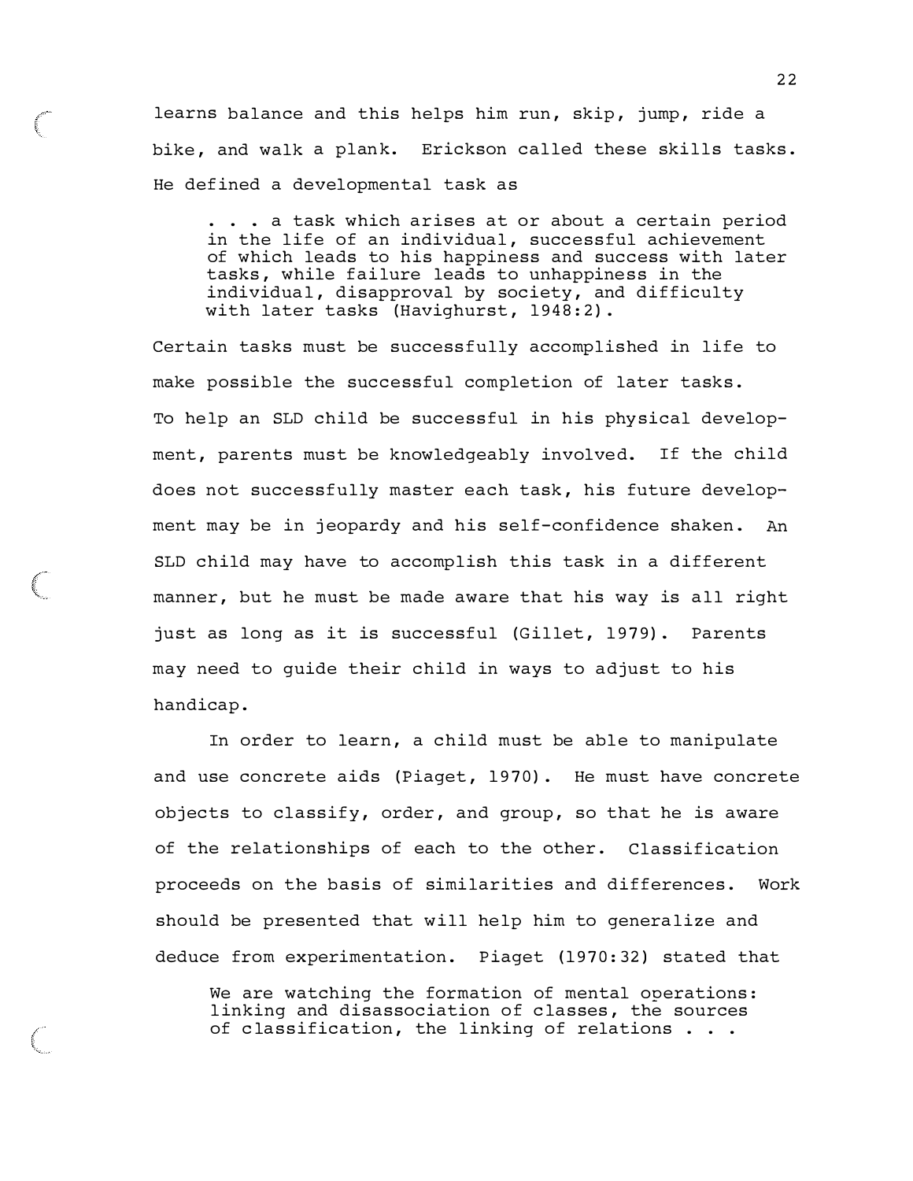learns balance and this helps him run, skip, jump, ride a bike, and walk a plank. Erickson called these skills tasks. He defined a developmental task as

> . . . a task which arises at or about a certain period in the life of an individual, successful achievement of which leads to his happiness and success with later tasks, while failure leads to unhappiness in the individual, disapproval by society, and difficulty with later tasks (Havighurst, 1948:2).

Certain tasks must be successfully accomplished in life to make possible the successful completion of later tasks. To help an SLD child be successful in his physical development, parents must be knowledgeably involved. If the child does not successfully master each task, his future development may be in jeopardy and his self-confidence shaken. An SLD child may have to accomplish this task in a different manner, but he must be made aware that his way is all right just as long as it is successful (Gillet, 1979). Parents may need to guide their child in ways to adjust to his handicap.

In order to learn, a child must be able to manipulate and use concrete aids (Piaget, 1970). He must have concrete objects to classify, order, and group, so that he is aware of the relationships of each to the other. Classification proceeds on the basis of similarities and differences. Work should be presented that will help him to generalize and deduce from experimentation. Piaget (1970:32) stated that

> We are watching the formation of mental operations: linking and disassociation of classes, the sources of classification, the linking of relations . . .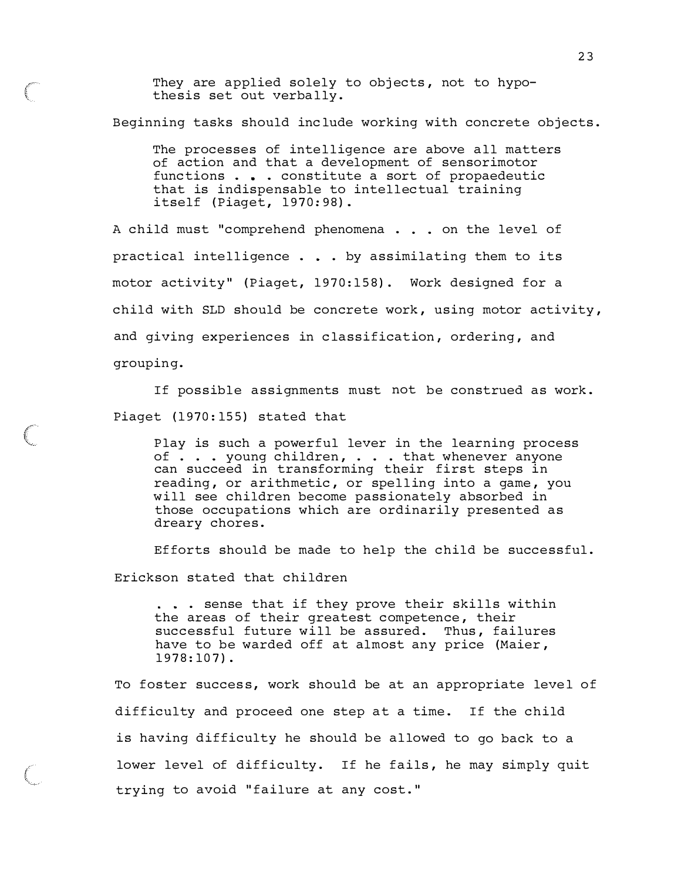> They are applied solely to objects, not to hypothesis set out verbally.

Beginning tasks should include working with concrete objects.

> The processes of intelligence are above all matters of action and that a development of sensorimotor functions . . . constitute a sort of propaedeutic that is indispensable to intellectual training itself (Piaget, 1970:98).

A child must "comprehend phenomena . . . on the level of practical intelligence . . . by assimilating them to its motor activity" (Piaget, 1970:158). Work designed for a child with SLD should be concrete work, using motor activity, and giving experiences in classification, ordering, and grouping.

If possible assignments must not be construed as work. Piaget (1970:155) stated that

> Play is such a powerful lever in the learning process of . . . young children, . . . that whenever anyone can succeed in transforming their first steps in reading, or arithmetic, or spelling into a game, you will see children become passionately absorbed in those occupations which are ordinarily presented as dreary chores.

Efforts should be made to help the child be successful. Erickson stated that children

> . . . sense that if they prove their skills within the areas of their greatest competence, their successful future will be assured. Thus, failures have to be warded off at almost any price (Maier, 1978:107).

To foster success, work should be at an appropriate level of difficulty and proceed one step at a time. If the child is having difficulty he should be allowed to go back to a lower level of difficulty. If he fails, he may simply quit trying to avoid "failure at any cost."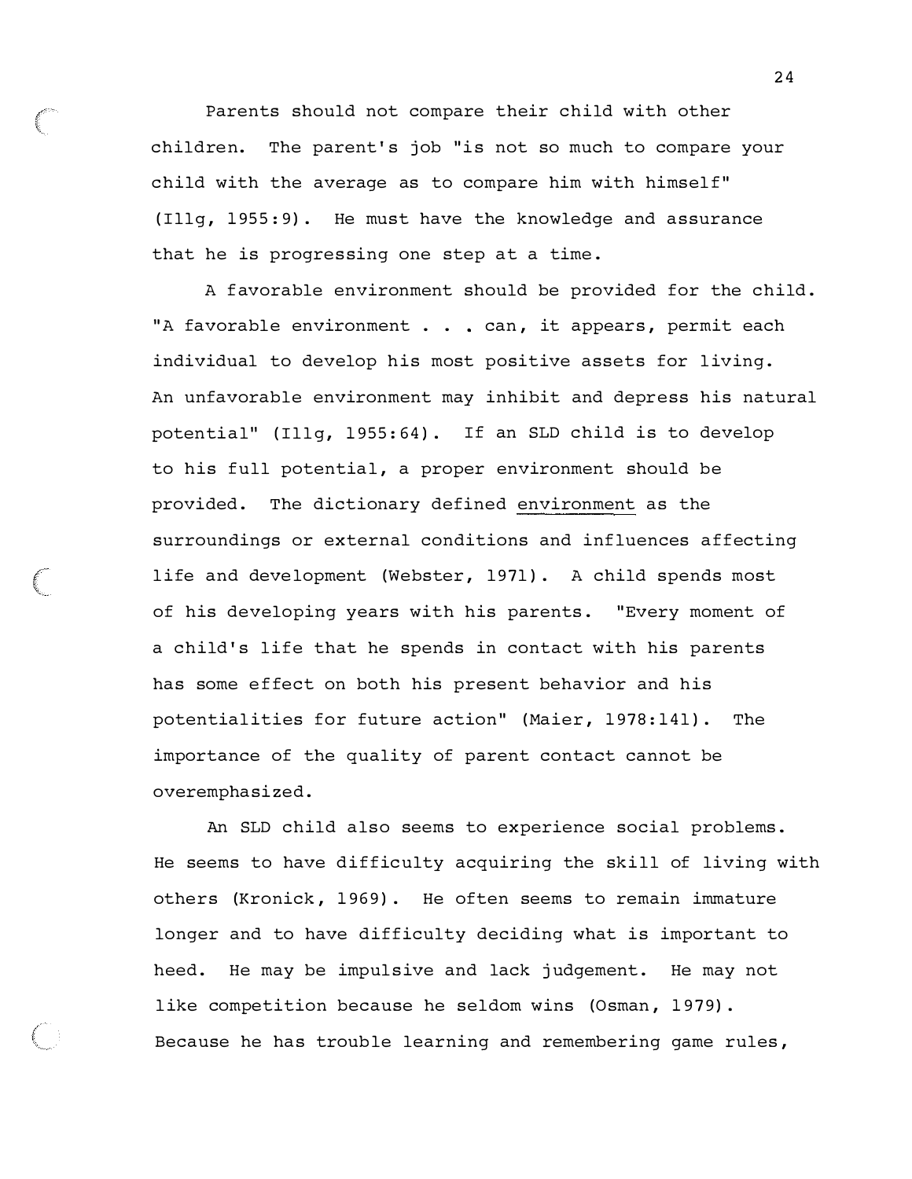Parents should not compare their child with other children. The parent's job "is not so much to compare your child with the average as to compare him with himself" (Illg, 1955:9). He must have the knowledge and assurance that he is progressing one step at a time.

A favorable environment should be provided for the child. "A favorable environment . . . can, it appears, permit each individual to develop his most positive assets for living. An unfavorable environment may inhibit and depress his natural potential" (Illg, 1955:64). If an SLD child is to develop to his full potential, a proper environment should be provided. The dictionary defined environment as the surroundings or external conditions and influences affecting life and development (Webster, 1971). A child spends most of his developing years with his parents. "Every moment of a child's life that he spends in contact with his parents has some effect on both his present behavior and his potentialities for future action" (Maier, 1978:141). The importance of the quality of parent contact cannot be overemphasized.

An SLD child also seems to experience social problems. He seems to have difficulty acquiring the skill of living with others (Kronick, 1969). He often seems to remain immature longer and to have difficulty deciding what is important to heed. He may be impulsive and lack judgement. He may not like competition because he seldom wins (Osman, 1979). Because he has trouble learning and remembering game rules,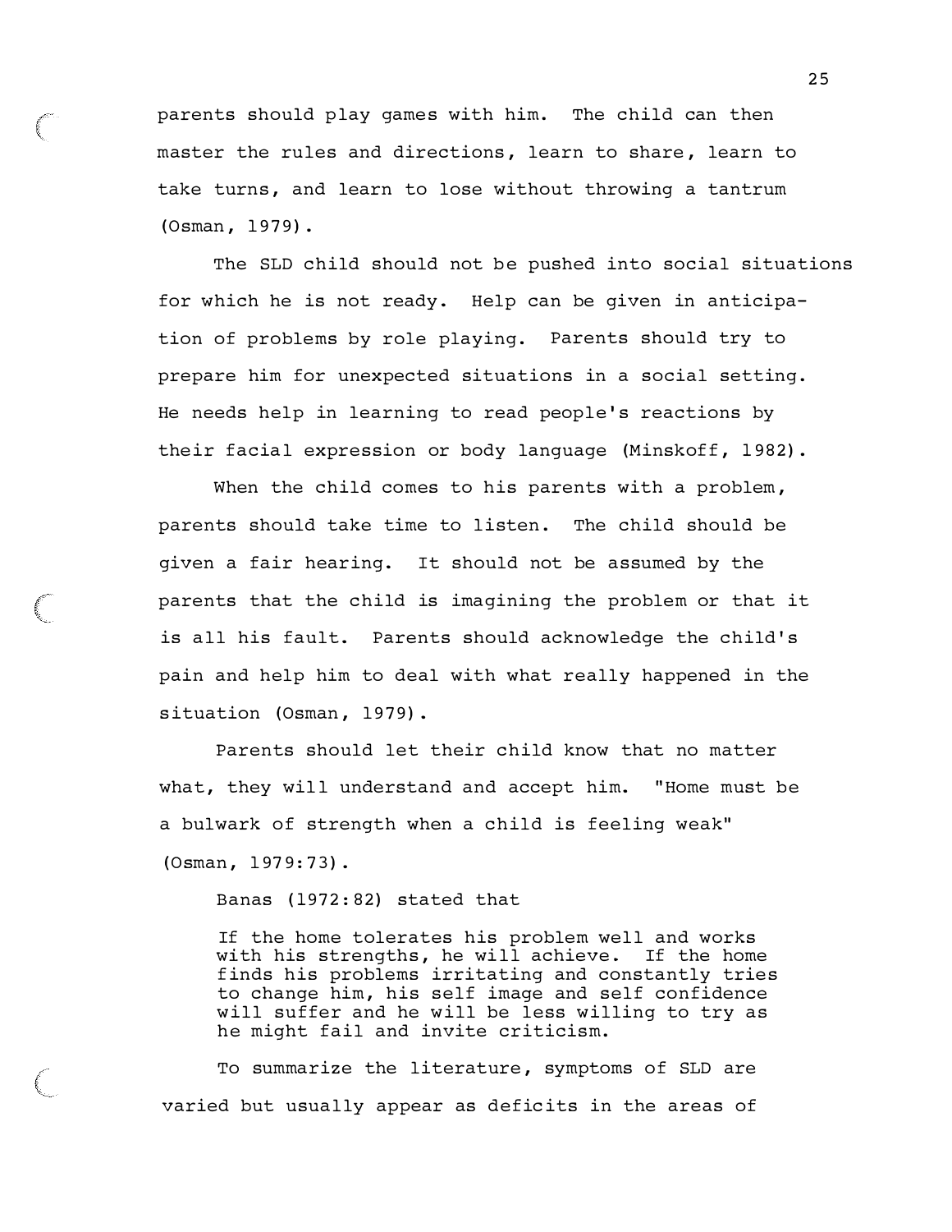parents should play games with him. The child can then master the rules and directions, learn to share, learn to take turns, and learn to lose without throwing a tantrum (Osman, 1979).

The SLD child should not be pushed into social situations for which he is not ready. Help can be given in anticipation of problems by role playing. Parents should try to prepare him for unexpected situations in a social setting. He needs help in learning to read people's reactions by their facial expression or body language (Minskoff, 1982).

When the child comes to his parents with a problem, parents should take time to listen. The child should be given a fair hearing. It should not be assumed by the parents that the child is imagining the problem or that it is all his fault. Parents should acknowledge the child's pain and help him to deal with what really happened in the situation (Osman, 1979).

Parents should let their child know that no matter what, they will understand and accept him. "Home must be a bulwark of strength when a child is feeling weak" (Osman, 1979:73).

Banas (1972:82) stated that

> If the home tolerates his problem well and works with his strengths, he will achieve. If the home finds his problems irritating and constantly tries to change him, his self image and self confidence will suffer and he will be less willing to try as he might fail and invite criticism.

To summarize the literature, symptoms of SLD are varied but usually appear as deficits in the areas of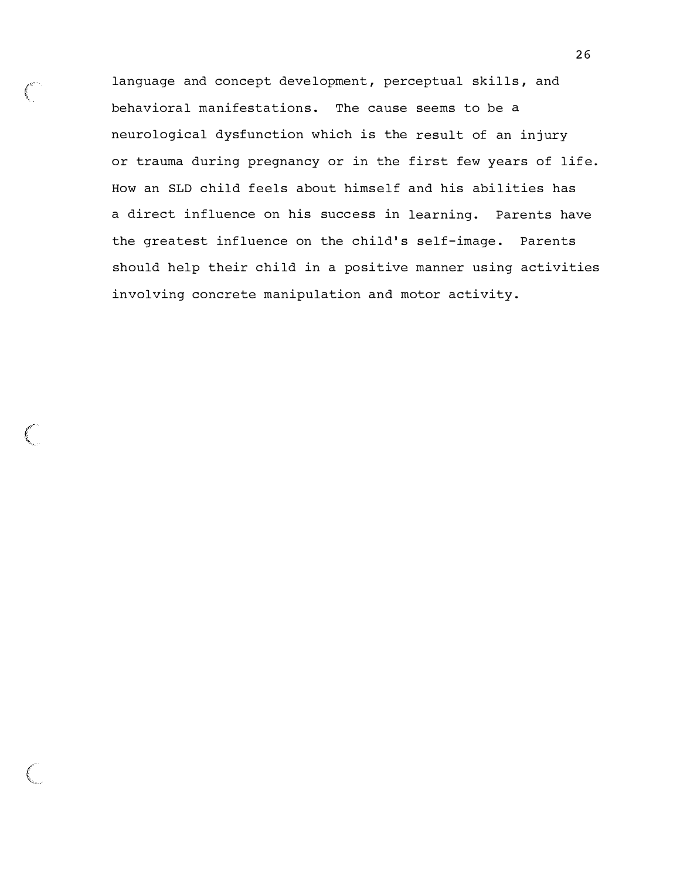language and concept development, perceptual skills, and behavioral manifestations. The cause seems to be a neurological dysfunction which is the result of an injury or trauma during pregnancy or in the first few years of life. How an SLD child feels about himself and his abilities has a direct influence on his success in learning. Parents have the greatest influence on the child's self-image. Parents should help their child in a positive manner using activities involving concrete manipulation and motor activity.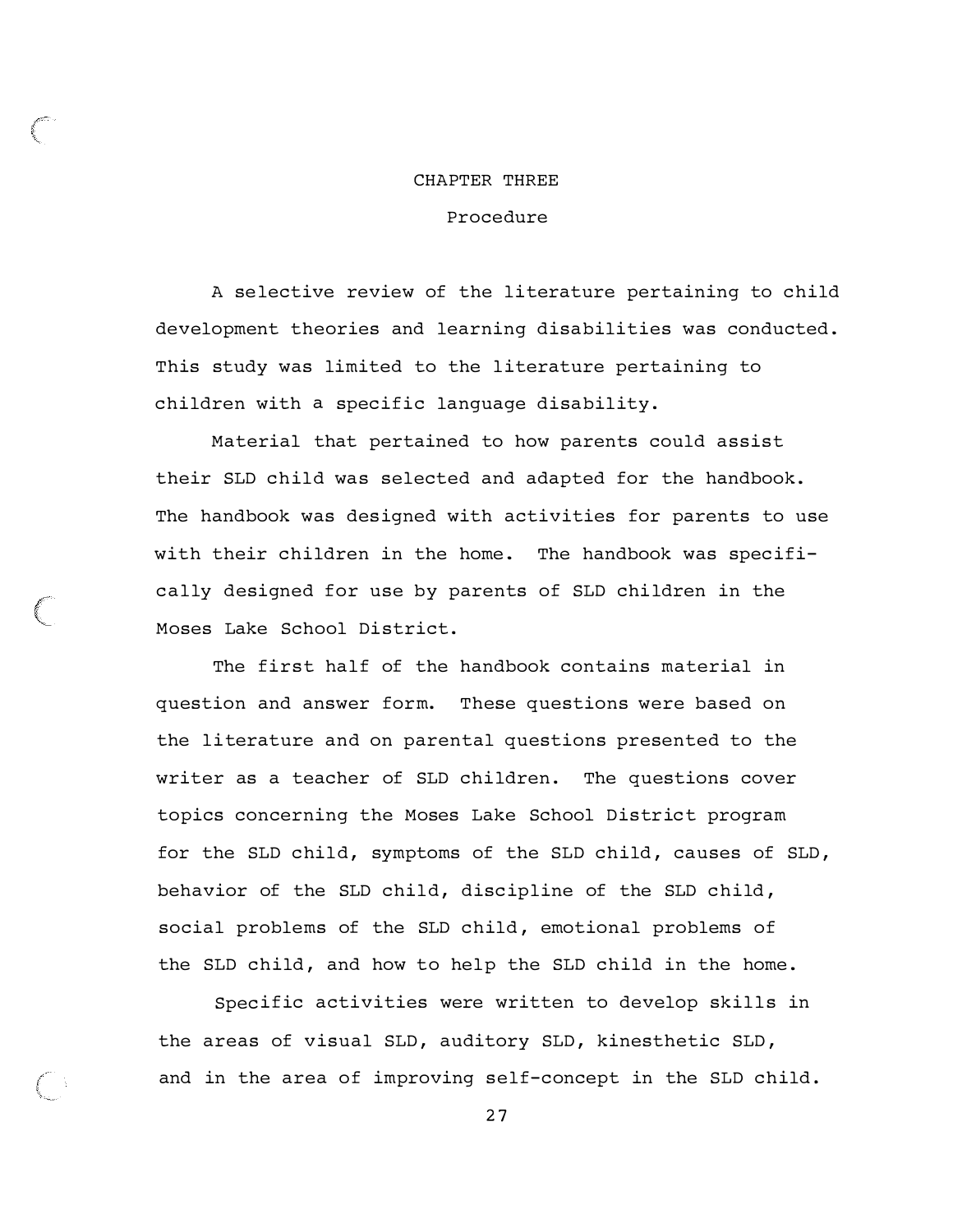# CHAPTER THREE

## Procedure

A selective review of the literature pertaining to child development theories and learning disabilities was conducted. This study was limited to the literature pertaining to children with a specific language disability.

Material that pertained to how parents could assist their SLD child was selected and adapted for the handbook. The handbook was designed with activities for parents to use with their children in the home. The handbook was specifically designed for use by parents of SLD children in the Moses Lake School District.

The first half of the handbook contains material in question and answer form. These questions were based on the literature and on parental questions presented to the writer as a teacher of SLD children. The questions cover topics concerning the Moses Lake School District program for the SLD child, symptoms of the SLD child, causes of SLD, behavior of the SLD child, discipline of the SLD child, social problems of the SLD child, emotional problems of the SLD child, and how to help the SLD child in the home.

Specific activities were written to develop skills in the areas of visual SLD, auditory SLD, kinesthetic SLD, and in the area of improving self-concept in the SLD child.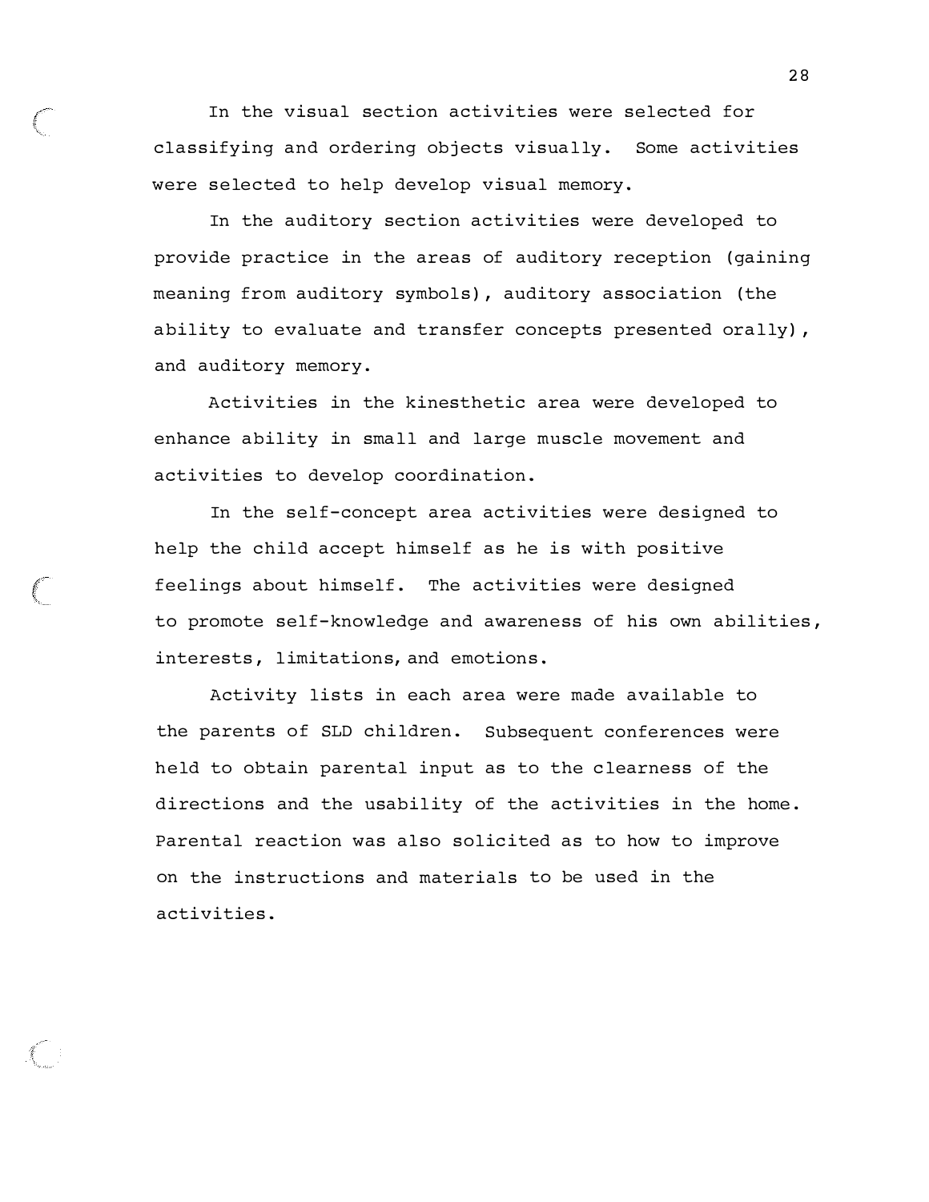In the visual section activities were selected for classifying and ordering objects visually. Some activities were selected to help develop visual memory.

In the auditory section activities were developed to provide practice in the areas of auditory reception (gaining meaning from auditory symbols), auditory association (the ability to evaluate and transfer concepts presented orally), and auditory memory.

Activities in the kinesthetic area were developed to enhance ability in small and large muscle movement and activities to develop coordination.

In the self-concept area activities were designed to help the child accept himself as he is with positive feelings about himself. The activities were designed to promote self-knowledge and awareness of his own abilities, interests, limitations, and emotions.

Activity lists in each area were made available to the parents of SLD children. Subsequent conferences were held to obtain parental input as to the clearness of the directions and the usability of the activities in the home. Parental reaction was also solicited as to how to improve on the instructions and materials to be used in the activities.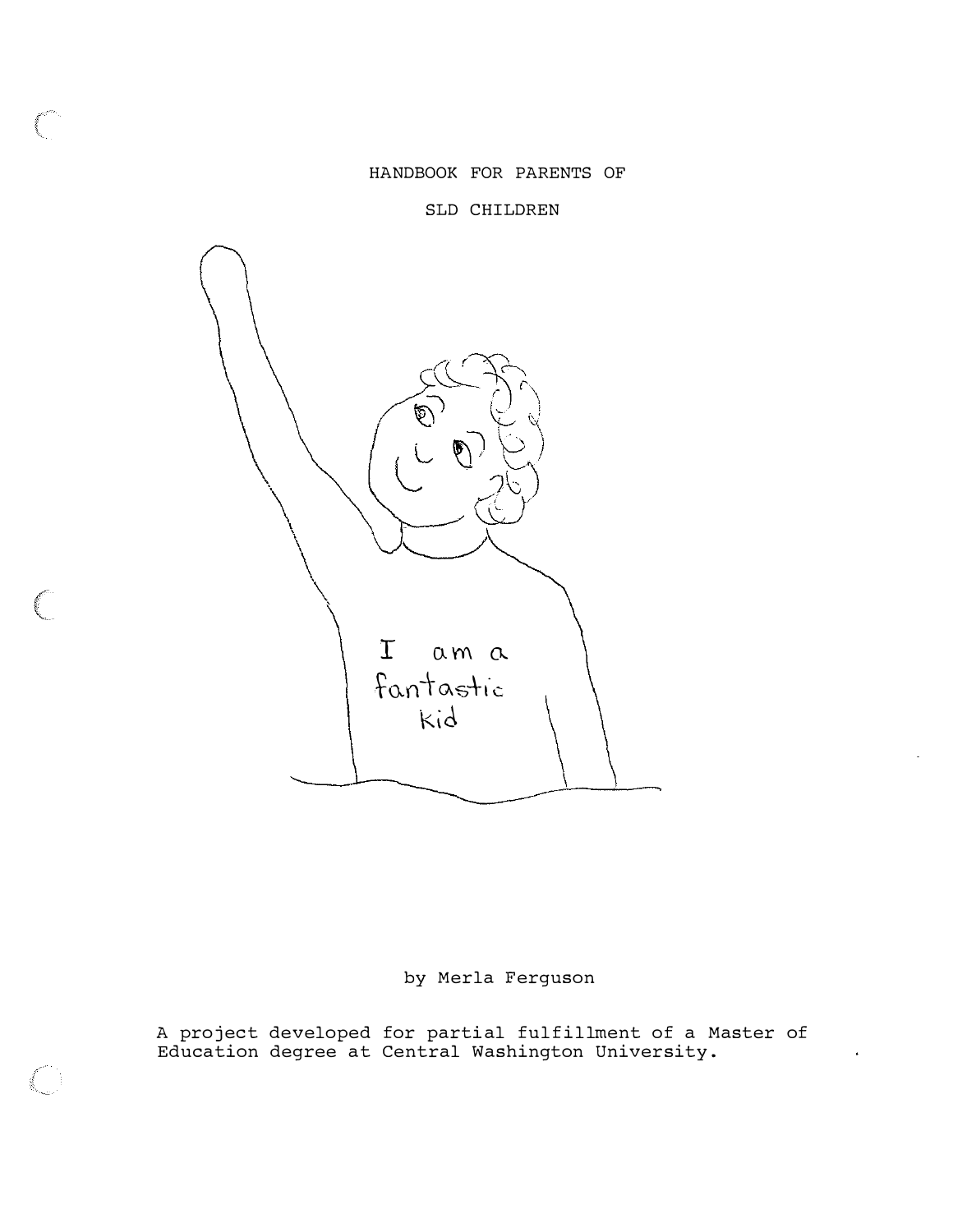HANDBOOK FOR PARENTS OF

SLD CHILDREN

by Merla Ferguson

A project developed for partial fulfillment of a Master of Education degree at Central Washington University.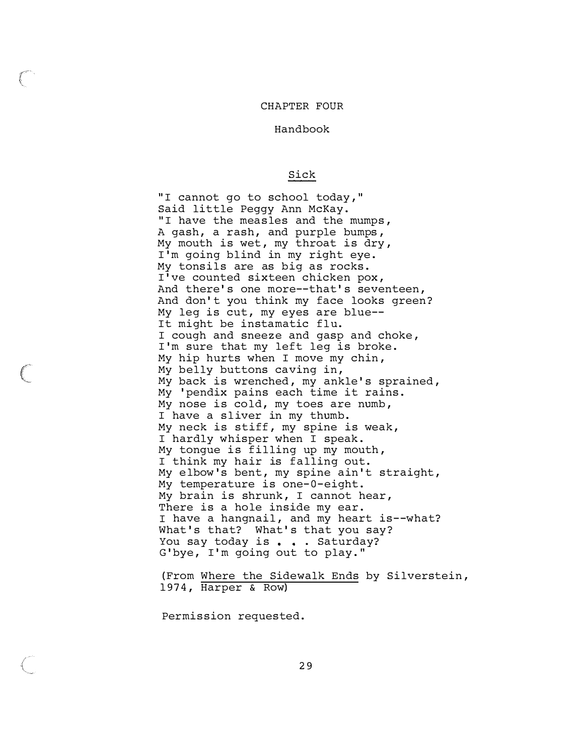# CHAPTER FOUR

## Handbook

### <u>Sick</u>

"I cannot go to school today,"
Said little Peggy Ann McKay.
"I have the measles and the mumps,
A gash, a rash, and purple bumps,
My mouth is wet, my throat is dry,
I'm going blind in my right eye.
My tonsils are as big as rocks.
I've counted sixteen chicken pox,
And there's one more--that's seventeen,
And don't you think my face looks green?
My leg is cut, my eyes are blue--
It might be instamatic flu.
I cough and sneeze and gasp and choke,
I'm sure that my left leg is broke.
My hip hurts when I move my chin,
My belly buttons caving in,
My back is wrenched, my ankle's sprained,
My 'pendix pains each time it rains.
My nose is cold, my toes are numb,
I have a sliver in my thumb.
My neck is stiff, my spine is weak,
I hardly whisper when I speak.
My tongue is filling up my mouth,
I think my hair is falling out.
My elbow's bent, my spine ain't straight,
My temperature is one-0-eight.
My brain is shrunk, I cannot hear,
There is a hole inside my ear.
I have a hangnail, and my heart is--what?
What's that? What's that you say?
You say today is . . . Saturday?
G'bye, I'm going out to play."

(From <u>Where the Sidewalk Ends</u> by Silverstein, 1974, <u>Harper & Row</u>)

Permission requested.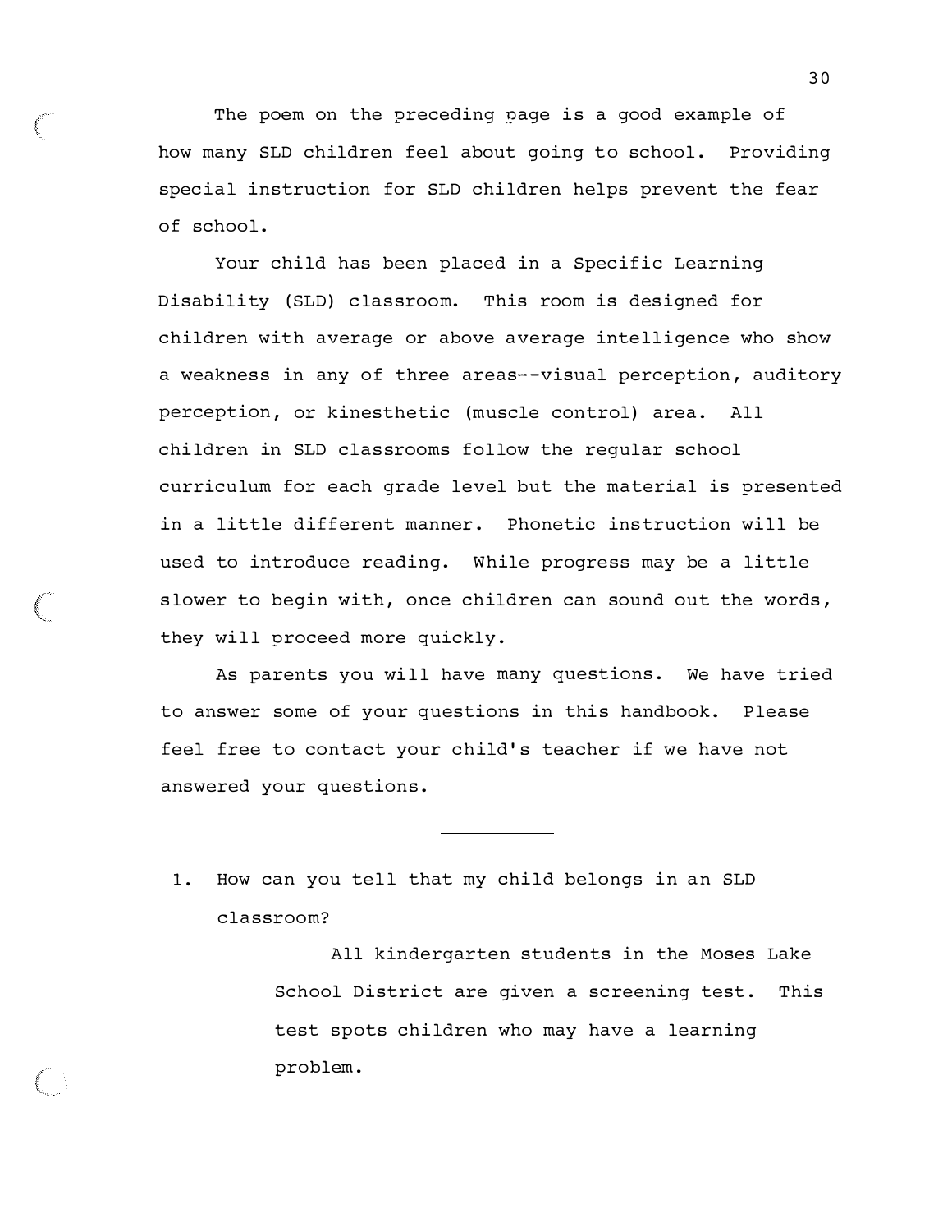The poem on the preceding page is a good example of how many SLD children feel about going to school. Providing special instruction for SLD children helps prevent the fear of school.

Your child has been placed in a Specific Learning Disability (SLD) classroom. This room is designed for children with average or above average intelligence who show a weakness in any of three areas--visual perception, auditory perception, or kinesthetic (muscle control) area. All children in SLD classrooms follow the regular school curriculum for each grade level but the material is presented in a little different manner. Phonetic instruction will be used to introduce reading. While progress may be a little slower to begin with, once children can sound out the words, they will proceed more quickly.

As parents you will have many questions. We have tried to answer some of your questions in this handbook. Please feel free to contact your child's teacher if we have not answered your questions.

---

1. How can you tell that my child belongs in an SLD classroom?

   All kindergarten students in the Moses Lake School District are given a screening test. This test spots children who may have a learning problem.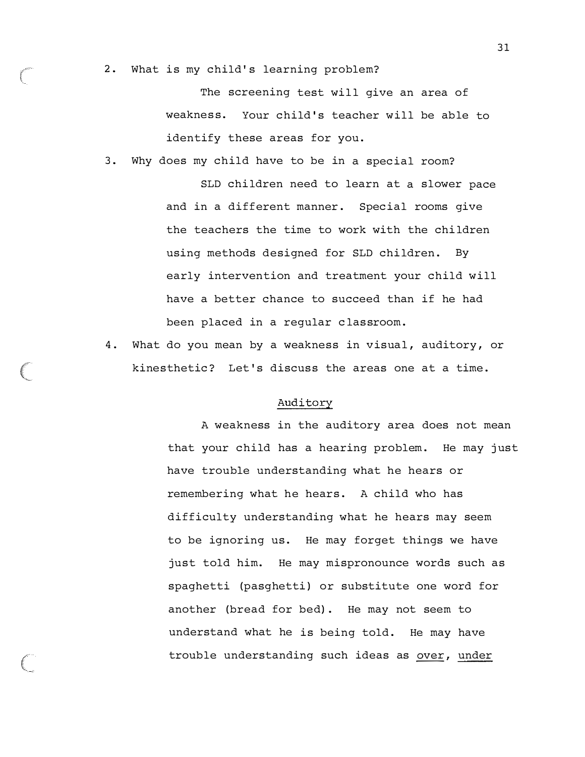2. What is my child's learning problem?

   The screening test will give an area of weakness. Your child's teacher will be able to identify these areas for you.

3. Why does my child have to be in a special room?

   SLD children need to learn at a slower pace and in a different manner. Special rooms give the teachers the time to work with the children using methods designed for SLD children. By early intervention and treatment your child will have a better chance to succeed than if he had been placed in a regular classroom.

4. What do you mean by a weakness in visual, auditory, or kinesthetic? Let's discuss the areas one at a time.

<u>Auditory</u>

A weakness in the auditory area does not mean that your child has a hearing problem. He may just have trouble understanding what he hears or remembering what he hears. A child who has difficulty understanding what he hears may seem to be ignoring us. He may forget things we have just told him. He may mispronounce words such as spaghetti (pasghetti) or substitute one word for another (bread for bed). He may not seem to understand what he is being told. He may have trouble understanding such ideas as <u>over</u>, <u>under</u>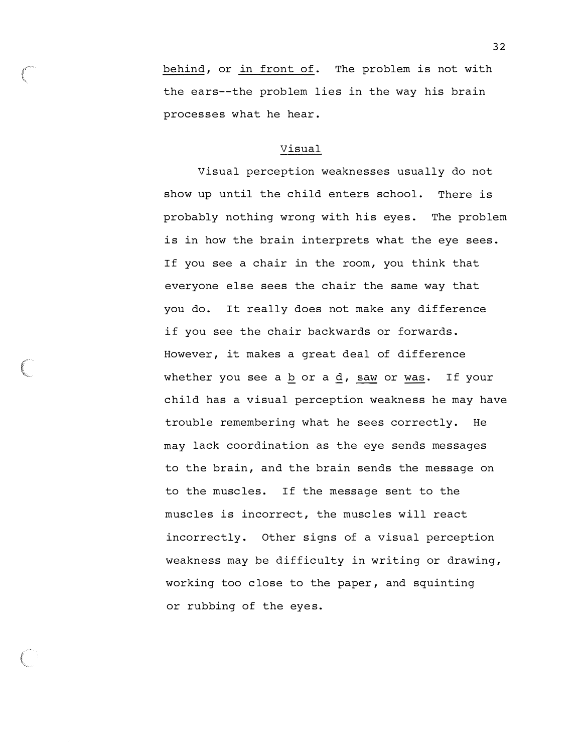behind, or in front of. The problem is not with the ears--the problem lies in the way his brain processes what he hear.

## Visual

Visual perception weaknesses usually do not show up until the child enters school. There is probably nothing wrong with his eyes. The problem is in how the brain interprets what the eye sees. If you see a chair in the room, you think that everyone else sees the chair the same way that you do. It really does not make any difference if you see the chair backwards or forwards. However, it makes a great deal of difference whether you see a b or a d, saw or was. If your child has a visual perception weakness he may have trouble remembering what he sees correctly. He may lack coordination as the eye sends messages to the brain, and the brain sends the message on to the muscles. If the message sent to the muscles is incorrect, the muscles will react incorrectly. Other signs of a visual perception weakness may be difficulty in writing or drawing, working too close to the paper, and squinting or rubbing of the eyes.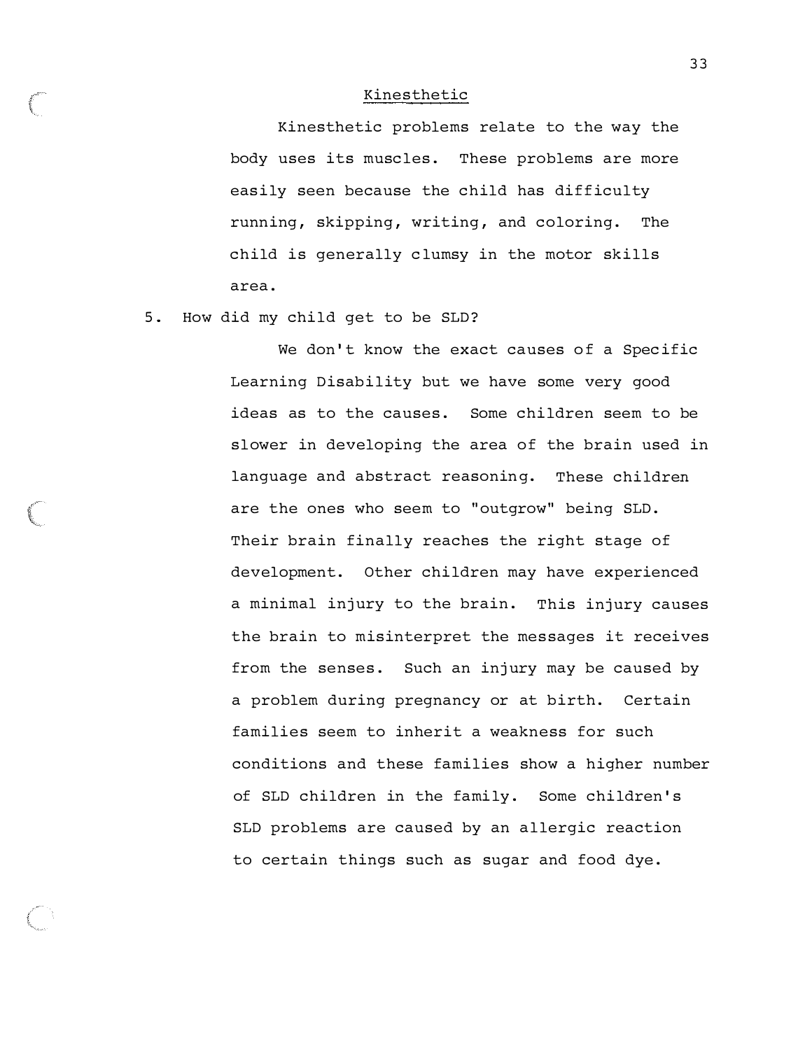### Kinesthetic

Kinesthetic problems relate to the way the body uses its muscles. These problems are more easily seen because the child has difficulty running, skipping, writing, and coloring. The child is generally clumsy in the motor skills area.

5. How did my child get to be SLD?

   We don't know the exact causes of a Specific Learning Disability but we have some very good ideas as to the causes. Some children seem to be slower in developing the area of the brain used in language and abstract reasoning. These children are the ones who seem to "outgrow" being SLD. Their brain finally reaches the right stage of development. Other children may have experienced a minimal injury to the brain. This injury causes the brain to misinterpret the messages it receives from the senses. Such an injury may be caused by a problem during pregnancy or at birth. Certain families seem to inherit a weakness for such conditions and these families show a higher number of SLD children in the family. Some children's SLD problems are caused by an allergic reaction to certain things such as sugar and food dye.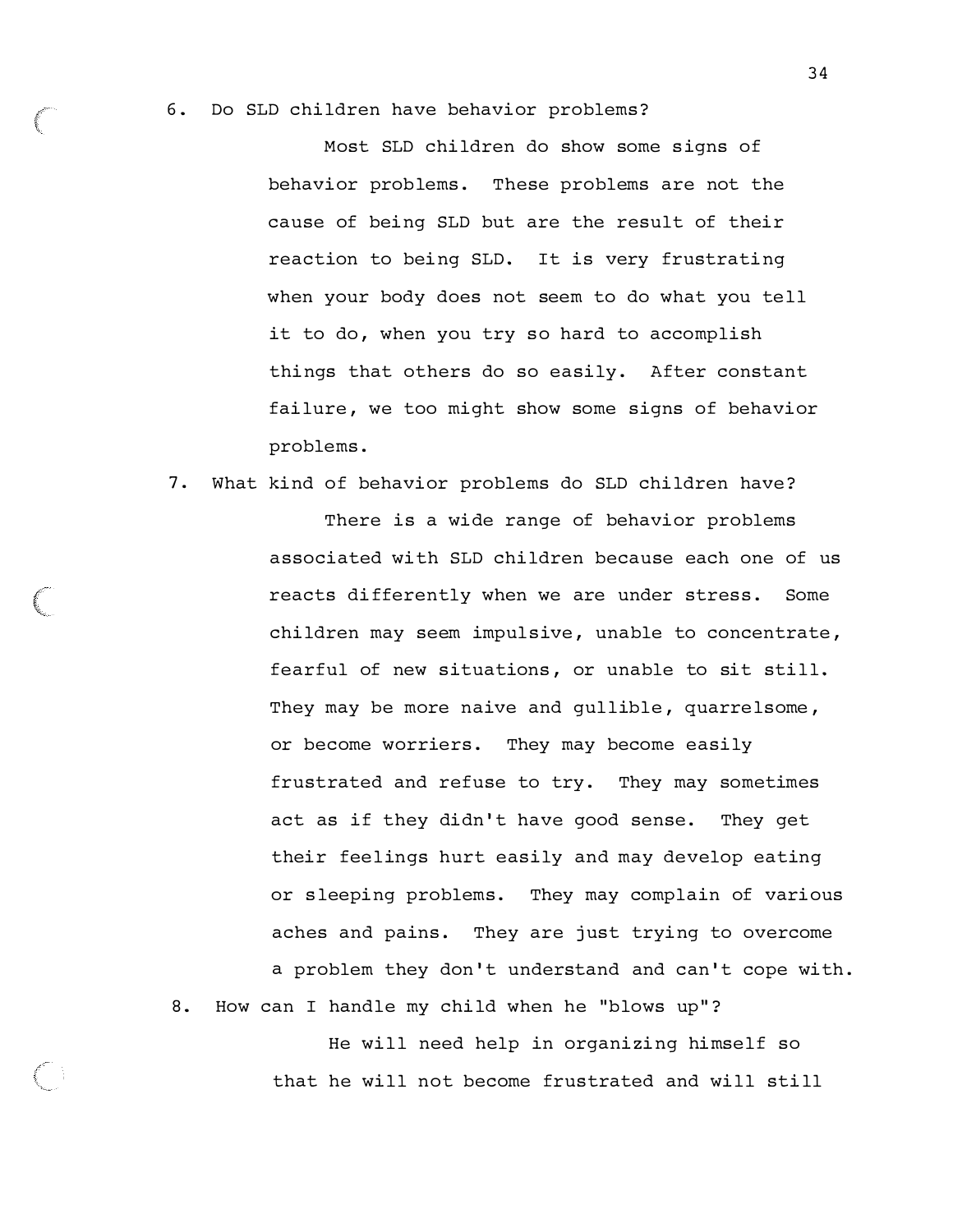6. Do SLD children have behavior problems?

   Most SLD children do show some signs of behavior problems. These problems are not the cause of being SLD but are the result of their reaction to being SLD. It is very frustrating when your body does not seem to do what you tell it to do, when you try so hard to accomplish things that others do so easily. After constant failure, we too might show some signs of behavior problems.

7. What kind of behavior problems do SLD children have?

   There is a wide range of behavior problems associated with SLD children because each one of us reacts differently when we are under stress. Some children may seem impulsive, unable to concentrate, fearful of new situations, or unable to sit still. They may be more naive and gullible, quarrelsome, or become worriers. They may become easily frustrated and refuse to try. They may sometimes act as if they didn't have good sense. They get their feelings hurt easily and may develop eating or sleeping problems. They may complain of various aches and pains. They are just trying to overcome a problem they don't understand and can't cope with.

8. How can I handle my child when he "blows up"?

   He will need help in organizing himself so that he will not become frustrated and will still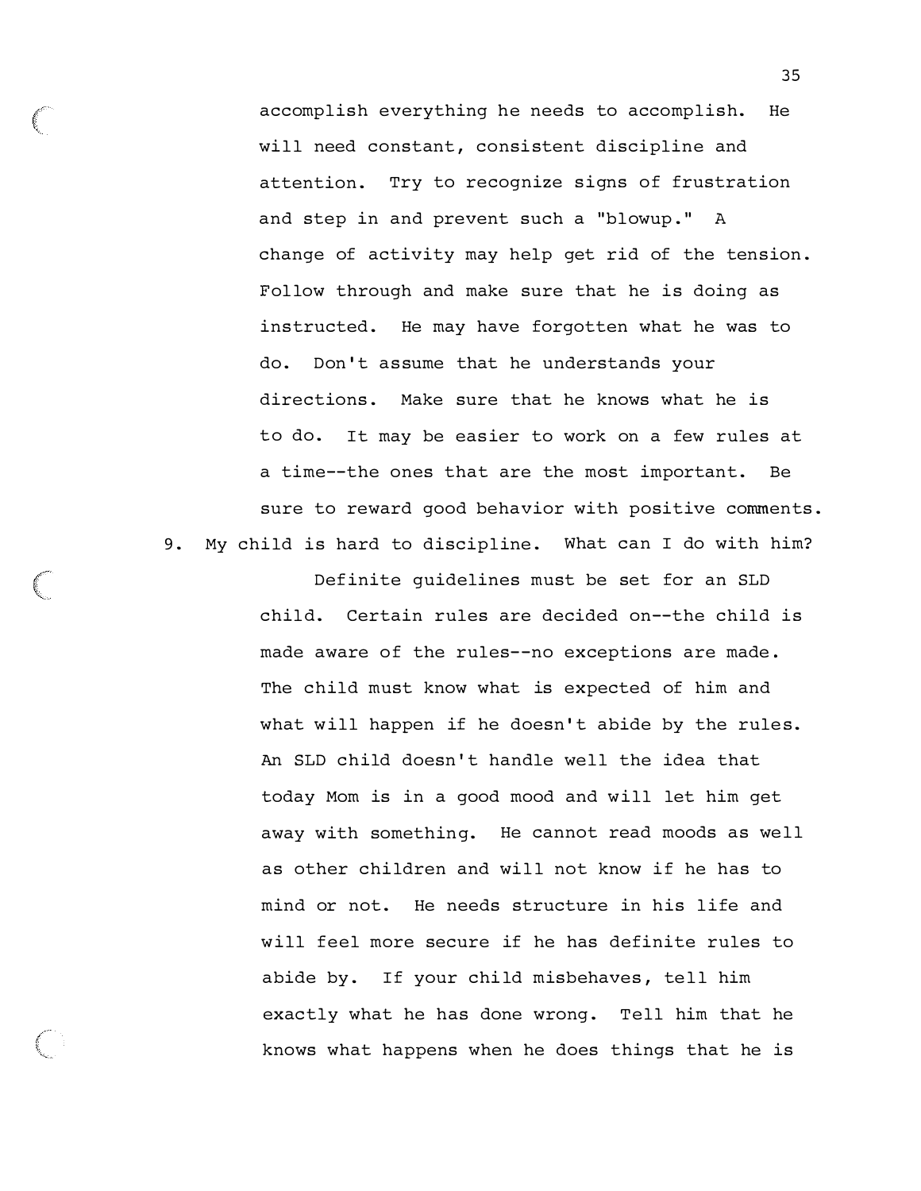accomplish everything he needs to accomplish. He will need constant, consistent discipline and attention. Try to recognize signs of frustration and step in and prevent such a "blowup." A change of activity may help get rid of the tension. Follow through and make sure that he is doing as instructed. He may have forgotten what he was to do. Don't assume that he understands your directions. Make sure that he knows what he is to do. It may be easier to work on a few rules at a time--the ones that are the most important. Be sure to reward good behavior with positive comments.

9. My child is hard to discipline. What can I do with him?

   Definite guidelines must be set for an SLD child. Certain rules are decided on--the child is made aware of the rules--no exceptions are made. The child must know what is expected of him and what will happen if he doesn't abide by the rules. An SLD child doesn't handle well the idea that today Mom is in a good mood and will let him get away with something. He cannot read moods as well as other children and will not know if he has to mind or not. He needs structure in his life and will feel more secure if he has definite rules to abide by. If your child misbehaves, tell him exactly what he has done wrong. Tell him that he knows what happens when he does things that he is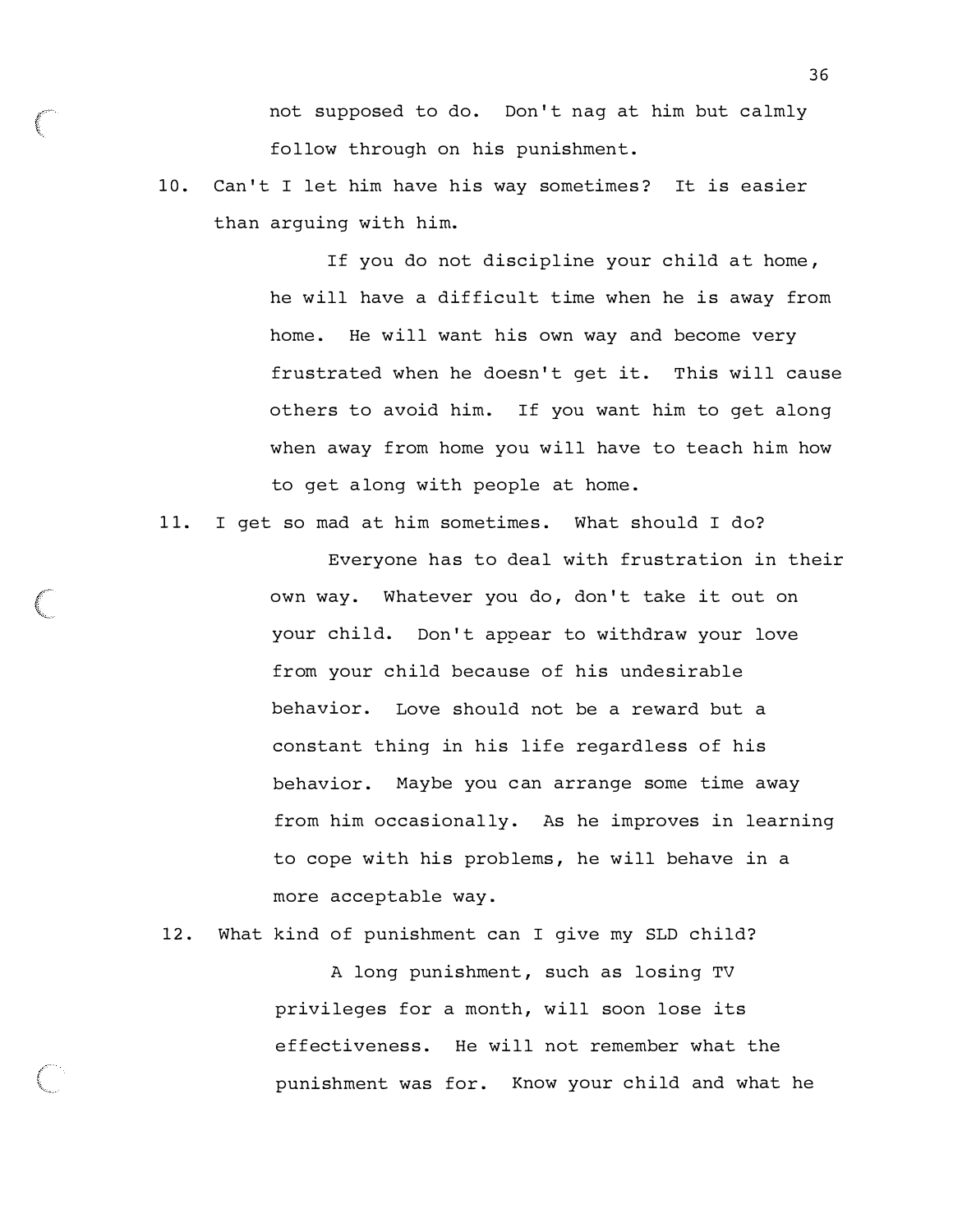not supposed to do. Don't nag at him but calmly follow through on his punishment.

10. Can't I let him have his way sometimes? It is easier than arguing with him.

    If you do not discipline your child at home, he will have a difficult time when he is away from home. He will want his own way and become very frustrated when he doesn't get it. This will cause others to avoid him. If you want him to get along when away from home you will have to teach him how to get along with people at home.

11. I get so mad at him sometimes. What should I do?

    Everyone has to deal with frustration in their own way. Whatever you do, don't take it out on your child. Don't appear to withdraw your love from your child because of his undesirable behavior. Love should not be a reward but a constant thing in his life regardless of his behavior. Maybe you can arrange some time away from him occasionally. As he improves in learning to cope with his problems, he will behave in a more acceptable way.

12. What kind of punishment can I give my SLD child?

    A long punishment, such as losing TV privileges for a month, will soon lose its effectiveness. He will not remember what the punishment was for. Know your child and what he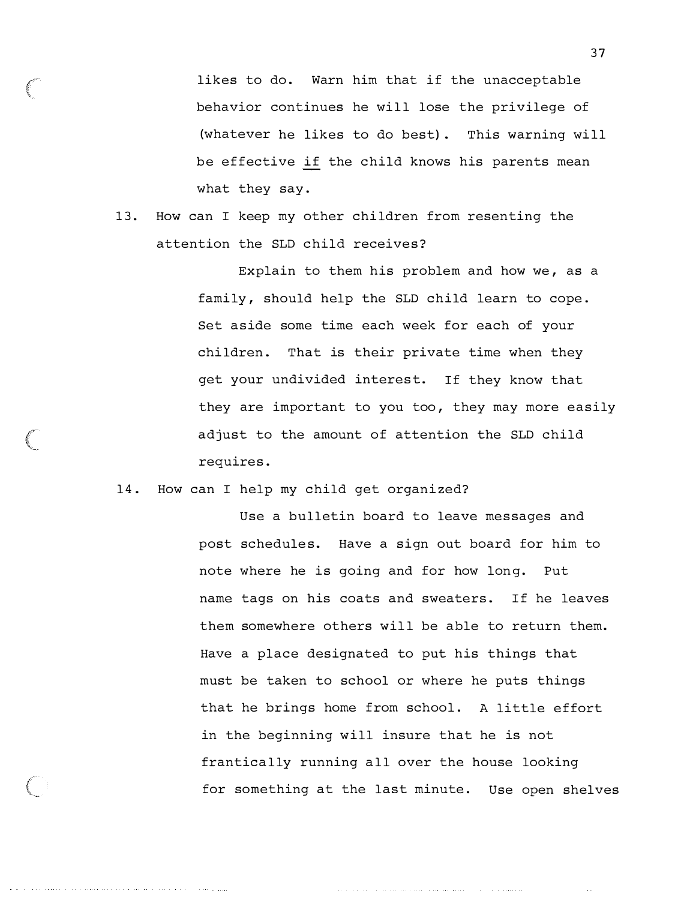likes to do. Warn him that if the unacceptable behavior continues he will lose the privilege of (whatever he likes to do best). This warning will be effective <u>if</u> the child knows his parents mean what they say.

13. How can I keep my other children from resenting the attention the SLD child receives?

    Explain to them his problem and how we, as a family, should help the SLD child learn to cope. Set aside some time each week for each of your children. That is their private time when they get your undivided interest. If they know that they are important to you too, they may more easily adjust to the amount of attention the SLD child requires.

14. How can I help my child get organized?

    Use a bulletin board to leave messages and post schedules. Have a sign out board for him to note where he is going and for how long. Put name tags on his coats and sweaters. If he leaves them somewhere others will be able to return them. Have a place designated to put his things that must be taken to school or where he puts things that he brings home from school. A little effort in the beginning will insure that he is not frantically running all over the house looking for something at the last minute. Use open shelves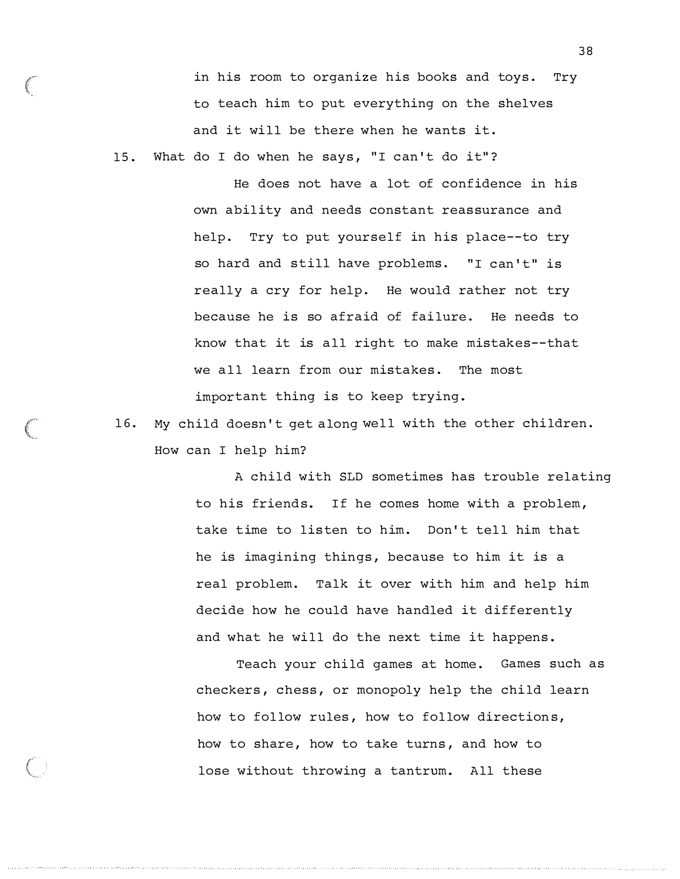in his room to organize his books and toys. Try to teach him to put everything on the shelves and it will be there when he wants it.

15. What do I do when he says, "I can't do it"?

    He does not have a lot of confidence in his own ability and needs constant reassurance and help. Try to put yourself in his place--to try so hard and still have problems. "I can't" is really a cry for help. He would rather not try because he is so afraid of failure. He needs to know that it is all right to make mistakes--that we all learn from our mistakes. The most important thing is to keep trying.

16. My child doesn't get along well with the other children. How can I help him?

    A child with SLD sometimes has trouble relating to his friends. If he comes home with a problem, take time to listen to him. Don't tell him that he is imagining things, because to him it is a real problem. Talk it over with him and help him decide how he could have handled it differently and what he will do the next time it happens.

    Teach your child games at home. Games such as checkers, chess, or monopoly help the child learn how to follow rules, how to follow directions, how to share, how to take turns, and how to lose without throwing a tantrum. All these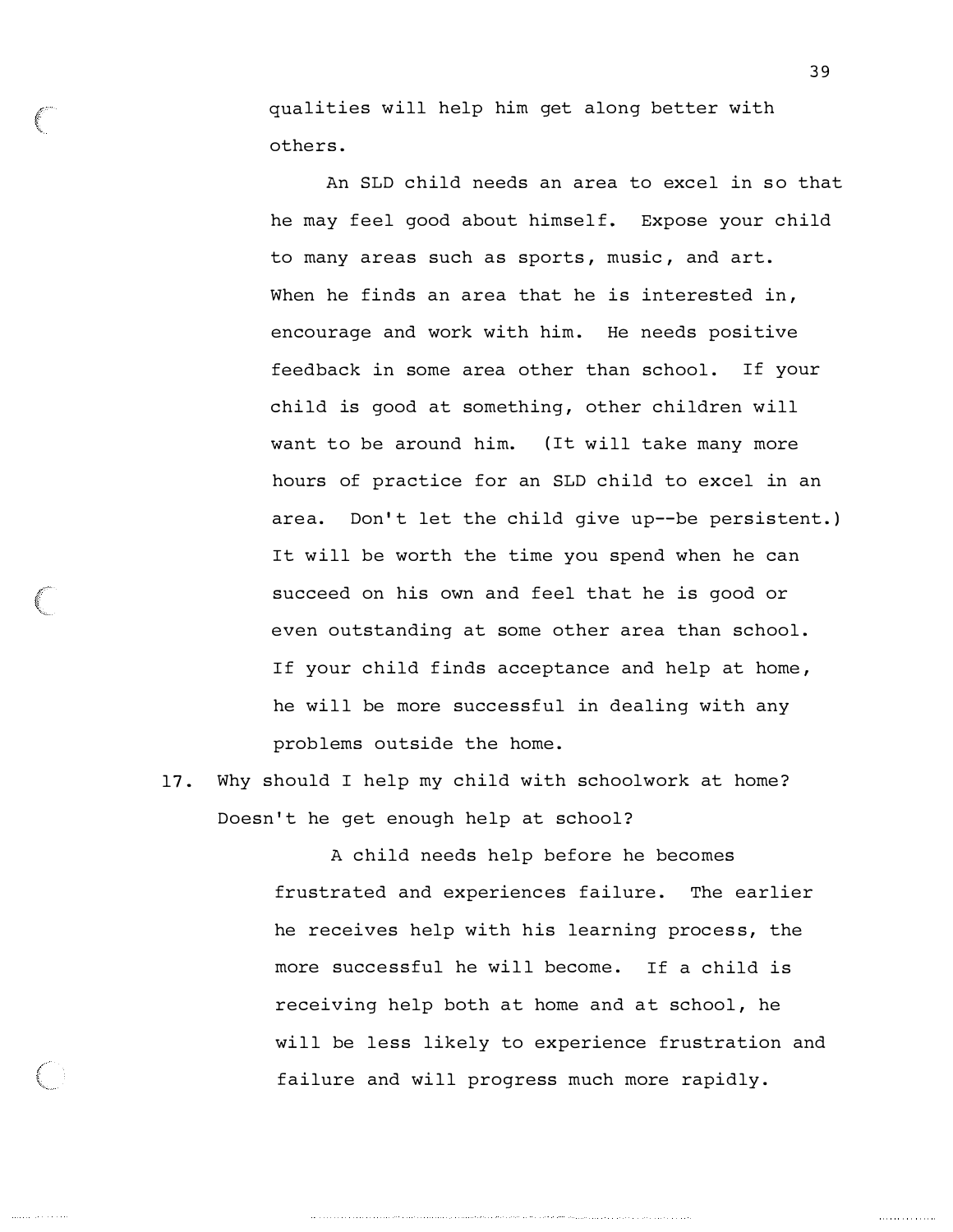qualities will help him get along better with others.

An SLD child needs an area to excel in so that he may feel good about himself. Expose your child to many areas such as sports, music, and art. When he finds an area that he is interested in, encourage and work with him. He needs positive feedback in some area other than school. If your child is good at something, other children will want to be around him. (It will take many more hours of practice for an SLD child to excel in an area. Don't let the child give up--be persistent.) It will be worth the time you spend when he can succeed on his own and feel that he is good or even outstanding at some other area than school. If your child finds acceptance and help at home, he will be more successful in dealing with any problems outside the home.

17. Why should I help my child with schoolwork at home? Doesn't he get enough help at school?

    A child needs help before he becomes frustrated and experiences failure. The earlier he receives help with his learning process, the more successful he will become. If a child is receiving help both at home and at school, he will be less likely to experience frustration and failure and will progress much more rapidly.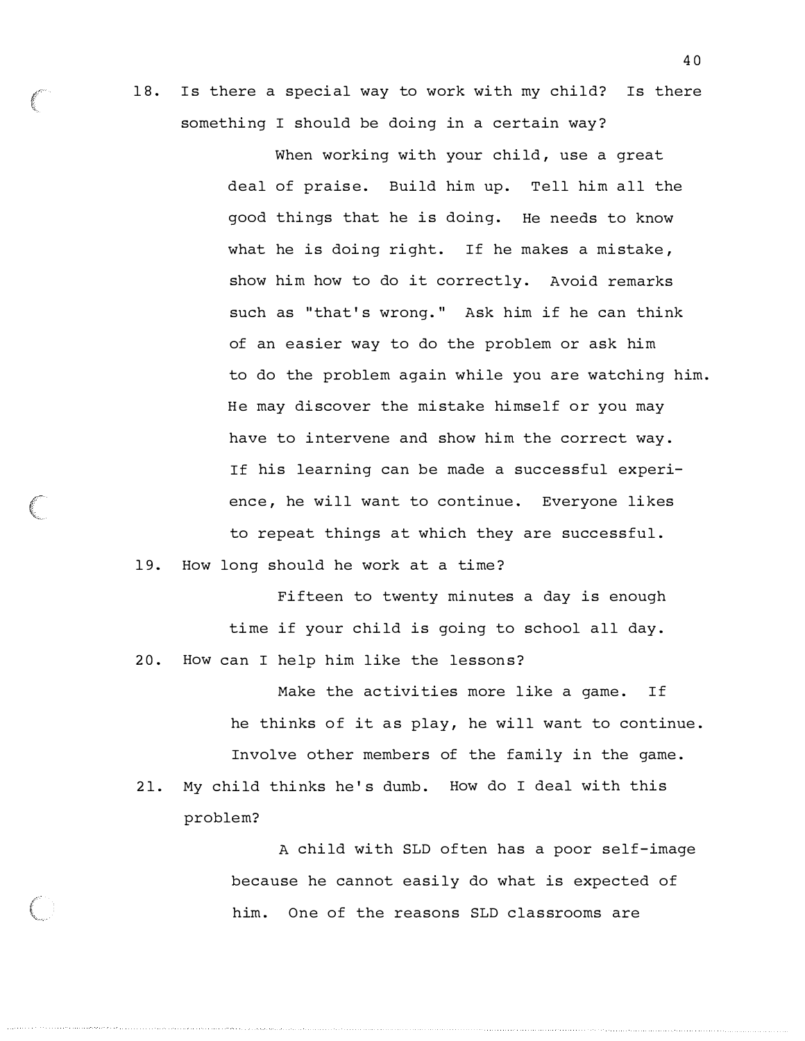18. Is there a special way to work with my child? Is there something I should be doing in a certain way?

    When working with your child, use a great deal of praise. Build him up. Tell him all the good things that he is doing. He needs to know what he is doing right. If he makes a mistake, show him how to do it correctly. Avoid remarks such as "that's wrong." Ask him if he can think of an easier way to do the problem or ask him to do the problem again while you are watching him. He may discover the mistake himself or you may have to intervene and show him the correct way. If his learning can be made a successful experience, he will want to continue. Everyone likes to repeat things at which they are successful.

19. How long should he work at a time?

    Fifteen to twenty minutes a day is enough time if your child is going to school all day.

20. How can I help him like the lessons?

    Make the activities more like a game. If he thinks of it as play, he will want to continue. Involve other members of the family in the game.

21. My child thinks he's dumb. How do I deal with this problem?

    A child with SLD often has a poor self-image because he cannot easily do what is expected of him. One of the reasons SLD classrooms are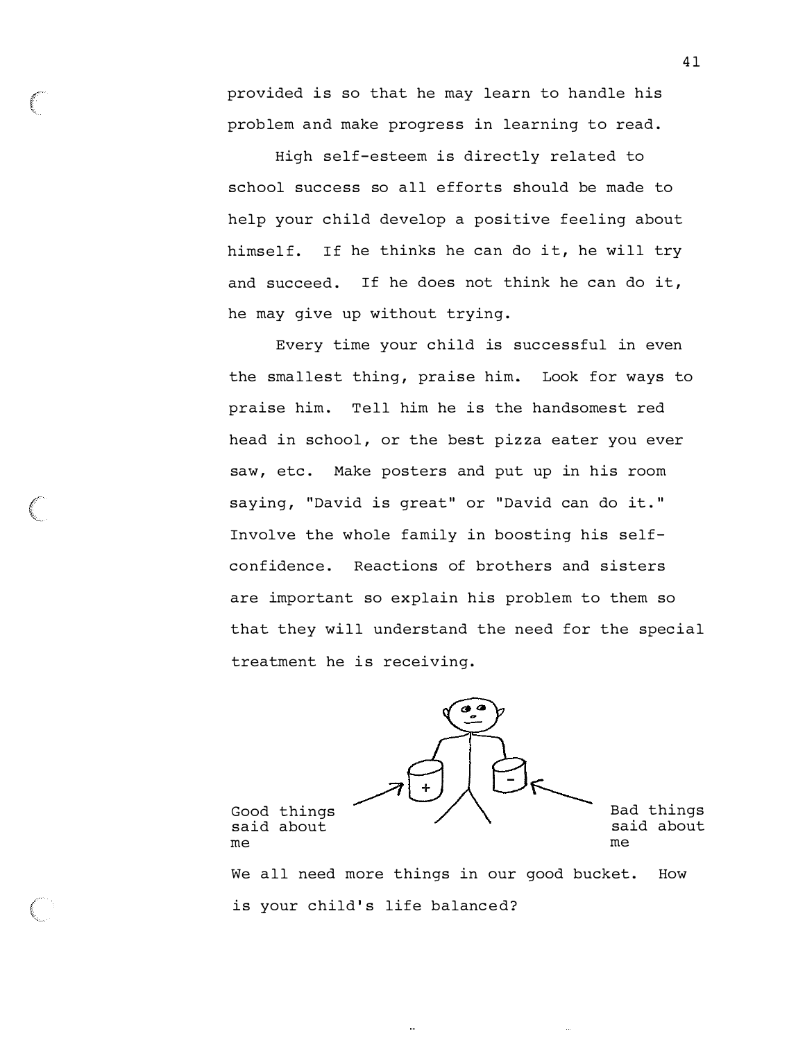provided is so that he may learn to handle his problem and make progress in learning to read.

High self-esteem is directly related to school success so all efforts should be made to help your child develop a positive feeling about himself. If he thinks he can do it, he will try and succeed. If he does not think he can do it, he may give up without trying.

Every time your child is successful in even the smallest thing, praise him. Look for ways to praise him. Tell him he is the handsomest red head in school, or the best pizza eater you ever saw, etc. Make posters and put up in his room saying, "David is great" or "David can do it." Involve the whole family in boosting his self-confidence. Reactions of brothers and sisters are important so explain his problem to them so that they will understand the need for the special treatment he is receiving.

Good things said about me

Bad things said about me

We all need more things in our good bucket. How is your child's life balanced?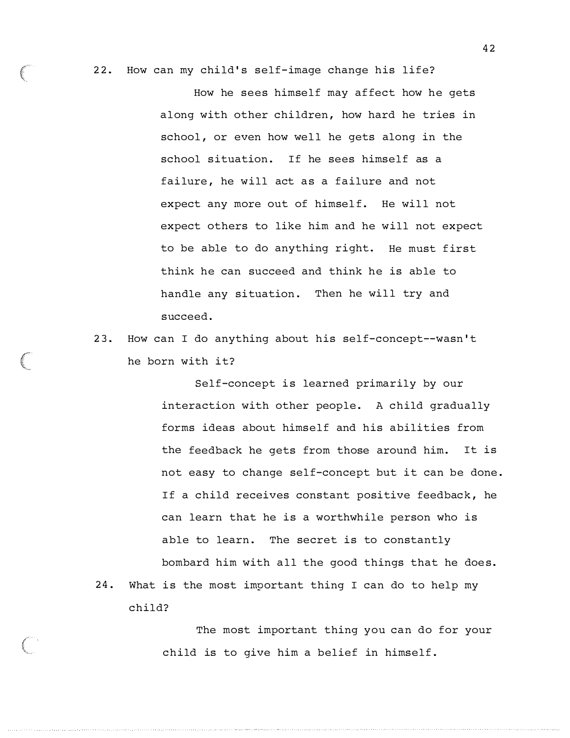22. How can my child's self-image change his life?

    How he sees himself may affect how he gets along with other children, how hard he tries in school, or even how well he gets along in the school situation. If he sees himself as a failure, he will act as a failure and not expect any more out of himself. He will not expect others to like him and he will not expect to be able to do anything right. He must first think he can succeed and think he is able to handle any situation. Then he will try and succeed.

23. How can I do anything about his self-concept--wasn't he born with it?

    Self-concept is learned primarily by our interaction with other people. A child gradually forms ideas about himself and his abilities from the feedback he gets from those around him. It is not easy to change self-concept but it can be done. If a child receives constant positive feedback, he can learn that he is a worthwhile person who is able to learn. The secret is to constantly bombard him with all the good things that he does.

24. What is the most important thing I can do to help my child?

    The most important thing you can do for your child is to give him a belief in himself.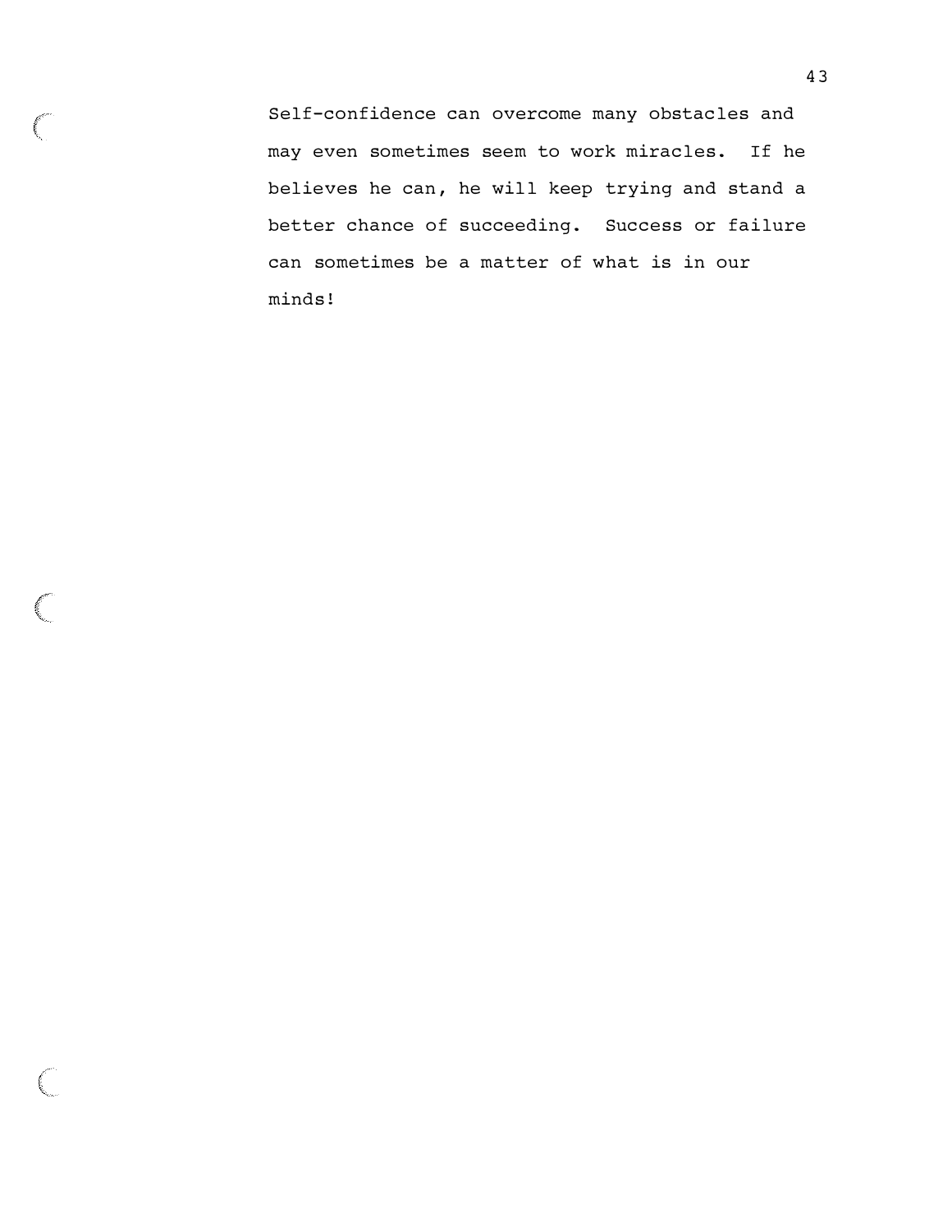Self-confidence can overcome many obstacles and may even sometimes seem to work miracles. If he believes he can, he will keep trying and stand a better chance of succeeding. Success or failure can sometimes be a matter of what is in our minds!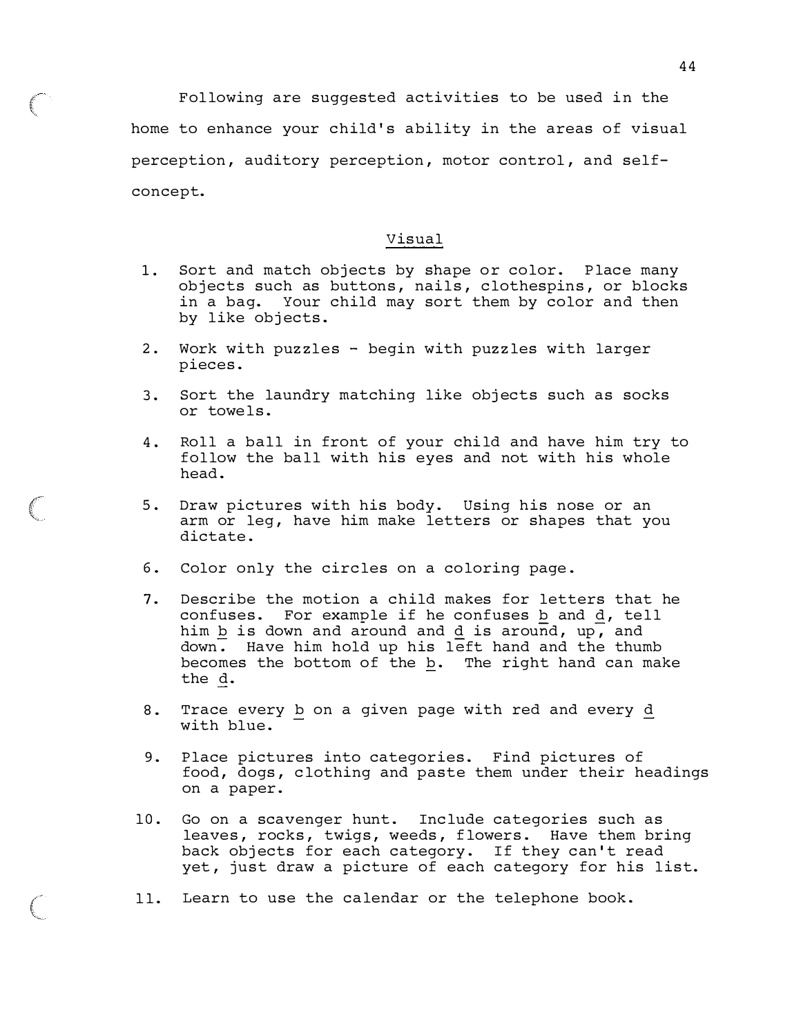Following are suggested activities to be used in the home to enhance your child's ability in the areas of visual perception, auditory perception, motor control, and self-concept.

## Visual

1. Sort and match objects by shape or color. Place many objects such as buttons, nails, clothespins, or blocks in a bag. Your child may sort them by color and then by like objects.

2. Work with puzzles - begin with puzzles with larger pieces.

3. Sort the laundry matching like objects such as socks or towels.

4. Roll a ball in front of your child and have him try to follow the ball with his eyes and not with his whole head.

5. Draw pictures with his body. Using his nose or an arm or leg, have him make letters or shapes that you dictate.

6. Color only the circles on a coloring page.

7. Describe the motion a child makes for letters that he confuses. For example if he confuses b and d, tell him b is down and around and d is around, up, and down. Have him hold up his left hand and the thumb becomes the bottom of the b. The right hand can make the d.

8. Trace every b on a given page with red and every d with blue.

9. Place pictures into categories. Find pictures of food, dogs, clothing and paste them under their headings on a paper.

10. Go on a scavenger hunt. Include categories such as leaves, rocks, twigs, weeds, flowers. Have them bring back objects for each category. If they can't read yet, just draw a picture of each category for his list.

11. Learn to use the calendar or the telephone book.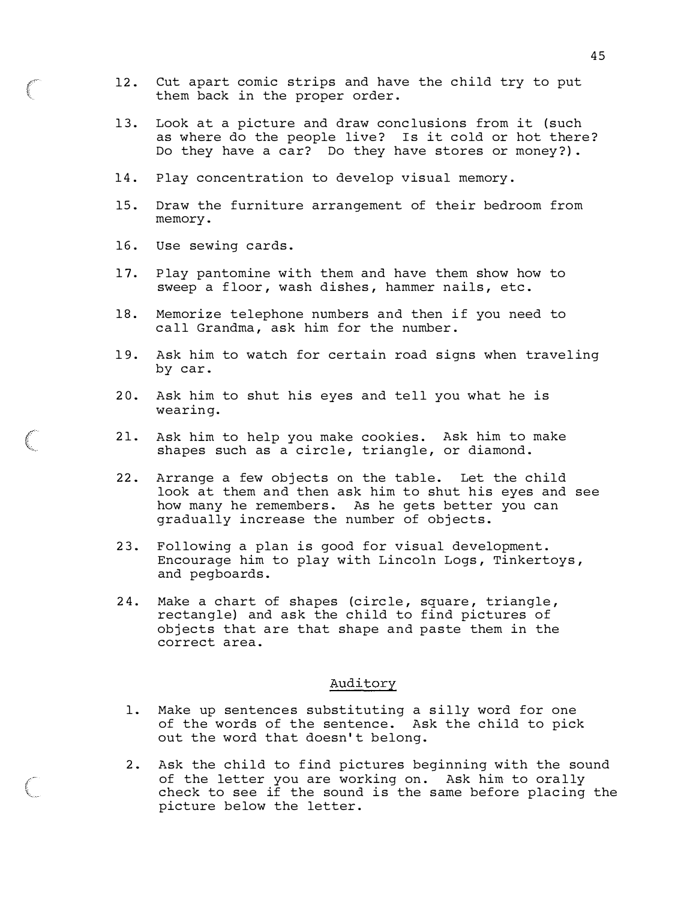12. Cut apart comic strips and have the child try to put them back in the proper order.

13. Look at a picture and draw conclusions from it (such as where do the people live? Is it cold or hot there? Do they have a car? Do they have stores or money?).

14. Play concentration to develop visual memory.

15. Draw the furniture arrangement of their bedroom from memory.

16. Use sewing cards.

17. Play pantomine with them and have them show how to sweep a floor, wash dishes, hammer nails, etc.

18. Memorize telephone numbers and then if you need to call Grandma, ask him for the number.

19. Ask him to watch for certain road signs when traveling by car.

20. Ask him to shut his eyes and tell you what he is wearing.

21. Ask him to help you make cookies. Ask him to make shapes such as a circle, triangle, or diamond.

22. Arrange a few objects on the table. Let the child look at them and then ask him to shut his eyes and see how many he remembers. As he gets better you can gradually increase the number of objects.

23. Following a plan is good for visual development. Encourage him to play with Lincoln Logs, Tinkertoys, and pegboards.

24. Make a chart of shapes (circle, square, triangle, rectangle) and ask the child to find pictures of objects that are that shape and paste them in the correct area.

## Auditory

1. Make up sentences substituting a silly word for one of the words of the sentence. Ask the child to pick out the word that doesn't belong.

2. Ask the child to find pictures beginning with the sound of the letter you are working on. Ask him to orally check to see if the sound is the same before placing the picture below the letter.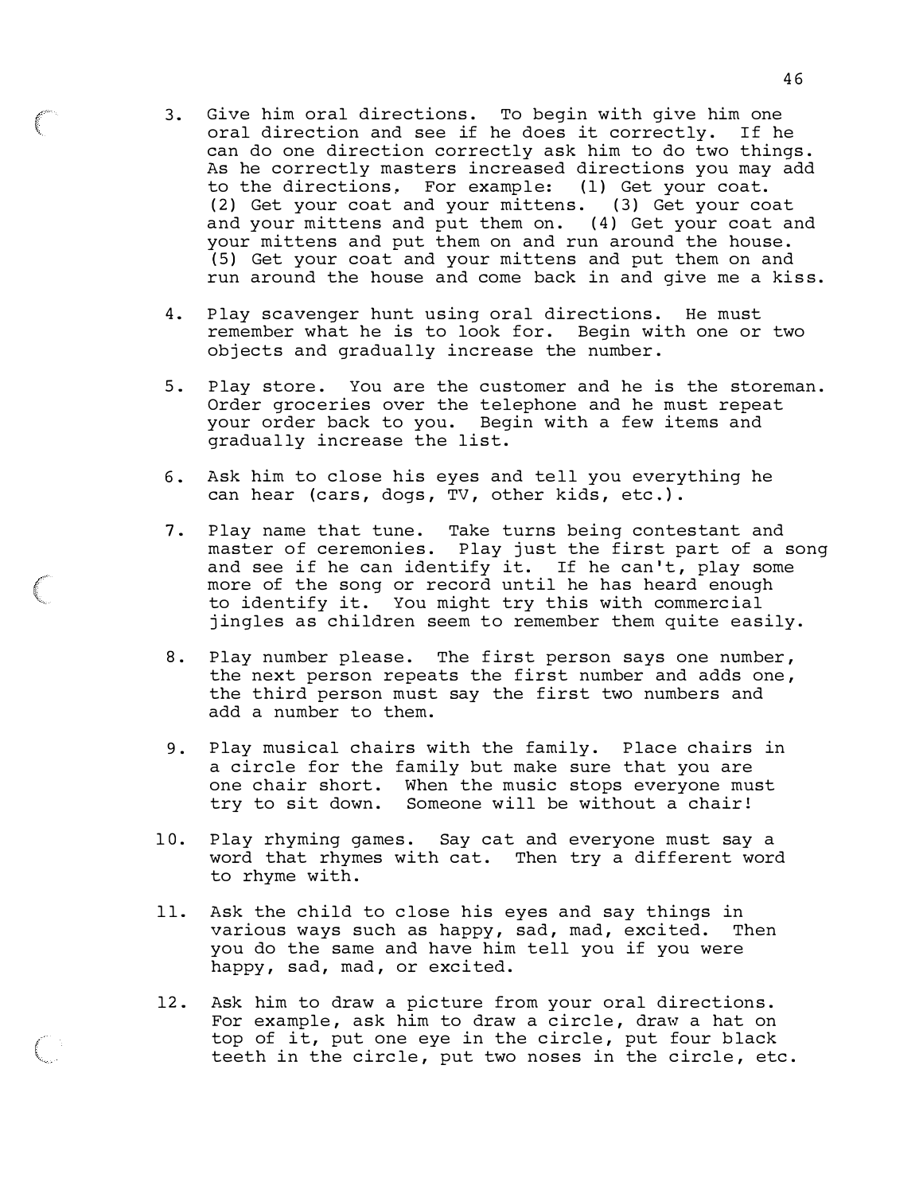3. Give him oral directions. To begin with give him one oral direction and see if he does it correctly. If he can do one direction correctly ask him to do two things. As he correctly masters increased directions you may add to the directions. For example: (1) Get your coat. (2) Get your coat and your mittens. (3) Get your coat and your mittens and put them on. (4) Get your coat and your mittens and put them on and run around the house. (5) Get your coat and your mittens and put them on and run around the house and come back in and give me a kiss.

4. Play scavenger hunt using oral directions. He must remember what he is to look for. Begin with one or two objects and gradually increase the number.

5. Play store. You are the customer and he is the storeman. Order groceries over the telephone and he must repeat your order back to you. Begin with a few items and gradually increase the list.

6. Ask him to close his eyes and tell you everything he can hear (cars, dogs, TV, other kids, etc.).

7. Play name that tune. Take turns being contestant and master of ceremonies. Play just the first part of a song and see if he can identify it. If he can't, play some more of the song or record until he has heard enough to identify it. You might try this with commercial jingles as children seem to remember them quite easily.

8. Play number please. The first person says one number, the next person repeats the first number and adds one, the third person must say the first two numbers and add a number to them.

9. Play musical chairs with the family. Place chairs in a circle for the family but make sure that you are one chair short. When the music stops everyone must try to sit down. Someone will be without a chair!

10. Play rhyming games. Say cat and everyone must say a word that rhymes with cat. Then try a different word to rhyme with.

11. Ask the child to close his eyes and say things in various ways such as happy, sad, mad, excited. Then you do the same and have him tell you if you were happy, sad, mad, or excited.

12. Ask him to draw a picture from your oral directions. For example, ask him to draw a circle, draw a hat on top of it, put one eye in the circle, put four black teeth in the circle, put two noses in the circle, etc.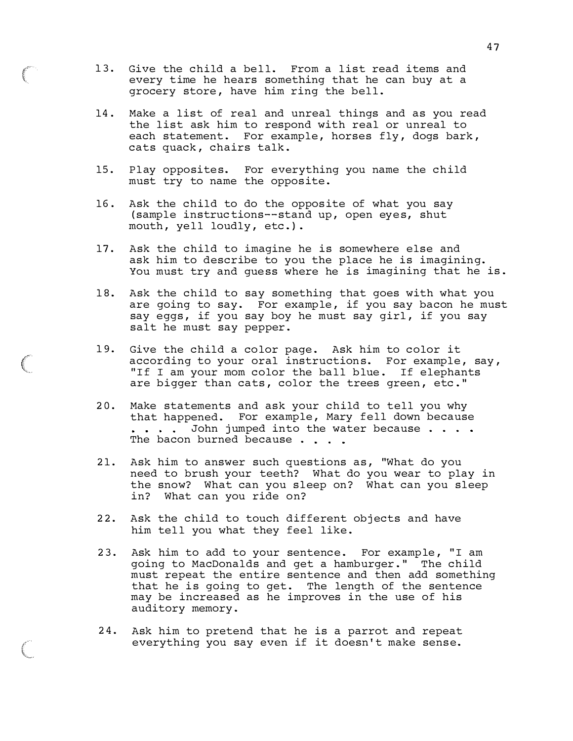13. Give the child a bell. From a list read items and every time he hears something that he can buy at a grocery store, have him ring the bell.

14. Make a list of real and unreal things and as you read the list ask him to respond with real or unreal to each statement. For example, horses fly, dogs bark, cats quack, chairs talk.

15. Play opposites. For everything you name the child must try to name the opposite.

16. Ask the child to do the opposite of what you say (sample instructions--stand up, open eyes, shut mouth, yell loudly, etc.).

17. Ask the child to imagine he is somewhere else and ask him to describe to you the place he is imagining. You must try and guess where he is imagining that he is.

18. Ask the child to say something that goes with what you are going to say. For example, if you say bacon he must say eggs, if you say boy he must say girl, if you say salt he must say pepper.

19. Give the child a color page. Ask him to color it according to your oral instructions. For example, say, "If I am your mom color the ball blue. If elephants are bigger than cats, color the trees green, etc."

20. Make statements and ask your child to tell you why that happened. For example, Mary fell down because . . . . John jumped into the water because . . . . The bacon burned because . . . .

21. Ask him to answer such questions as, "What do you need to brush your teeth? What do you wear to play in the snow? What can you sleep on? What can you sleep in? What can you ride on?

22. Ask the child to touch different objects and have him tell you what they feel like.

23. Ask him to add to your sentence. For example, "I am going to MacDonalds and get a hamburger." The child must repeat the entire sentence and then add something that he is going to get. The length of the sentence may be increased as he improves in the use of his auditory memory.

24. Ask him to pretend that he is a parrot and repeat everything you say even if it doesn't make sense.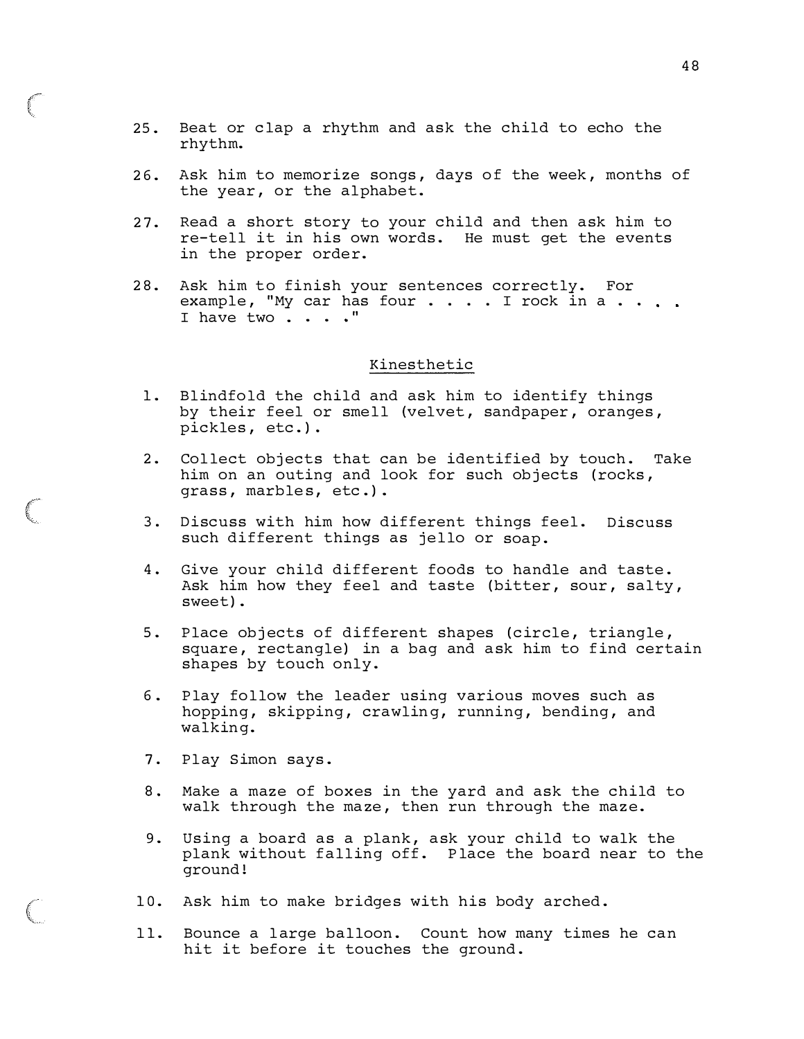25. Beat or clap a rhythm and ask the child to echo the rhythm.

26. Ask him to memorize songs, days of the week, months of the year, or the alphabet.

27. Read a short story to your child and then ask him to re-tell it in his own words. He must get the events in the proper order.

28. Ask him to finish your sentences correctly. For example, "My car has four . . . . I rock in a . . . . I have two . . . ."

## Kinesthetic

1. Blindfold the child and ask him to identify things by their feel or smell (velvet, sandpaper, oranges, pickles, etc.).

2. Collect objects that can be identified by touch. Take him on an outing and look for such objects (rocks, grass, marbles, etc.).

3. Discuss with him how different things feel. Discuss such different things as jello or soap.

4. Give your child different foods to handle and taste. Ask him how they feel and taste (bitter, sour, salty, sweet).

5. Place objects of different shapes (circle, triangle, square, rectangle) in a bag and ask him to find certain shapes by touch only.

6. Play follow the leader using various moves such as hopping, skipping, crawling, running, bending, and walking.

7. Play Simon says.

8. Make a maze of boxes in the yard and ask the child to walk through the maze, then run through the maze.

9. Using a board as a plank, ask your child to walk the plank without falling off. Place the board near to the ground!

10. Ask him to make bridges with his body arched.

11. Bounce a large balloon. Count how many times he can hit it before it touches the ground.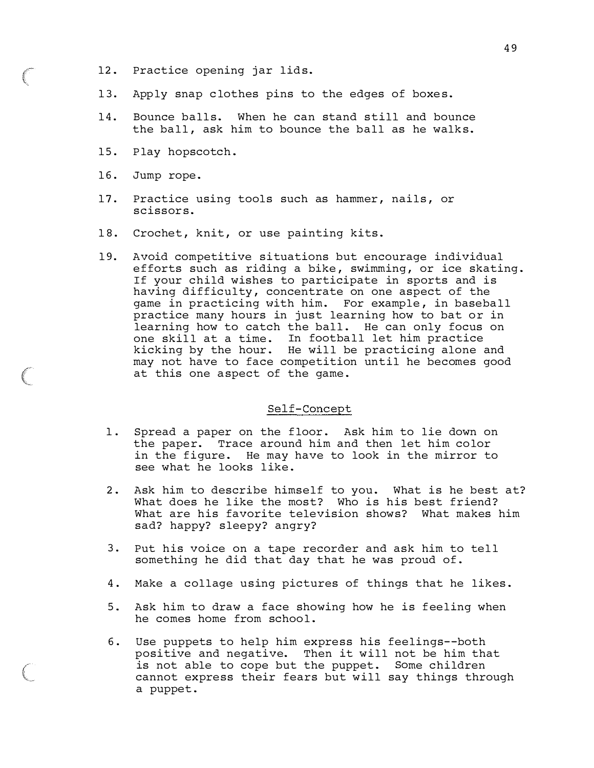12. Practice opening jar lids.

13. Apply snap clothes pins to the edges of boxes.

14. Bounce balls. When he can stand still and bounce the ball, ask him to bounce the ball as he walks.

15. Play hopscotch.

16. Jump rope.

17. Practice using tools such as hammer, nails, or scissors.

18. Crochet, knit, or use painting kits.

19. Avoid competitive situations but encourage individual efforts such as riding a bike, swimming, or ice skating. If your child wishes to participate in sports and is having difficulty, concentrate on one aspect of the game in practicing with him. For example, in baseball practice many hours in just learning how to bat or in learning how to catch the ball. He can only focus on one skill at a time. In football let him practice kicking by the hour. He will be practicing alone and may not have to face competition until he becomes good at this one aspect of the game.

## Self-Concept

1. Spread a paper on the floor. Ask him to lie down on the paper. Trace around him and then let him color in the figure. He may have to look in the mirror to see what he looks like.

2. Ask him to describe himself to you. What is he best at? What does he like the most? Who is his best friend? What are his favorite television shows? What makes him sad? happy? sleepy? angry?

3. Put his voice on a tape recorder and ask him to tell something he did that day that he was proud of.

4. Make a collage using pictures of things that he likes.

5. Ask him to draw a face showing how he is feeling when he comes home from school.

6. Use puppets to help him express his feelings--both positive and negative. Then it will not be him that is not able to cope but the puppet. Some children cannot express their fears but will say things through a puppet.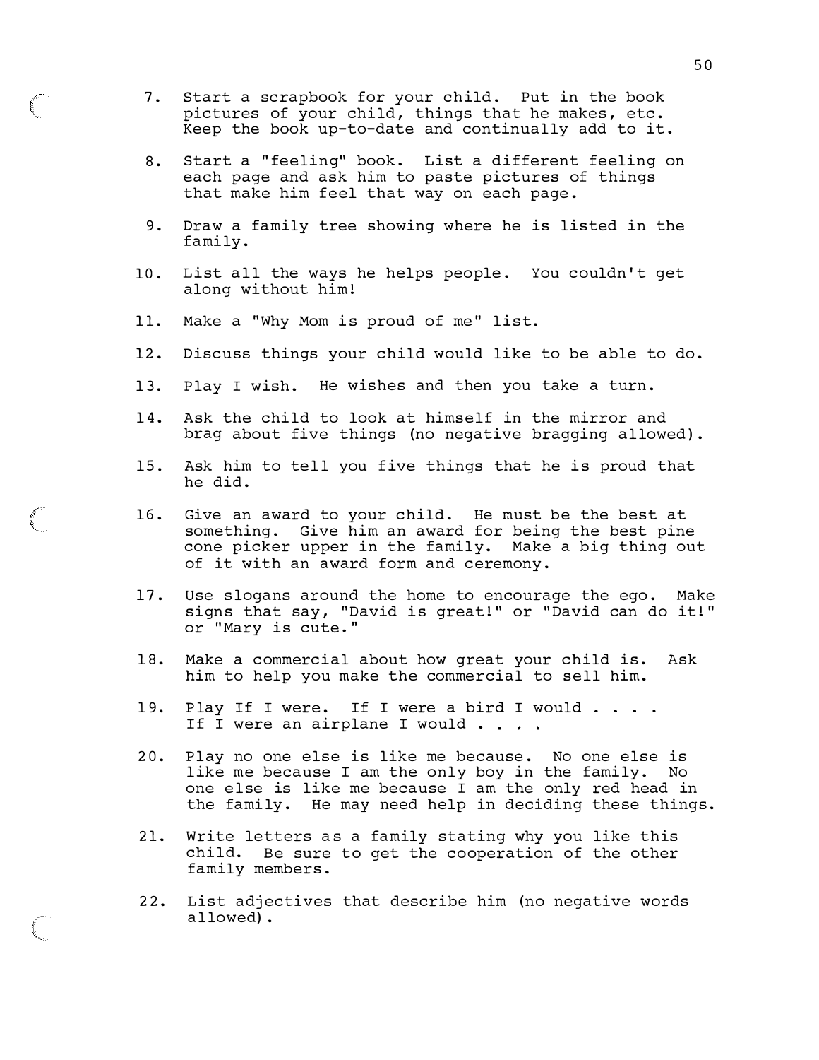7. Start a scrapbook for your child. Put in the book pictures of your child, things that he makes, etc. Keep the book up-to-date and continually add to it.

8. Start a "feeling" book. List a different feeling on each page and ask him to paste pictures of things that make him feel that way on each page.

9. Draw a family tree showing where he is listed in the family.

10. List all the ways he helps people. You couldn't get along without him!

11. Make a "Why Mom is proud of me" list.

12. Discuss things your child would like to be able to do.

13. Play I wish. He wishes and then you take a turn.

14. Ask the child to look at himself in the mirror and brag about five things (no negative bragging allowed).

15. Ask him to tell you five things that he is proud that he did.

16. Give an award to your child. He must be the best at something. Give him an award for being the best pine cone picker upper in the family. Make a big thing out of it with an award form and ceremony.

17. Use slogans around the home to encourage the ego. Make signs that say, "David is great!" or "David can do it!" or "Mary is cute."

18. Make a commercial about how great your child is. Ask him to help you make the commercial to sell him.

19. Play If I were. If I were a bird I would . . . . If I were an airplane I would . . . .

20. Play no one else is like me because. No one else is like me because I am the only boy in the family. No one else is like me because I am the only red head in the family. He may need help in deciding these things.

21. Write letters as a family stating why you like this child. Be sure to get the cooperation of the other family members.

22. List adjectives that describe him (no negative words allowed).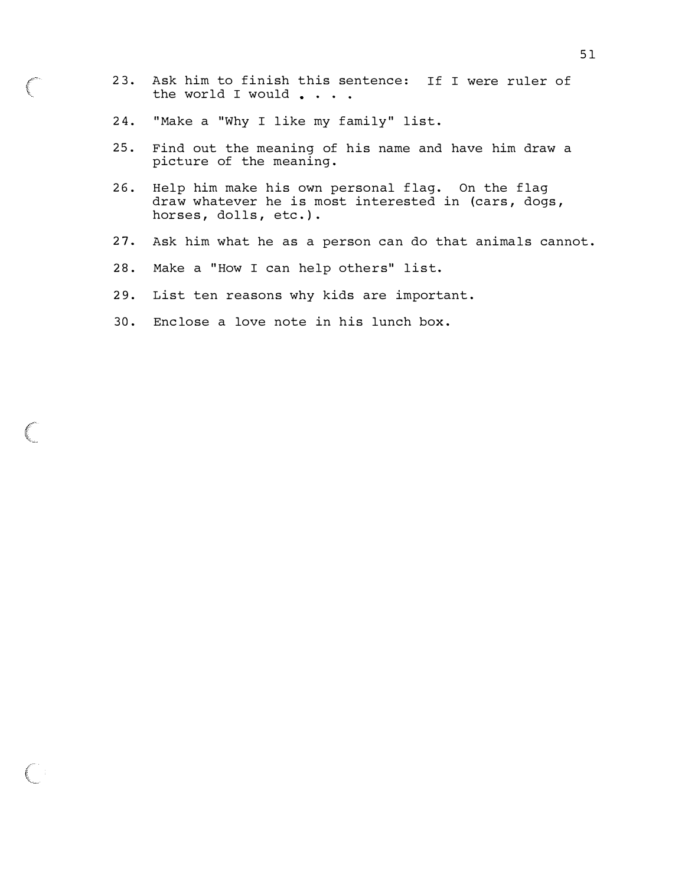23. Ask him to finish this sentence: If I were ruler of the world I would . . . .

24. "Make a "Why I like my family" list.

25. Find out the meaning of his name and have him draw a picture of the meaning.

26. Help him make his own personal flag. On the flag draw whatever he is most interested in (cars, dogs, horses, dolls, etc.).

27. Ask him what he as a person can do that animals cannot.

28. Make a "How I can help others" list.

29. List ten reasons why kids are important.

30. Enclose a love note in his lunch box.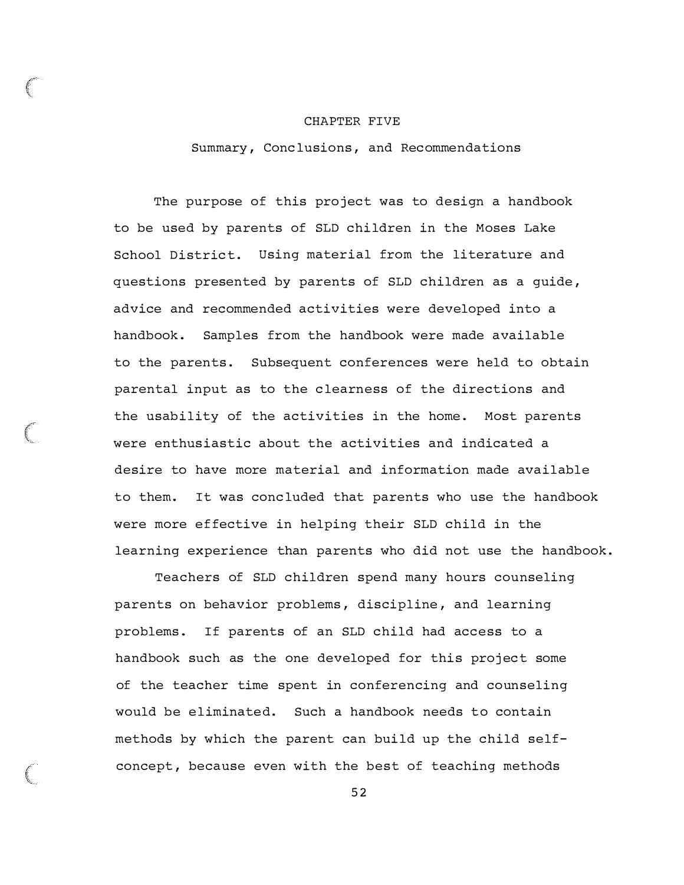# CHAPTER FIVE

## Summary, Conclusions, and Recommendations

The purpose of this project was to design a handbook to be used by parents of SLD children in the Moses Lake School District. Using material from the literature and questions presented by parents of SLD children as a guide, advice and recommended activities were developed into a handbook. Samples from the handbook were made available to the parents. Subsequent conferences were held to obtain parental input as to the clearness of the directions and the usability of the activities in the home. Most parents were enthusiastic about the activities and indicated a desire to have more material and information made available to them. It was concluded that parents who use the handbook were more effective in helping their SLD child in the learning experience than parents who did not use the handbook.

Teachers of SLD children spend many hours counseling parents on behavior problems, discipline, and learning problems. If parents of an SLD child had access to a handbook such as the one developed for this project some of the teacher time spent in conferencing and counseling would be eliminated. Such a handbook needs to contain methods by which the parent can build up the child self-concept, because even with the best of teaching methods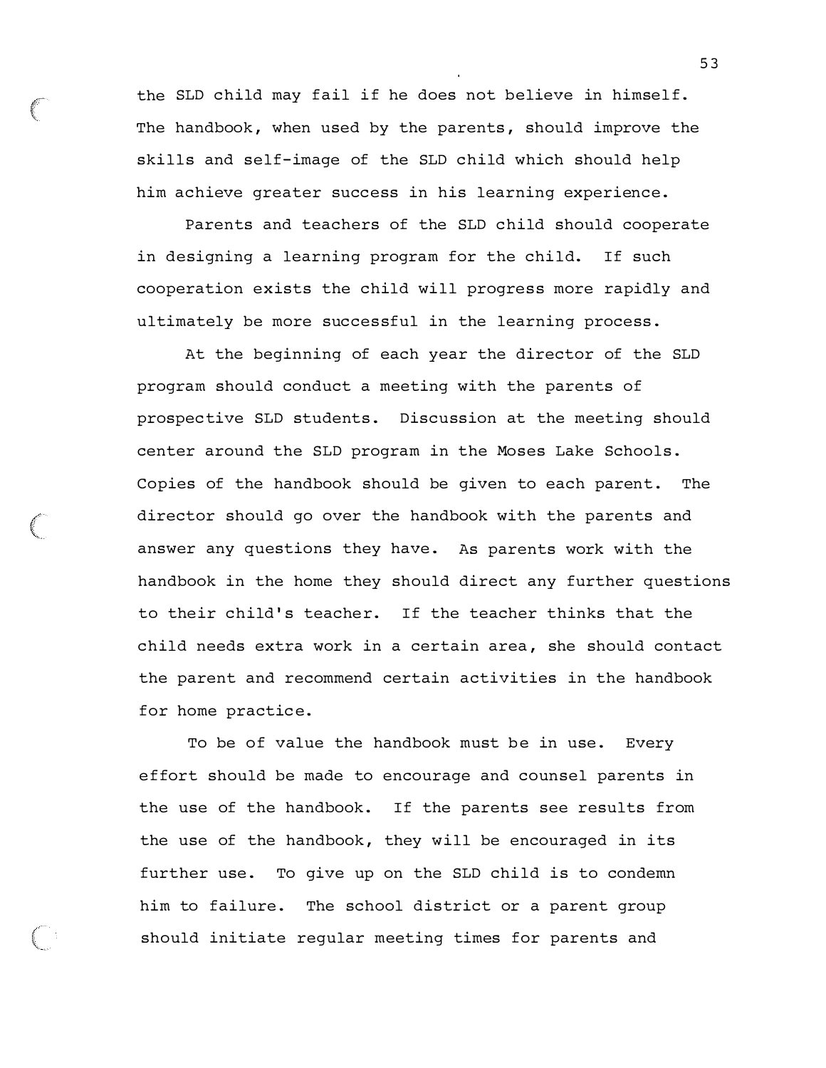the SLD child may fail if he does not believe in himself. The handbook, when used by the parents, should improve the skills and self-image of the SLD child which should help him achieve greater success in his learning experience.

Parents and teachers of the SLD child should cooperate in designing a learning program for the child. If such cooperation exists the child will progress more rapidly and ultimately be more successful in the learning process.

At the beginning of each year the director of the SLD program should conduct a meeting with the parents of prospective SLD students. Discussion at the meeting should center around the SLD program in the Moses Lake Schools. Copies of the handbook should be given to each parent. The director should go over the handbook with the parents and answer any questions they have. As parents work with the handbook in the home they should direct any further questions to their child's teacher. If the teacher thinks that the child needs extra work in a certain area, she should contact the parent and recommend certain activities in the handbook for home practice.

To be of value the handbook must be in use. Every effort should be made to encourage and counsel parents in the use of the handbook. If the parents see results from the use of the handbook, they will be encouraged in its further use. To give up on the SLD child is to condemn him to failure. The school district or a parent group should initiate regular meeting times for parents and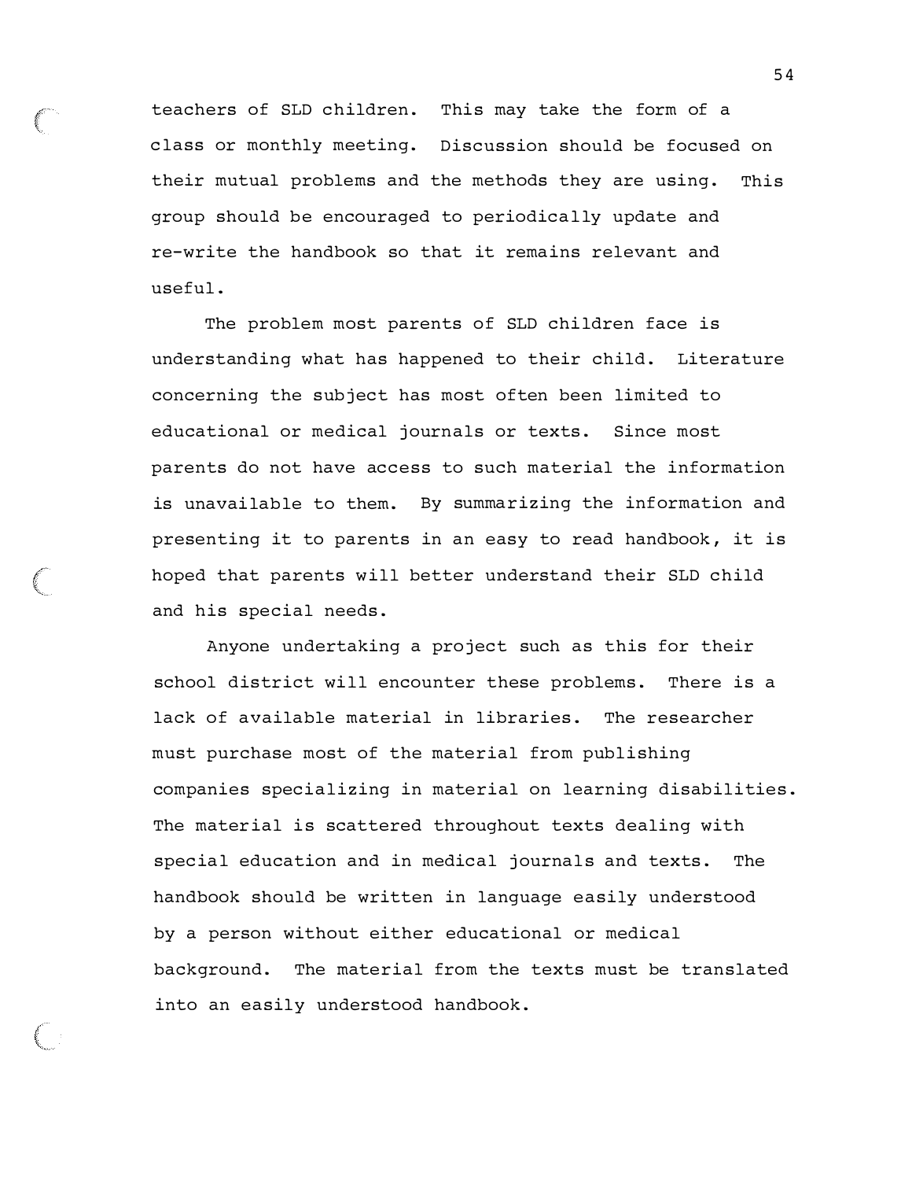teachers of SLD children. This may take the form of a class or monthly meeting. Discussion should be focused on their mutual problems and the methods they are using. This group should be encouraged to periodically update and re-write the handbook so that it remains relevant and useful.

The problem most parents of SLD children face is understanding what has happened to their child. Literature concerning the subject has most often been limited to educational or medical journals or texts. Since most parents do not have access to such material the information is unavailable to them. By summarizing the information and presenting it to parents in an easy to read handbook, it is hoped that parents will better understand their SLD child and his special needs.

Anyone undertaking a project such as this for their school district will encounter these problems. There is a lack of available material in libraries. The researcher must purchase most of the material from publishing companies specializing in material on learning disabilities. The material is scattered throughout texts dealing with special education and in medical journals and texts. The handbook should be written in language easily understood by a person without either educational or medical background. The material from the texts must be translated into an easily understood handbook.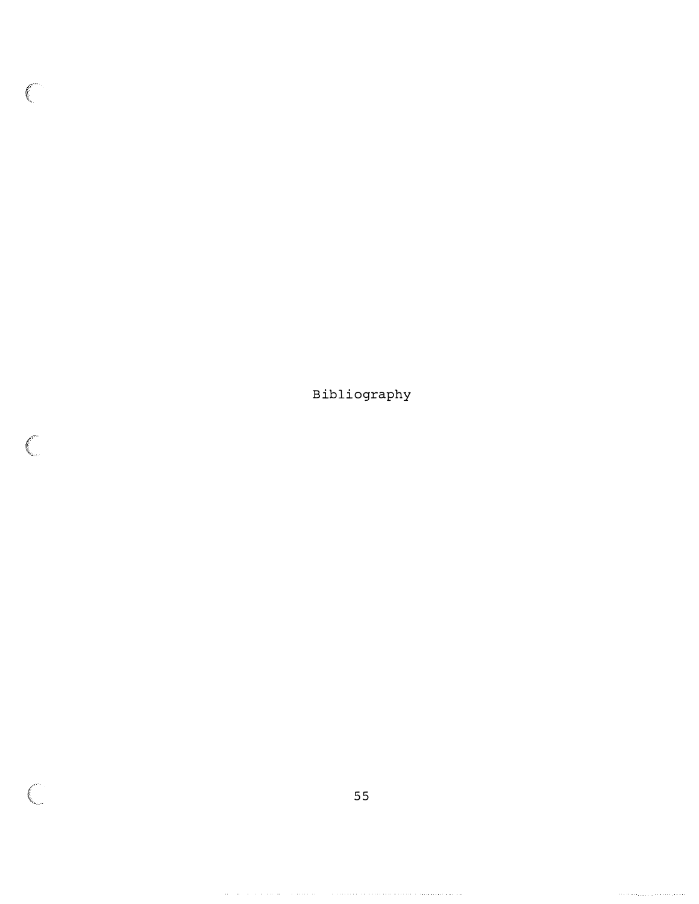# Bibliography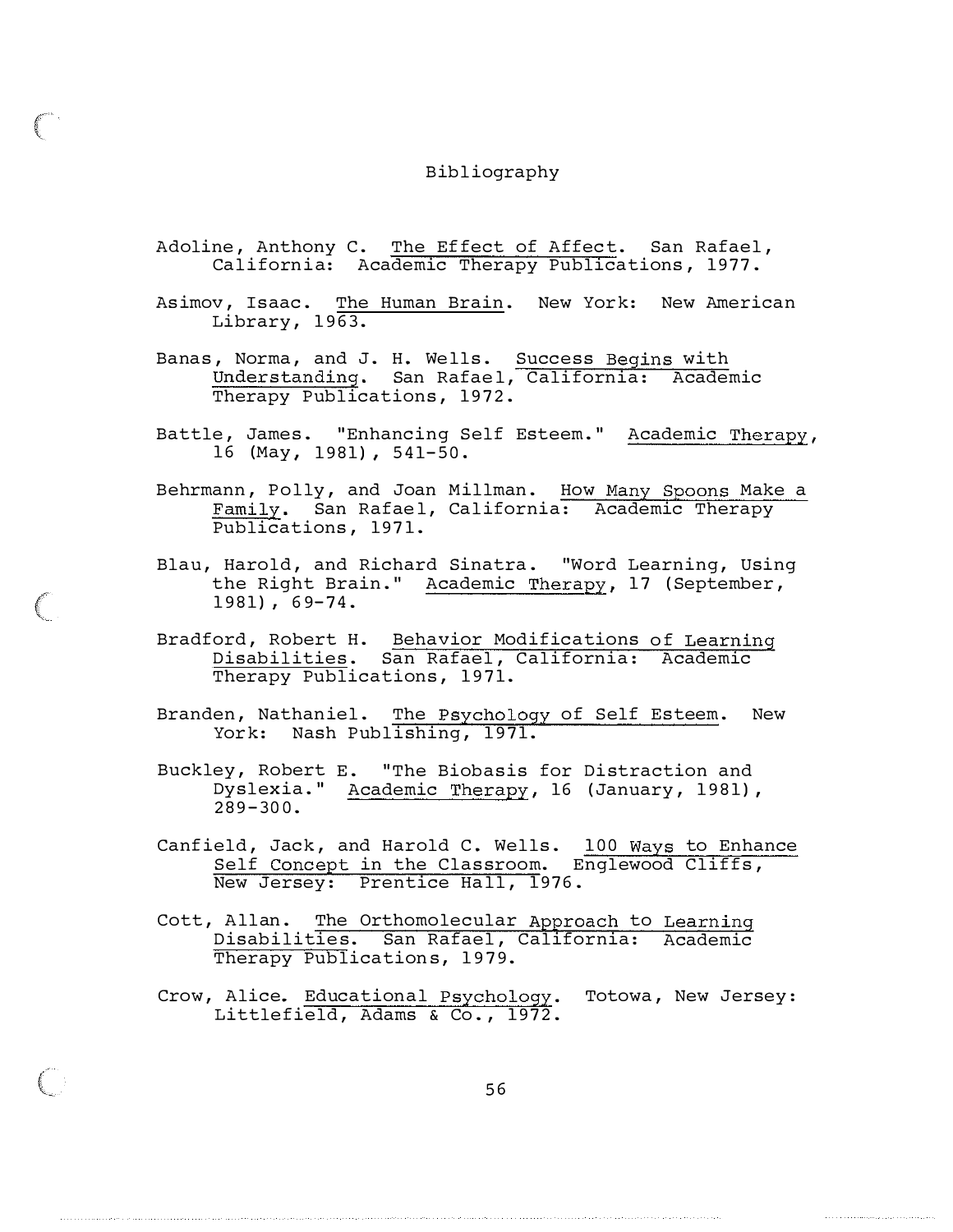# Bibliography

Adoline, Anthony C. *The Effect of Affect*. San Rafael, California: Academic Therapy Publications, 1977.

Asimov, Isaac. *The Human Brain*. New York: New American Library, 1963.

Banas, Norma, and J. H. Wells. *Success Begins with Understanding*. San Rafael, California: Academic Therapy Publications, 1972.

Battle, James. "Enhancing Self Esteem." *Academic Therapy*, 16 (May, 1981), 541-50.

Behrmann, Polly, and Joan Millman. *How Many Spoons Make a Family*. San Rafael, California: Academic Therapy Publications, 1971.

Blau, Harold, and Richard Sinatra. "Word Learning, Using the Right Brain." *Academic Therapy*, 17 (September, 1981), 69-74.

Bradford, Robert H. *Behavior Modifications of Learning Disabilities*. San Rafael, California: Academic Therapy Publications, 1971.

Branden, Nathaniel. *The Psychology of Self Esteem*. New York: Nash Publishing, 1971.

Buckley, Robert E. "The Biobasis for Distraction and Dyslexia." *Academic Therapy*, 16 (January, 1981), 289-300.

Canfield, Jack, and Harold C. Wells. *100 Ways to Enhance Self Concept in the Classroom*. Englewood Cliffs, New Jersey: Prentice Hall, 1976.

Cott, Allan. *The Orthomolecular Approach to Learning Disabilities*. San Rafael, California: Academic Therapy Publications, 1979.

Crow, Alice. *Educational Psychology*. Totowa, New Jersey: Littlefield, Adams & Co., 1972.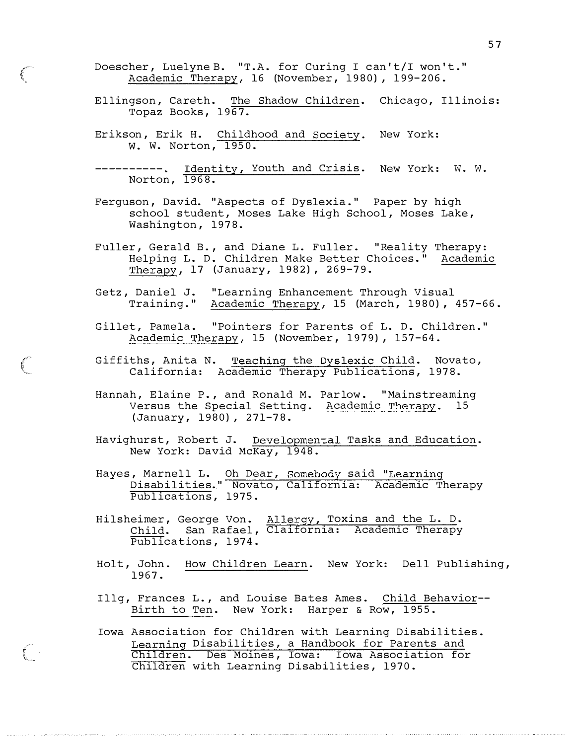Doescher, Luelyne B. "T.A. for Curing I can't/I won't." Academic Therapy, 16 (November, 1980), 199-206.

Ellingson, Careth. The Shadow Children. Chicago, Illinois: Topaz Books, 1967.

Erikson, Erik H. Childhood and Society. New York: W. W. Norton, 1950.

----------. Identity, Youth and Crisis. New York: W. W. Norton, 1968.

Ferguson, David. "Aspects of Dyslexia." Paper by high school student, Moses Lake High School, Moses Lake, Washington, 1978.

Fuller, Gerald B., and Diane L. Fuller. "Reality Therapy: Helping L. D. Children Make Better Choices." Academic Therapy, 17 (January, 1982), 269-79.

Getz, Daniel J. "Learning Enhancement Through Visual Training." Academic Therapy, 15 (March, 1980), 457-66.

Gillet, Pamela. "Pointers for Parents of L. D. Children." Academic Therapy, 15 (November, 1979), 157-64.

Giffiths, Anita N. Teaching the Dyslexic Child. Novato, California: Academic Therapy Publications, 1978.

Hannah, Elaine P., and Ronald M. Parlow. "Mainstreaming Versus the Special Setting. Academic Therapy. 15 (January, 1980), 271-78.

Havighurst, Robert J. Developmental Tasks and Education. New York: David McKay, 1948.

Hayes, Marnell L. Oh Dear, Somebody said "Learning Disabilities." Novato, California: Academic Therapy Publications, 1975.

Hilsheimer, George Von. Allergy, Toxins and the L. D. Child. San Rafael, Claifornia: Academic Therapy Publications, 1974.

Holt, John. How Children Learn. New York: Dell Publishing, 1967.

Illg, Frances L., and Louise Bates Ames. Child Behavior--Birth to Ten. New York: Harper & Row, 1955.

Iowa Association for Children with Learning Disabilities. Learning Disabilities, a Handbook for Parents and Children. Des Moines, Iowa: Iowa Association for Children with Learning Disabilities, 1970.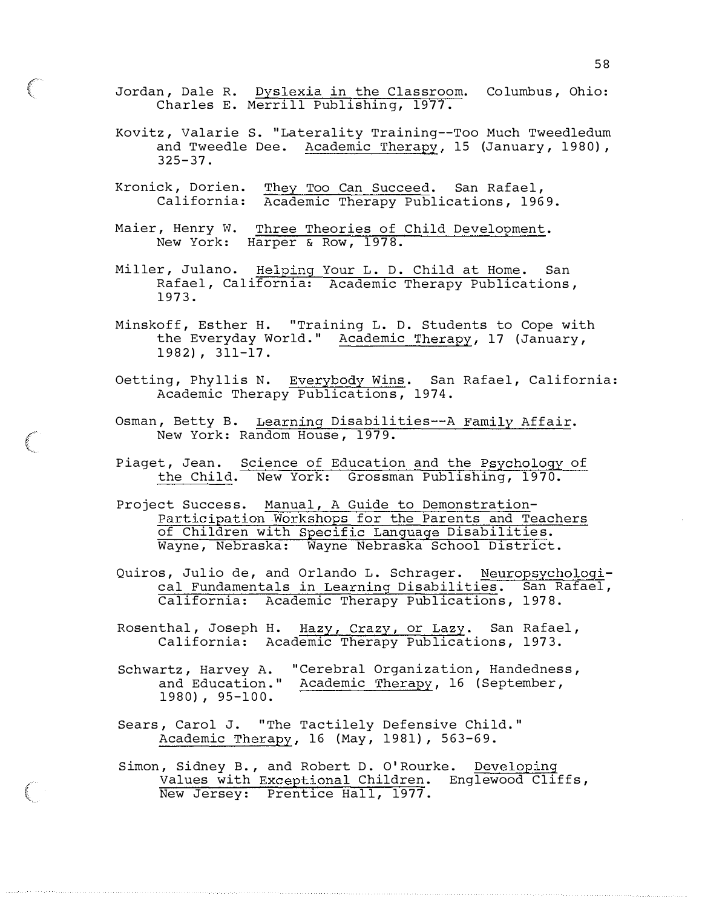Jordan, Dale R. Dyslexia in the Classroom. Columbus, Ohio: Charles E. Merrill Publishing, 1977.

Kovitz, Valarie S. "Laterality Training--Too Much Tweedledum and Tweedle Dee. Academic Therapy, 15 (January, 1980), 325-37.

Kronick, Dorien. They Too Can Succeed. San Rafael, California: Academic Therapy Publications, 1969.

Maier, Henry W. Three Theories of Child Development. New York: Harper & Row, 1978.

Miller, Julano. Helping Your L. D. Child at Home. San Rafael, California: Academic Therapy Publications, 1973.

Minskoff, Esther H. "Training L. D. Students to Cope with the Everyday World." Academic Therapy, 17 (January, 1982), 311-17.

Oetting, Phyllis N. Everybody Wins. San Rafael, California: Academic Therapy Publications, 1974.

Osman, Betty B. Learning Disabilities--A Family Affair. New York: Random House, 1979.

Piaget, Jean. Science of Education and the Psychology of the Child. New York: Grossman Publishing, 1970.

Project Success. Manual, A Guide to Demonstration-Participation Workshops for the Parents and Teachers of Children with Specific Language Disabilities. Wayne, Nebraska: Wayne Nebraska School District.

Quiros, Julio de, and Orlando L. Schrager. Neuropsychological Fundamentals in Learning Disabilities. San Rafael, California: Academic Therapy Publications, 1978.

Rosenthal, Joseph H. Hazy, Crazy, or Lazy. San Rafael, California: Academic Therapy Publications, 1973.

Schwartz, Harvey A. "Cerebral Organization, Handedness, and Education." Academic Therapy, 16 (September, 1980), 95-100.

Sears, Carol J. "The Tactilely Defensive Child." Academic Therapy, 16 (May, 1981), 563-69.

Simon, Sidney B., and Robert D. O'Rourke. Developing Values with Exceptional Children. Englewood Cliffs, New Jersey: Prentice Hall, 1977.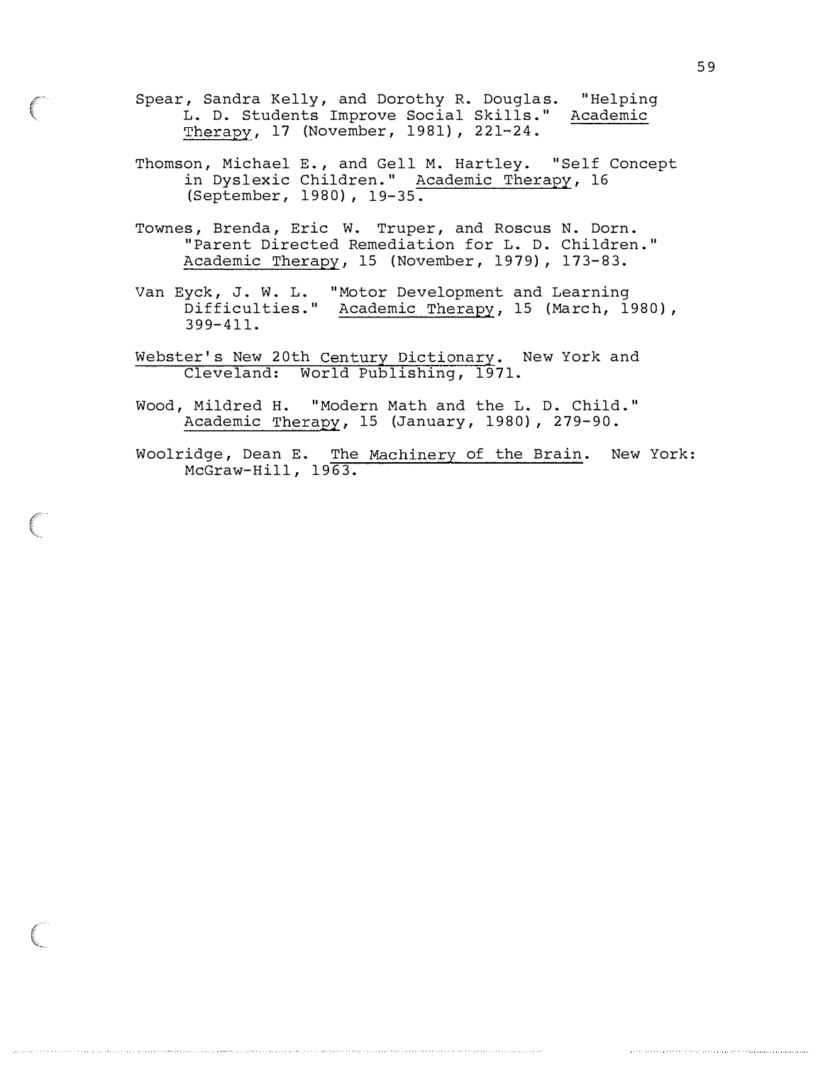Spear, Sandra Kelly, and Dorothy R. Douglas. "Helping L. D. Students Improve Social Skills." Academic Therapy, 17 (November, 1981), 221-24.

Thomson, Michael E., and Gell M. Hartley. "Self Concept in Dyslexic Children." Academic Therapy, 16 (September, 1980), 19-35.

Townes, Brenda, Eric W. Truper, and Roscus N. Dorn. "Parent Directed Remediation for L. D. Children." Academic Therapy, 15 (November, 1979), 173-83.

Van Eyck, J. W. L. "Motor Development and Learning Difficulties." Academic Therapy, 15 (March, 1980), 399-411.

Webster's New 20th Century Dictionary. New York and Cleveland: World Publishing, 1971.

Wood, Mildred H. "Modern Math and the L. D. Child." Academic Therapy, 15 (January, 1980), 279-90.

Woolridge, Dean E. The Machinery of the Brain. New York: McGraw-Hill, 1963.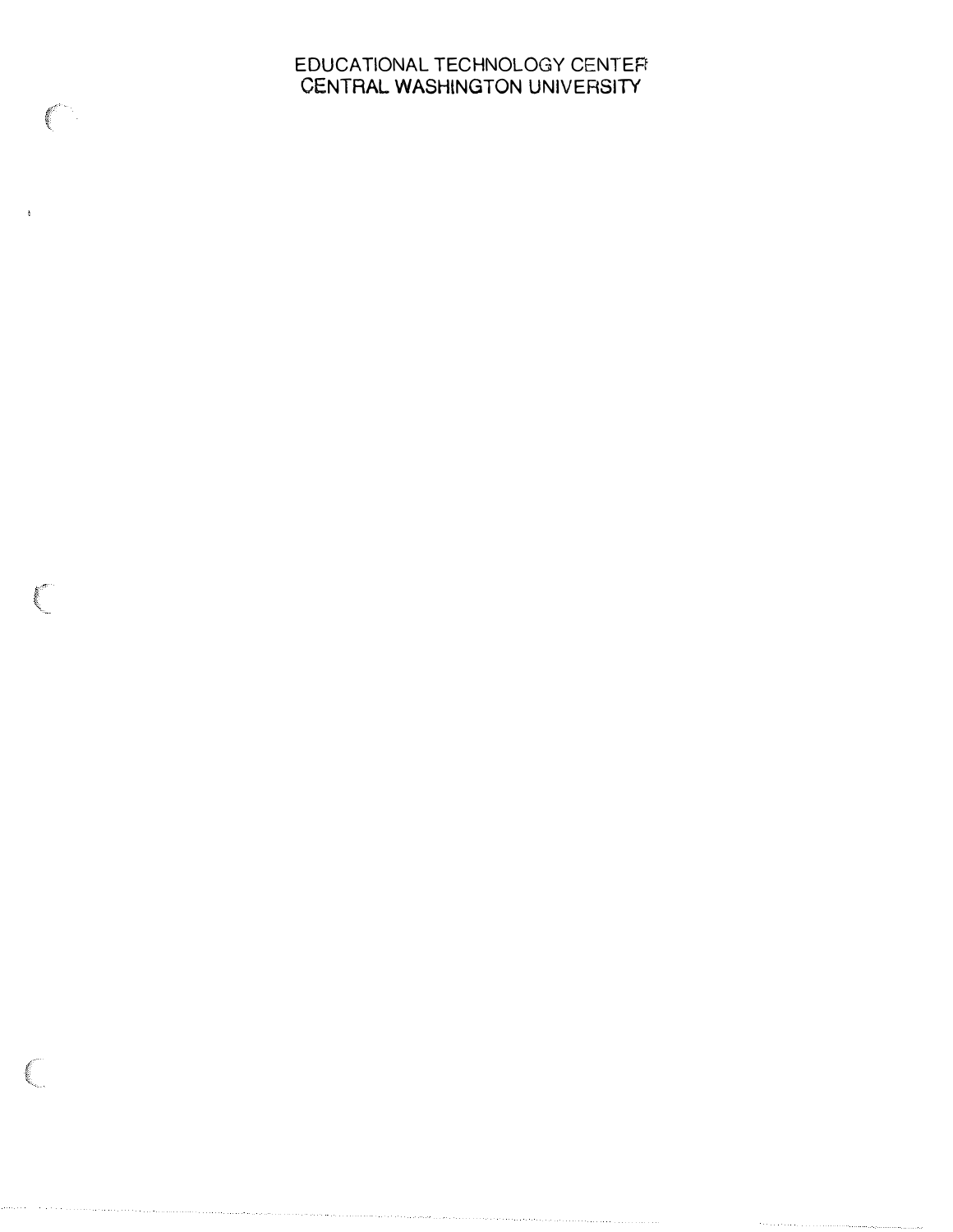EDUCATIONAL TECHNOLOGY CENTER
CENTRAL WASHINGTON UNIVERSITY